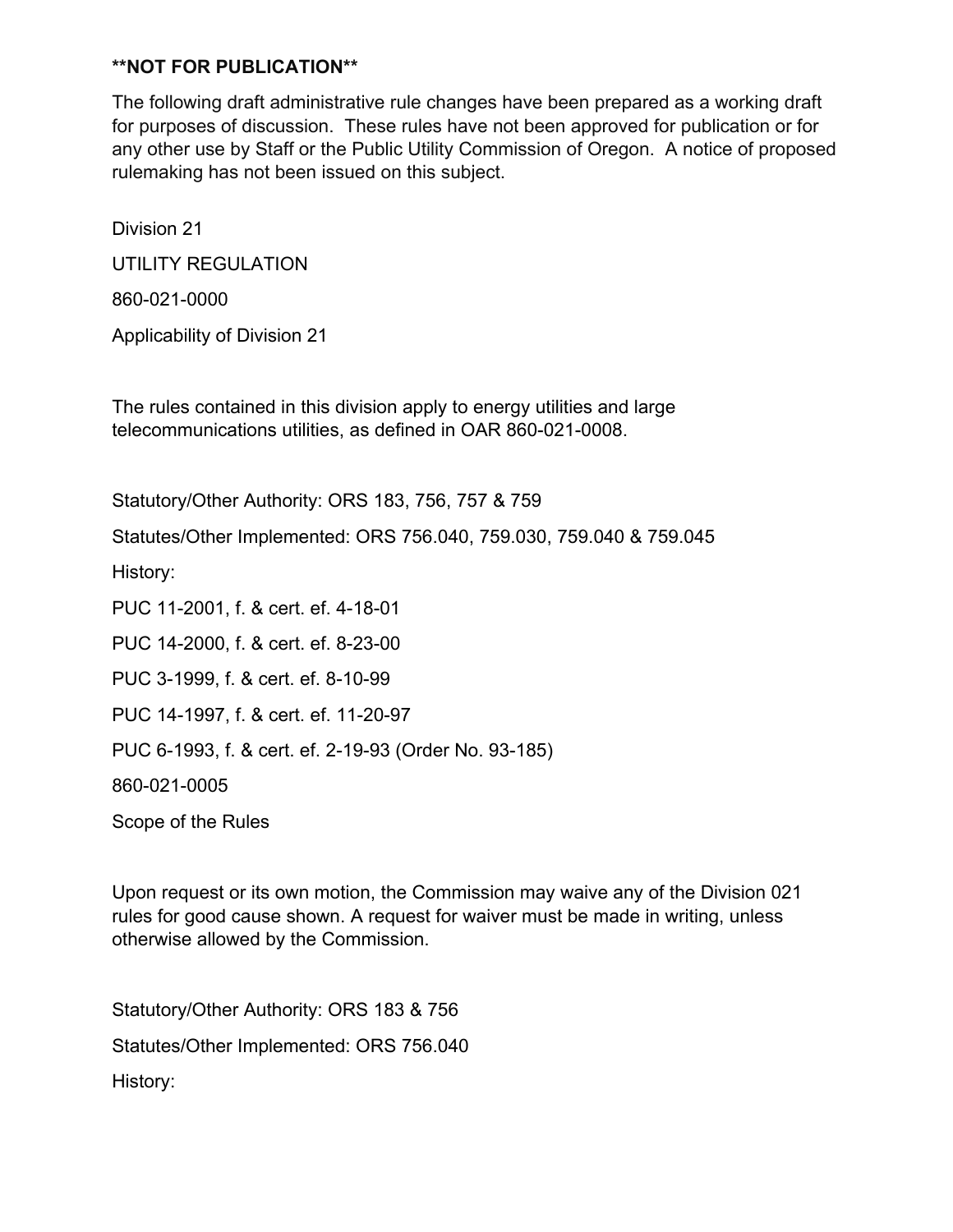**NOT FOR PUBLICATION**

The following draft administrative rule changes have been prepared as a working draft for purposes of discussion. These rules have not been approved for publication or for any other use by Staff or the Public Utility Commission of Oregon. A notice of proposed rulemaking has not been issued on this subject.

Division 21

UTILITY REGULATION

860-021-0000

Applicability of Division 21

The rules contained in this division apply to energy utilities and large telecommunications utilities, as defined in OAR 860-021-0008.

Statutory/Other Authority: ORS 183, 756, 757 & 759

Statutes/Other Implemented: ORS 756.040, 759.030, 759.040 & 759.045

History:

PUC 11-2001, f. & cert. ef. 4-18-01

PUC 14-2000, f. & cert. ef. 8-23-00

PUC 3-1999, f. & cert. ef. 8-10-99

PUC 14-1997, f. & cert. ef. 11-20-97

PUC 6-1993, f. & cert. ef. 2-19-93 (Order No. 93-185)

860-021-0005

Scope of the Rules

Upon request or its own motion, the Commission may waive any of the Division 021 rules for good cause shown. A request for waiver must be made in writing, unless otherwise allowed by the Commission.

Statutory/Other Authority: ORS 183 & 756

Statutes/Other Implemented: ORS 756.040

History: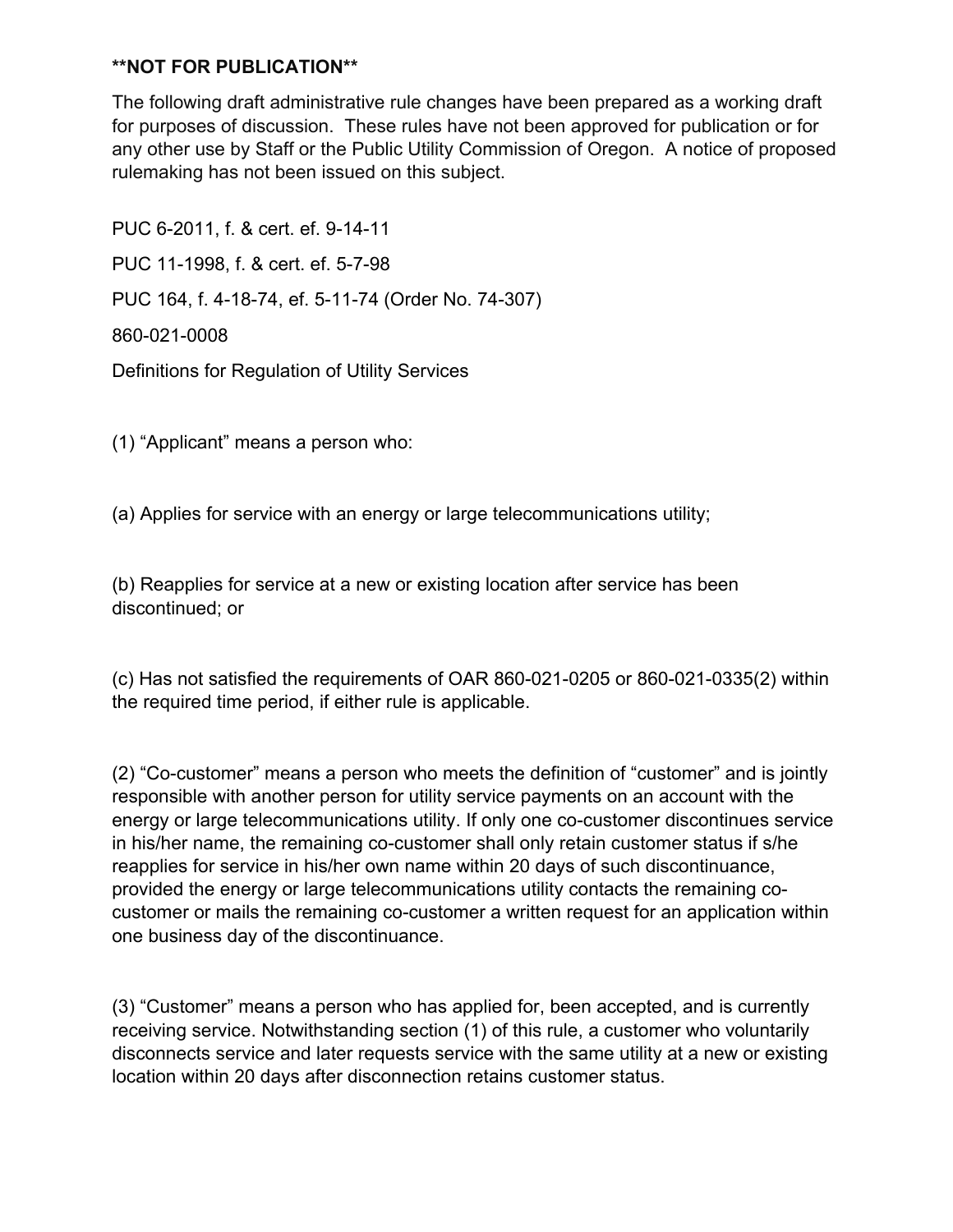**NOT FOR PUBLICATION**

The following draft administrative rule changes have been prepared as a working draft for purposes of discussion. These rules have not been approved for publication or for any other use by Staff or the Public Utility Commission of Oregon. A notice of proposed rulemaking has not been issued on this subject.

PUC 6-2011, f. & cert. ef. 9-14-11

PUC 11-1998, f. & cert. ef. 5-7-98

PUC 164, f. 4-18-74, ef. 5-11-74 (Order No. 74-307)

860-021-0008

Definitions for Regulation of Utility Services

(1) “Applicant” means a person who:

(a) Applies for service with an energy or large telecommunications utility;

(b) Reapplies for service at a new or existing location after service has been discontinued; or

(c) Has not satisfied the requirements of OAR 860-021-0205 or 860-021-0335(2) within the required time period, if either rule is applicable.

(2) “Co-customer” means a person who meets the definition of “customer” and is jointly responsible with another person for utility service payments on an account with the energy or large telecommunications utility. If only one co-customer discontinues service in his/her name, the remaining co-customer shall only retain customer status if s/he reapplies for service in his/her own name within 20 days of such discontinuance, provided the energy or large telecommunications utility contacts the remaining co-customer or mails the remaining co-customer a written request for an application within one business day of the discontinuance.

(3) “Customer” means a person who has applied for, been accepted, and is currently receiving service. Notwithstanding section (1) of this rule, a customer who voluntarily disconnects service and later requests service with the same utility at a new or existing location within 20 days after disconnection retains customer status.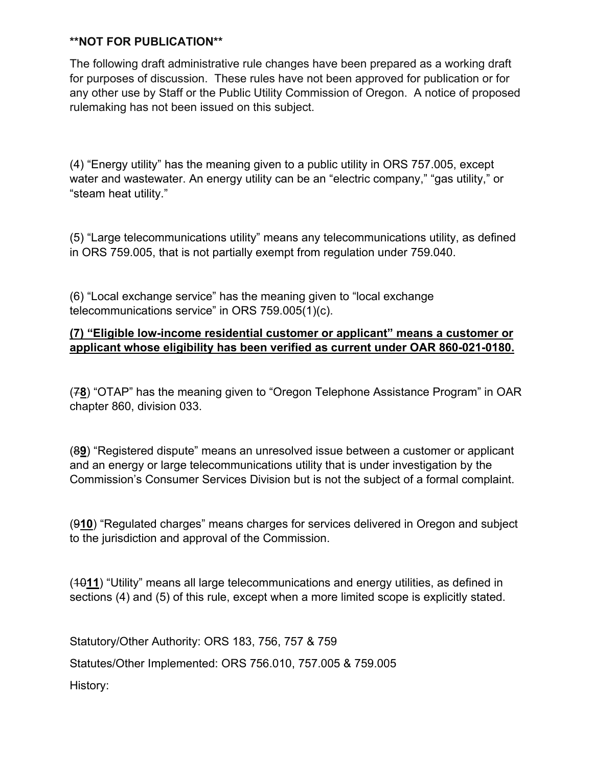**NOT FOR PUBLICATION**

The following draft administrative rule changes have been prepared as a working draft for purposes of discussion. These rules have not been approved for publication or for any other use by Staff or the Public Utility Commission of Oregon. A notice of proposed rulemaking has not been issued on this subject.

(4) “Energy utility” has the meaning given to a public utility in ORS 757.005, except water and wastewater. An energy utility can be an “electric company,” “gas utility,” or “steam heat utility.”

(5) “Large telecommunications utility” means any telecommunications utility, as defined in ORS 759.005, that is not partially exempt from regulation under 759.040.

(6) “Local exchange service” has the meaning given to “local exchange telecommunications service” in ORS 759.005(1)(c).

<u>**(7) “Eligible low-income residential customer or applicant” means a customer or applicant whose eligibility has been verified as current under OAR 860-021-0180.**</u>

(~~7~~<u>**8**</u>) “OTAP” has the meaning given to “Oregon Telephone Assistance Program” in OAR chapter 860, division 033.

(~~8~~<u>**9**</u>) “Registered dispute” means an unresolved issue between a customer or applicant and an energy or large telecommunications utility that is under investigation by the Commission’s Consumer Services Division but is not the subject of a formal complaint.

(~~9~~<u>**10**</u>) “Regulated charges” means charges for services delivered in Oregon and subject to the jurisdiction and approval of the Commission.

(~~10~~<u>**11**</u>) “Utility” means all large telecommunications and energy utilities, as defined in sections (4) and (5) of this rule, except when a more limited scope is explicitly stated.

Statutory/Other Authority: ORS 183, 756, 757 & 759

Statutes/Other Implemented: ORS 756.010, 757.005 & 759.005

History: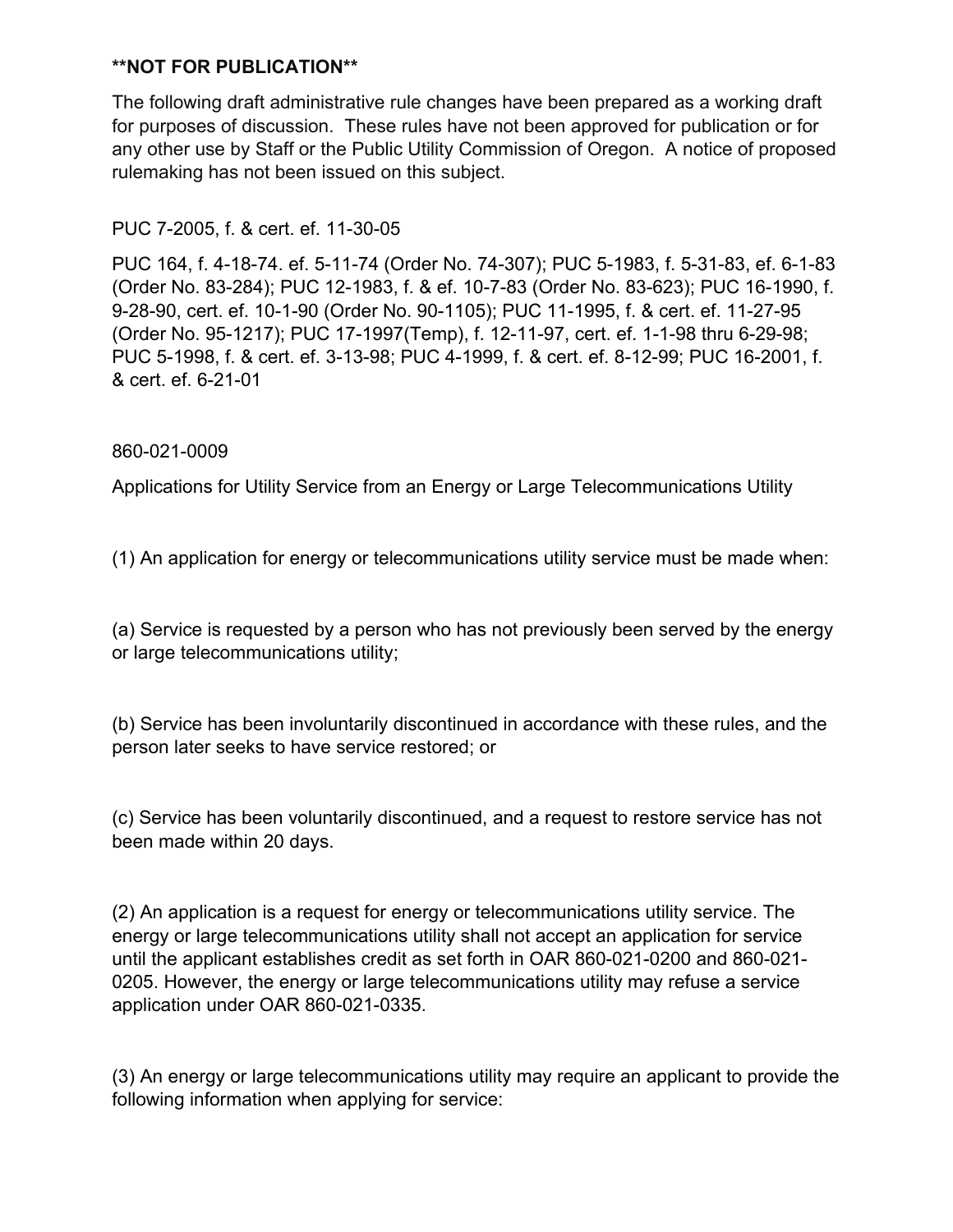**NOT FOR PUBLICATION**

The following draft administrative rule changes have been prepared as a working draft for purposes of discussion. These rules have not been approved for publication or for any other use by Staff or the Public Utility Commission of Oregon. A notice of proposed rulemaking has not been issued on this subject.

PUC 7-2005, f. & cert. ef. 11-30-05

PUC 164, f. 4-18-74. ef. 5-11-74 (Order No. 74-307); PUC 5-1983, f. 5-31-83, ef. 6-1-83 (Order No. 83-284); PUC 12-1983, f. & ef. 10-7-83 (Order No. 83-623); PUC 16-1990, f. 9-28-90, cert. ef. 10-1-90 (Order No. 90-1105); PUC 11-1995, f. & cert. ef. 11-27-95 (Order No. 95-1217); PUC 17-1997(Temp), f. 12-11-97, cert. ef. 1-1-98 thru 6-29-98; PUC 5-1998, f. & cert. ef. 3-13-98; PUC 4-1999, f. & cert. ef. 8-12-99; PUC 16-2001, f. & cert. ef. 6-21-01

860-021-0009

Applications for Utility Service from an Energy or Large Telecommunications Utility

(1) An application for energy or telecommunications utility service must be made when:

(a) Service is requested by a person who has not previously been served by the energy or large telecommunications utility;

(b) Service has been involuntarily discontinued in accordance with these rules, and the person later seeks to have service restored; or

(c) Service has been voluntarily discontinued, and a request to restore service has not been made within 20 days.

(2) An application is a request for energy or telecommunications utility service. The energy or large telecommunications utility shall not accept an application for service until the applicant establishes credit as set forth in OAR 860-021-0200 and 860-021-0205. However, the energy or large telecommunications utility may refuse a service application under OAR 860-021-0335.

(3) An energy or large telecommunications utility may require an applicant to provide the following information when applying for service: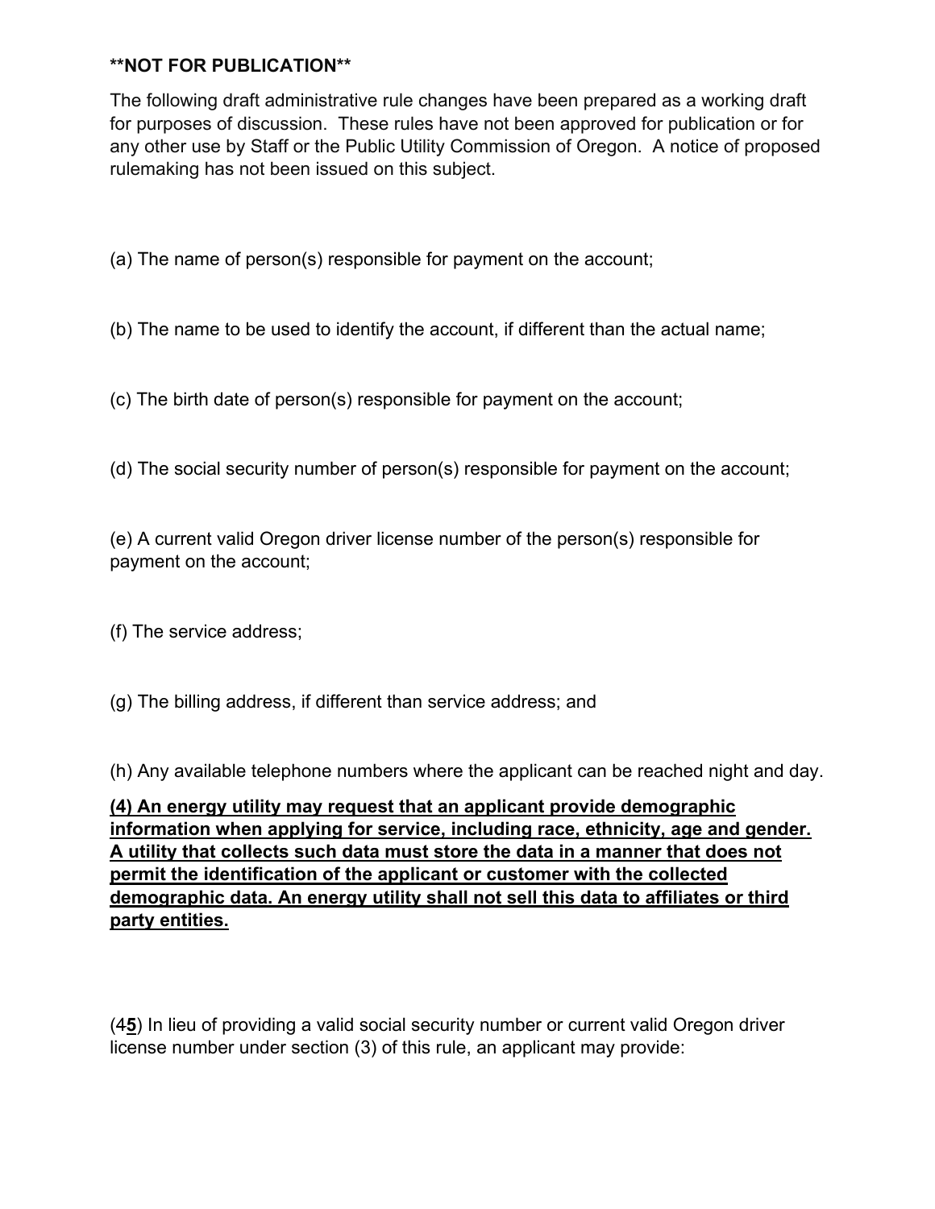**NOT FOR PUBLICATION**

The following draft administrative rule changes have been prepared as a working draft for purposes of discussion. These rules have not been approved for publication or for any other use by Staff or the Public Utility Commission of Oregon. A notice of proposed rulemaking has not been issued on this subject.

(a) The name of person(s) responsible for payment on the account;

(b) The name to be used to identify the account, if different than the actual name;

(c) The birth date of person(s) responsible for payment on the account;

(d) The social security number of person(s) responsible for payment on the account;

(e) A current valid Oregon driver license number of the person(s) responsible for payment on the account;

(f) The service address;

(g) The billing address, if different than service address; and

(h) Any available telephone numbers where the applicant can be reached night and day.

<u>**(4) An energy utility may request that an applicant provide demographic information when applying for service, including race, ethnicity, age and gender. A utility that collects such data must store the data in a manner that does not permit the identification of the applicant or customer with the collected demographic data. An energy utility shall not sell this data to affiliates or third party entities.**</u>

(~~4~~<u>**5**</u>) In lieu of providing a valid social security number or current valid Oregon driver license number under section (3) of this rule, an applicant may provide: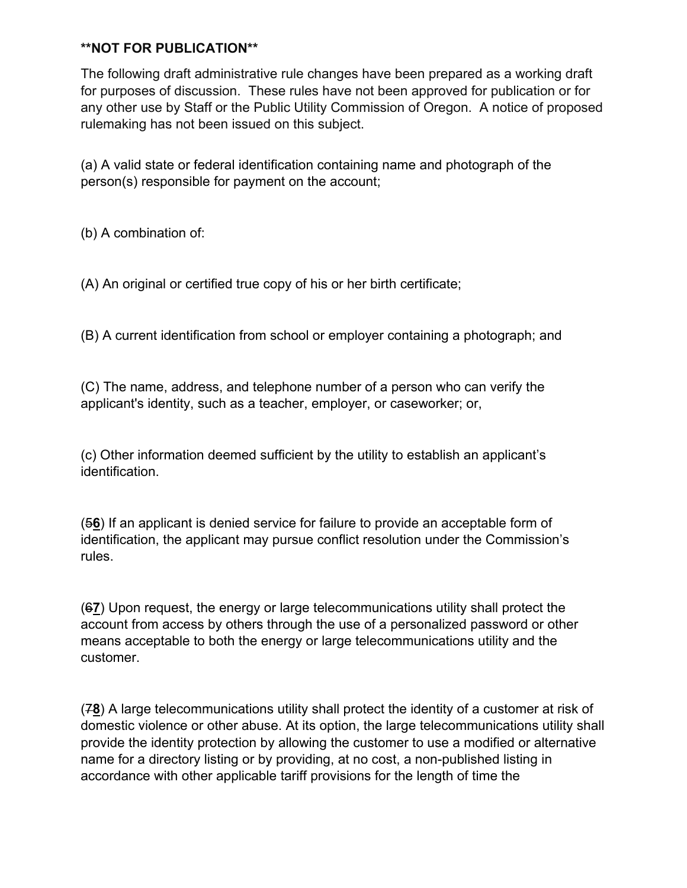**NOT FOR PUBLICATION**

The following draft administrative rule changes have been prepared as a working draft for purposes of discussion. These rules have not been approved for publication or for any other use by Staff or the Public Utility Commission of Oregon. A notice of proposed rulemaking has not been issued on this subject.

(a) A valid state or federal identification containing name and photograph of the person(s) responsible for payment on the account;

(b) A combination of:

(A) An original or certified true copy of his or her birth certificate;

(B) A current identification from school or employer containing a photograph; and

(C) The name, address, and telephone number of a person who can verify the applicant's identity, such as a teacher, employer, or caseworker; or,

(c) Other information deemed sufficient by the utility to establish an applicant's identification.

(~~5~~**6**) If an applicant is denied service for failure to provide an acceptable form of identification, the applicant may pursue conflict resolution under the Commission's rules.

(~~6~~**7**) Upon request, the energy or large telecommunications utility shall protect the account from access by others through the use of a personalized password or other means acceptable to both the energy or large telecommunications utility and the customer.

(~~7~~**8**) A large telecommunications utility shall protect the identity of a customer at risk of domestic violence or other abuse. At its option, the large telecommunications utility shall provide the identity protection by allowing the customer to use a modified or alternative name for a directory listing or by providing, at no cost, a non-published listing in accordance with other applicable tariff provisions for the length of time the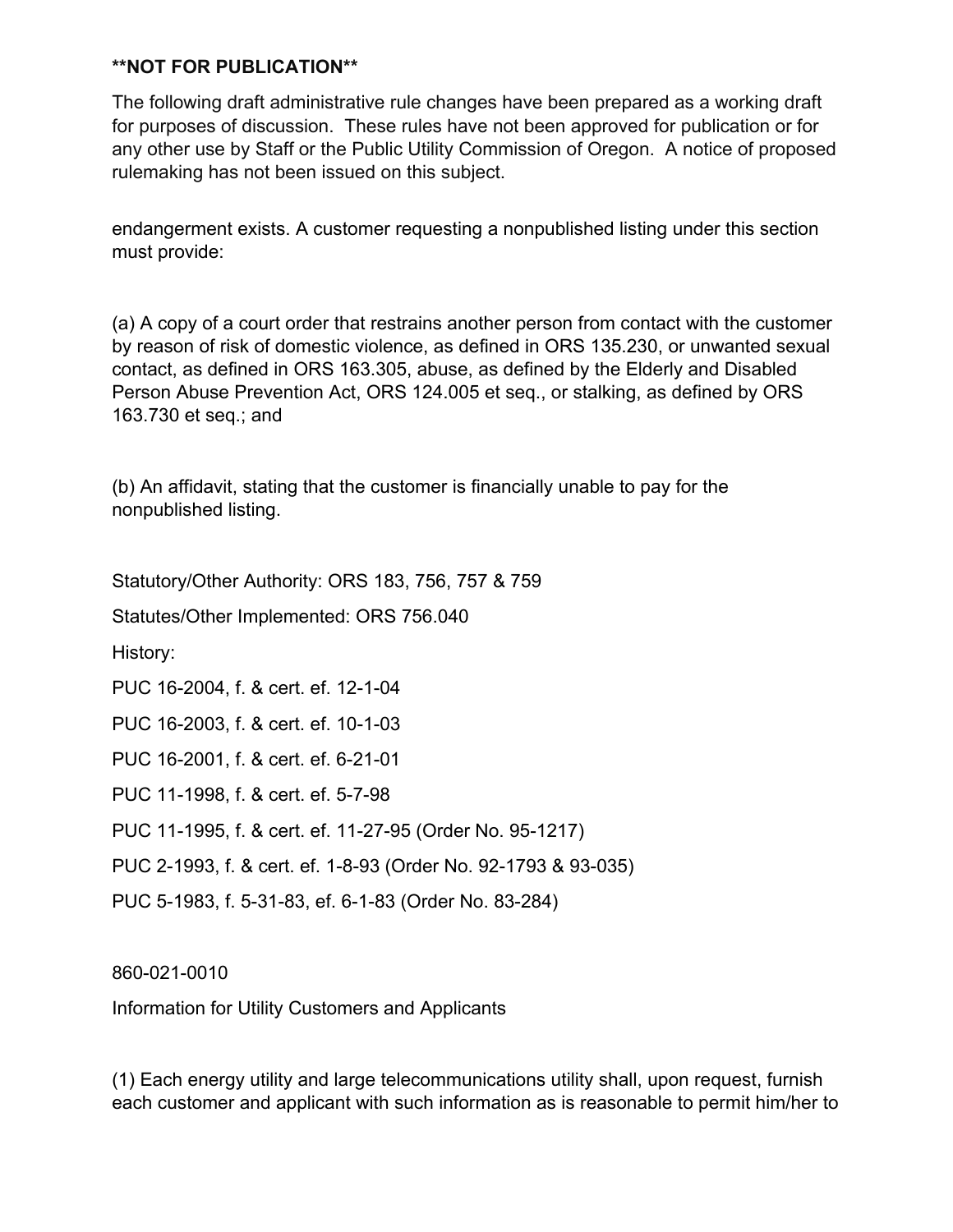**NOT FOR PUBLICATION**

The following draft administrative rule changes have been prepared as a working draft for purposes of discussion. These rules have not been approved for publication or for any other use by Staff or the Public Utility Commission of Oregon. A notice of proposed rulemaking has not been issued on this subject.

endangerment exists. A customer requesting a nonpublished listing under this section must provide:

(a) A copy of a court order that restrains another person from contact with the customer by reason of risk of domestic violence, as defined in ORS 135.230, or unwanted sexual contact, as defined in ORS 163.305, abuse, as defined by the Elderly and Disabled Person Abuse Prevention Act, ORS 124.005 et seq., or stalking, as defined by ORS 163.730 et seq.; and

(b) An affidavit, stating that the customer is financially unable to pay for the nonpublished listing.

Statutory/Other Authority: ORS 183, 756, 757 & 759

Statutes/Other Implemented: ORS 756.040

History:

PUC 16-2004, f. & cert. ef. 12-1-04

PUC 16-2003, f. & cert. ef. 10-1-03

PUC 16-2001, f. & cert. ef. 6-21-01

PUC 11-1998, f. & cert. ef. 5-7-98

PUC 11-1995, f. & cert. ef. 11-27-95 (Order No. 95-1217)

PUC 2-1993, f. & cert. ef. 1-8-93 (Order No. 92-1793 & 93-035)

PUC 5-1983, f. 5-31-83, ef. 6-1-83 (Order No. 83-284)

860-021-0010

Information for Utility Customers and Applicants

(1) Each energy utility and large telecommunications utility shall, upon request, furnish each customer and applicant with such information as is reasonable to permit him/her to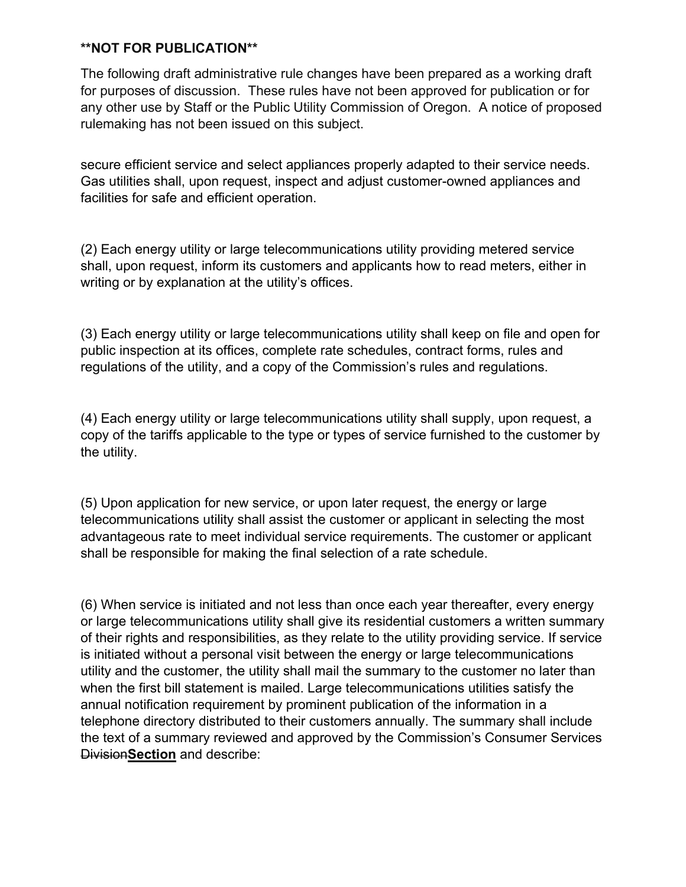**\*\*NOT FOR PUBLICATION\*\***

The following draft administrative rule changes have been prepared as a working draft for purposes of discussion. These rules have not been approved for publication or for any other use by Staff or the Public Utility Commission of Oregon. A notice of proposed rulemaking has not been issued on this subject.

secure efficient service and select appliances properly adapted to their service needs. Gas utilities shall, upon request, inspect and adjust customer-owned appliances and facilities for safe and efficient operation.

(2) Each energy utility or large telecommunications utility providing metered service shall, upon request, inform its customers and applicants how to read meters, either in writing or by explanation at the utility's offices.

(3) Each energy utility or large telecommunications utility shall keep on file and open for public inspection at its offices, complete rate schedules, contract forms, rules and regulations of the utility, and a copy of the Commission's rules and regulations.

(4) Each energy utility or large telecommunications utility shall supply, upon request, a copy of the tariffs applicable to the type or types of service furnished to the customer by the utility.

(5) Upon application for new service, or upon later request, the energy or large telecommunications utility shall assist the customer or applicant in selecting the most advantageous rate to meet individual service requirements. The customer or applicant shall be responsible for making the final selection of a rate schedule.

(6) When service is initiated and not less than once each year thereafter, every energy or large telecommunications utility shall give its residential customers a written summary of their rights and responsibilities, as they relate to the utility providing service. If service is initiated without a personal visit between the energy or large telecommunications utility and the customer, the utility shall mail the summary to the customer no later than when the first bill statement is mailed. Large telecommunications utilities satisfy the annual notification requirement by prominent publication of the information in a telephone directory distributed to their customers annually. The summary shall include the text of a summary reviewed and approved by the Commission's Consumer Services ~~Division~~**<u>Section</u>** and describe: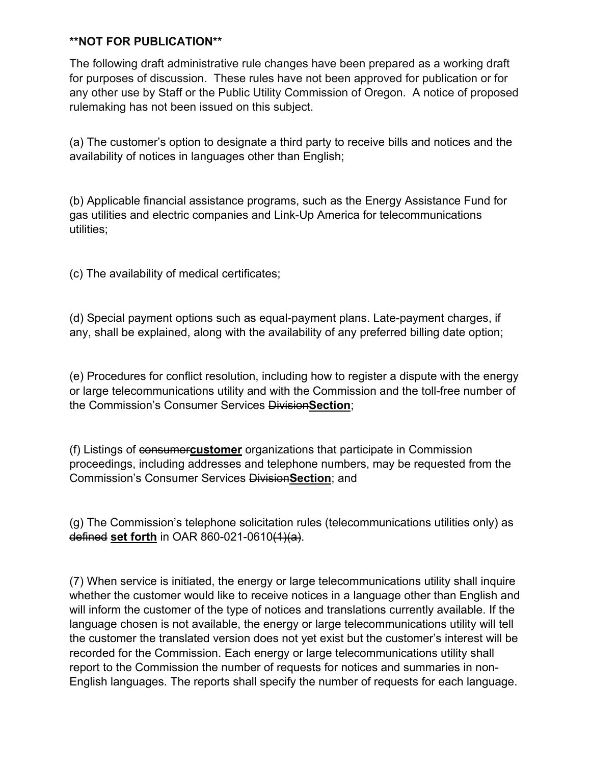**NOT FOR PUBLICATION**

The following draft administrative rule changes have been prepared as a working draft for purposes of discussion. These rules have not been approved for publication or for any other use by Staff or the Public Utility Commission of Oregon. A notice of proposed rulemaking has not been issued on this subject.

(a) The customer's option to designate a third party to receive bills and notices and the availability of notices in languages other than English;

(b) Applicable financial assistance programs, such as the Energy Assistance Fund for gas utilities and electric companies and Link-Up America for telecommunications utilities;

(c) The availability of medical certificates;

(d) Special payment options such as equal-payment plans. Late-payment charges, if any, shall be explained, along with the availability of any preferred billing date option;

(e) Procedures for conflict resolution, including how to register a dispute with the energy or large telecommunications utility and with the Commission and the toll-free number of the Commission's Consumer Services ~~Division~~**<u>Section</u>**;

(f) Listings of ~~consumer~~**<u>customer</u>** organizations that participate in Commission proceedings, including addresses and telephone numbers, may be requested from the Commission's Consumer Services ~~Division~~**<u>Section</u>**; and

(g) The Commission's telephone solicitation rules (telecommunications utilities only) as ~~defined~~ **<u>set forth</u>** in OAR 860-021-0610~~(1)(a)~~.

(7) When service is initiated, the energy or large telecommunications utility shall inquire whether the customer would like to receive notices in a language other than English and will inform the customer of the type of notices and translations currently available. If the language chosen is not available, the energy or large telecommunications utility will tell the customer the translated version does not yet exist but the customer's interest will be recorded for the Commission. Each energy or large telecommunications utility shall report to the Commission the number of requests for notices and summaries in non-English languages. The reports shall specify the number of requests for each language.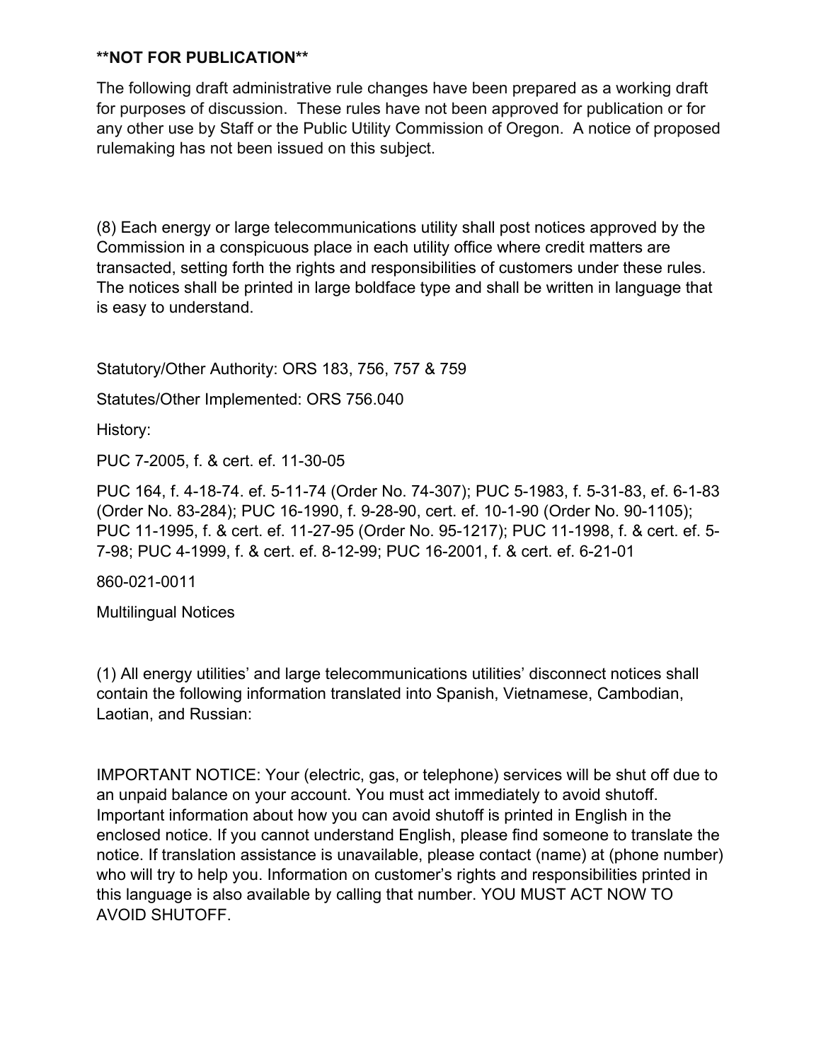**\*\*NOT FOR PUBLICATION\*\***

The following draft administrative rule changes have been prepared as a working draft for purposes of discussion. These rules have not been approved for publication or for any other use by Staff or the Public Utility Commission of Oregon. A notice of proposed rulemaking has not been issued on this subject.

(8) Each energy or large telecommunications utility shall post notices approved by the Commission in a conspicuous place in each utility office where credit matters are transacted, setting forth the rights and responsibilities of customers under these rules. The notices shall be printed in large boldface type and shall be written in language that is easy to understand.

Statutory/Other Authority: ORS 183, 756, 757 & 759

Statutes/Other Implemented: ORS 756.040

History:

PUC 7-2005, f. & cert. ef. 11-30-05

PUC 164, f. 4-18-74. ef. 5-11-74 (Order No. 74-307); PUC 5-1983, f. 5-31-83, ef. 6-1-83 (Order No. 83-284); PUC 16-1990, f. 9-28-90, cert. ef. 10-1-90 (Order No. 90-1105); PUC 11-1995, f. & cert. ef. 11-27-95 (Order No. 95-1217); PUC 11-1998, f. & cert. ef. 5-7-98; PUC 4-1999, f. & cert. ef. 8-12-99; PUC 16-2001, f. & cert. ef. 6-21-01

860-021-0011

Multilingual Notices

(1) All energy utilities' and large telecommunications utilities' disconnect notices shall contain the following information translated into Spanish, Vietnamese, Cambodian, Laotian, and Russian:

IMPORTANT NOTICE: Your (electric, gas, or telephone) services will be shut off due to an unpaid balance on your account. You must act immediately to avoid shutoff. Important information about how you can avoid shutoff is printed in English in the enclosed notice. If you cannot understand English, please find someone to translate the notice. If translation assistance is unavailable, please contact (name) at (phone number) who will try to help you. Information on customer's rights and responsibilities printed in this language is also available by calling that number. YOU MUST ACT NOW TO AVOID SHUTOFF.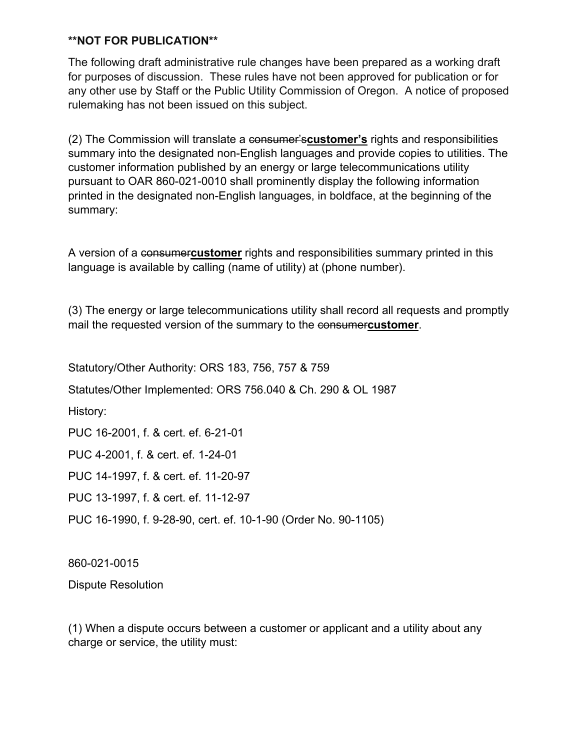**NOT FOR PUBLICATION**

The following draft administrative rule changes have been prepared as a working draft for purposes of discussion. These rules have not been approved for publication or for any other use by Staff or the Public Utility Commission of Oregon. A notice of proposed rulemaking has not been issued on this subject.

(2) The Commission will translate a ~~consumer's~~**<u>customer's</u>** rights and responsibilities summary into the designated non-English languages and provide copies to utilities. The customer information published by an energy or large telecommunications utility pursuant to OAR 860-021-0010 shall prominently display the following information printed in the designated non-English languages, in boldface, at the beginning of the summary:

A version of a ~~consumer~~**<u>customer</u>** rights and responsibilities summary printed in this language is available by calling (name of utility) at (phone number).

(3) The energy or large telecommunications utility shall record all requests and promptly mail the requested version of the summary to the ~~consumer~~**<u>customer</u>**.

Statutory/Other Authority: ORS 183, 756, 757 & 759

Statutes/Other Implemented: ORS 756.040 & Ch. 290 & OL 1987

History:

PUC 16-2001, f. & cert. ef. 6-21-01

PUC 4-2001, f. & cert. ef. 1-24-01

PUC 14-1997, f. & cert. ef. 11-20-97

PUC 13-1997, f. & cert. ef. 11-12-97

PUC 16-1990, f. 9-28-90, cert. ef. 10-1-90 (Order No. 90-1105)

860-021-0015

Dispute Resolution

(1) When a dispute occurs between a customer or applicant and a utility about any charge or service, the utility must: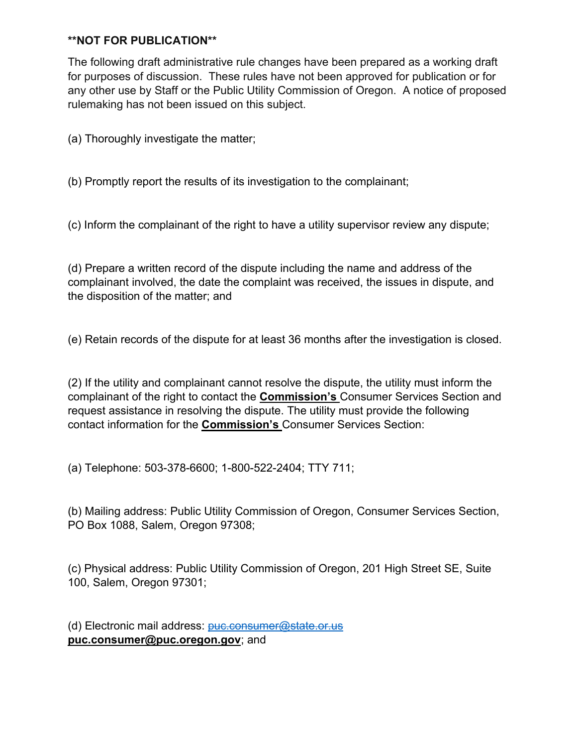**NOT FOR PUBLICATION**

The following draft administrative rule changes have been prepared as a working draft for purposes of discussion. These rules have not been approved for publication or for any other use by Staff or the Public Utility Commission of Oregon. A notice of proposed rulemaking has not been issued on this subject.

(a) Thoroughly investigate the matter;

(b) Promptly report the results of its investigation to the complainant;

(c) Inform the complainant of the right to have a utility supervisor review any dispute;

(d) Prepare a written record of the dispute including the name and address of the complainant involved, the date the complaint was received, the issues in dispute, and the disposition of the matter; and

(e) Retain records of the dispute for at least 36 months after the investigation is closed.

(2) If the utility and complainant cannot resolve the dispute, the utility must inform the complainant of the right to contact the **Commission's** Consumer Services Section and request assistance in resolving the dispute. The utility must provide the following contact information for the **Commission's** Consumer Services Section:

(a) Telephone: 503-378-6600; 1-800-522-2404; TTY 711;

(b) Mailing address: Public Utility Commission of Oregon, Consumer Services Section, PO Box 1088, Salem, Oregon 97308;

(c) Physical address: Public Utility Commission of Oregon, 201 High Street SE, Suite 100, Salem, Oregon 97301;

(d) Electronic mail address: ~~puc.consumer@state.or.us~~ **puc.consumer@puc.oregon.gov**; and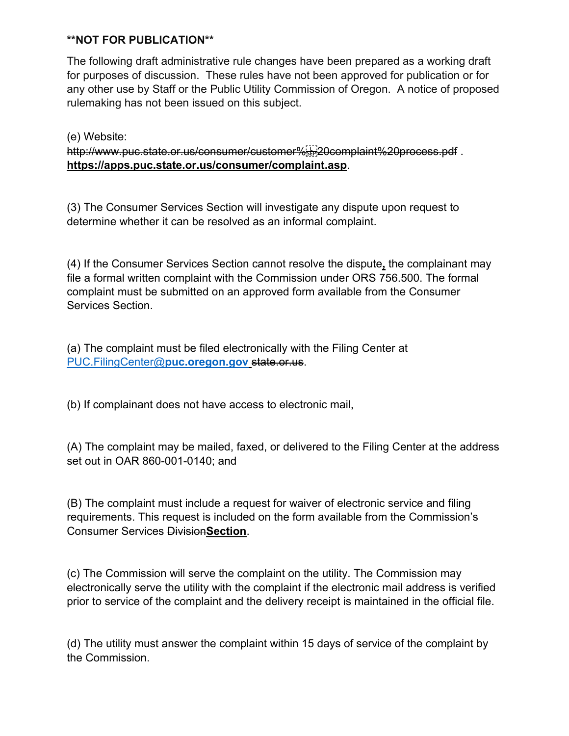**NOT FOR PUBLICATION**

The following draft administrative rule changes have been prepared as a working draft for purposes of discussion. These rules have not been approved for publication or for any other use by Staff or the Public Utility Commission of Oregon. A notice of proposed rulemaking has not been issued on this subject.

(e) Website:
~~http://www.puc.state.or.us/consumer/customer%20complaint%20process.pdf~~ . **https://apps.puc.state.or.us/consumer/complaint.asp**.

(3) The Consumer Services Section will investigate any dispute upon request to determine whether it can be resolved as an informal complaint.

(4) If the Consumer Services Section cannot resolve the dispute**,** the complainant may file a formal written complaint with the Commission under ORS 756.500. The formal complaint must be submitted on an approved form available from the Consumer Services Section.

(a) The complaint must be filed electronically with the Filing Center at PUC.FilingCenter@**puc.oregon.gov** ~~state.or.us~~.

(b) If complainant does not have access to electronic mail,

(A) The complaint may be mailed, faxed, or delivered to the Filing Center at the address set out in OAR 860-001-0140; and

(B) The complaint must include a request for waiver of electronic service and filing requirements. This request is included on the form available from the Commission's Consumer Services ~~Division~~**Section**.

(c) The Commission will serve the complaint on the utility. The Commission may electronically serve the utility with the complaint if the electronic mail address is verified prior to service of the complaint and the delivery receipt is maintained in the official file.

(d) The utility must answer the complaint within 15 days of service of the complaint by the Commission.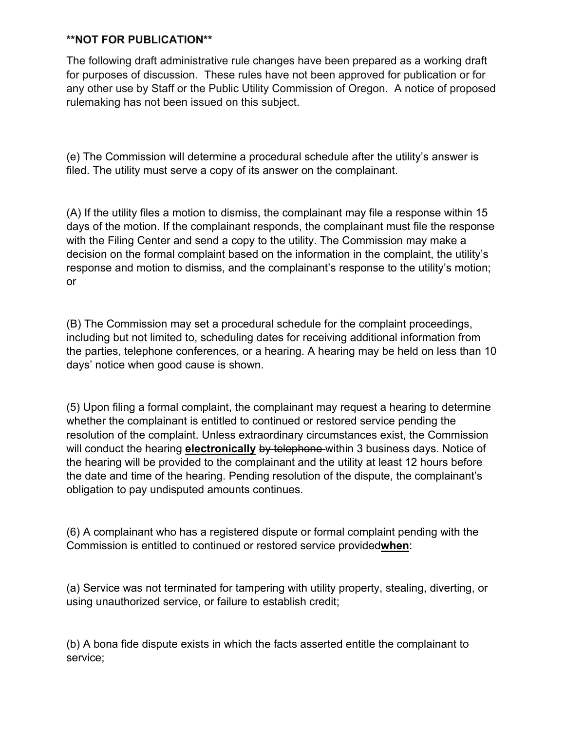**NOT FOR PUBLICATION**

The following draft administrative rule changes have been prepared as a working draft for purposes of discussion. These rules have not been approved for publication or for any other use by Staff or the Public Utility Commission of Oregon. A notice of proposed rulemaking has not been issued on this subject.

(e) The Commission will determine a procedural schedule after the utility's answer is filed. The utility must serve a copy of its answer on the complainant.

(A) If the utility files a motion to dismiss, the complainant may file a response within 15 days of the motion. If the complainant responds, the complainant must file the response with the Filing Center and send a copy to the utility. The Commission may make a decision on the formal complaint based on the information in the complaint, the utility's response and motion to dismiss, and the complainant's response to the utility's motion; or

(B) The Commission may set a procedural schedule for the complaint proceedings, including but not limited to, scheduling dates for receiving additional information from the parties, telephone conferences, or a hearing. A hearing may be held on less than 10 days' notice when good cause is shown.

(5) Upon filing a formal complaint, the complainant may request a hearing to determine whether the complainant is entitled to continued or restored service pending the resolution of the complaint. Unless extraordinary circumstances exist, the Commission will conduct the hearing <u>**electronically**</u> ~~by telephone~~ within 3 business days. Notice of the hearing will be provided to the complainant and the utility at least 12 hours before the date and time of the hearing. Pending resolution of the dispute, the complainant's obligation to pay undisputed amounts continues.

(6) A complainant who has a registered dispute or formal complaint pending with the Commission is entitled to continued or restored service ~~provided~~<u>**when**</u>:

(a) Service was not terminated for tampering with utility property, stealing, diverting, or using unauthorized service, or failure to establish credit;

(b) A bona fide dispute exists in which the facts asserted entitle the complainant to service;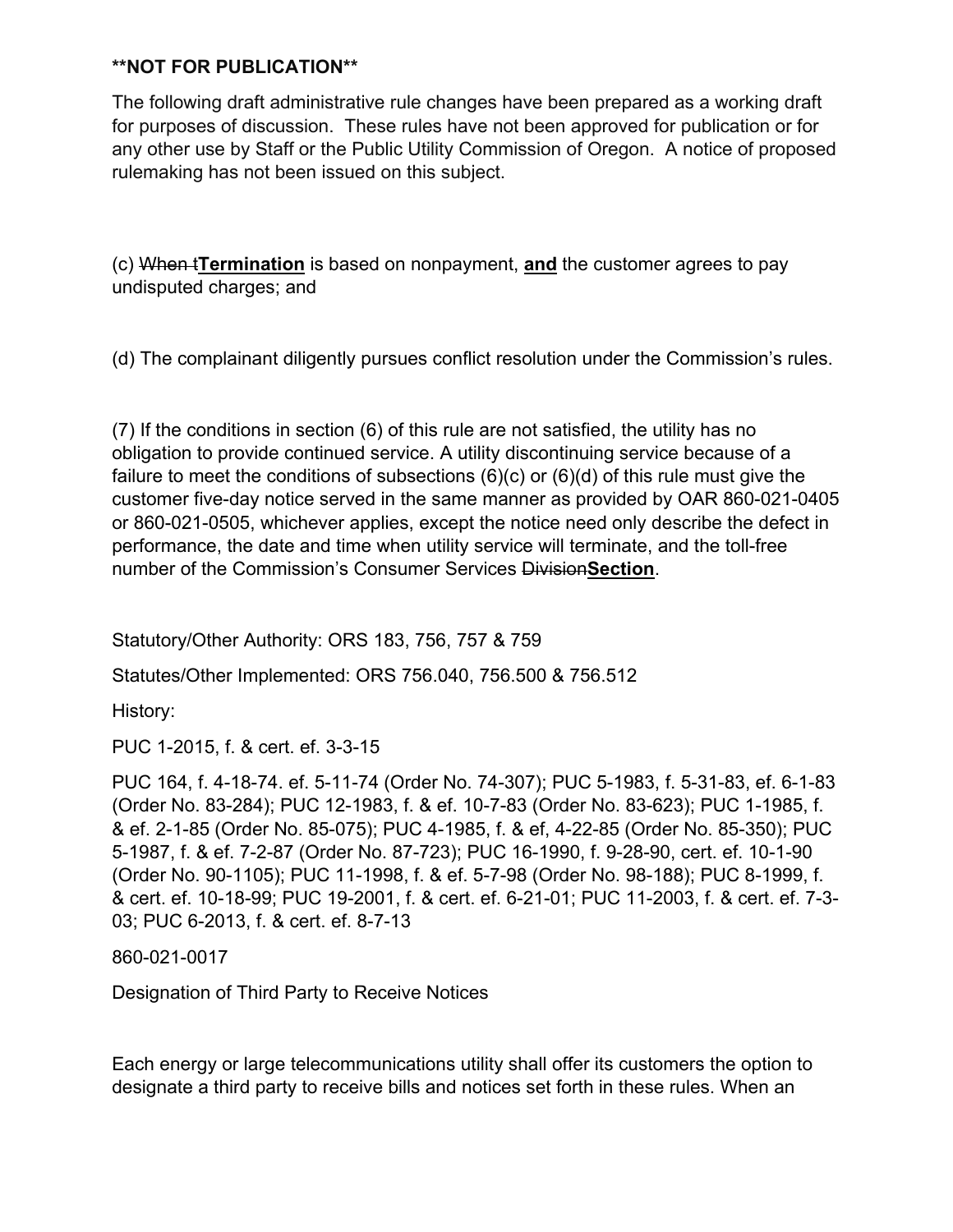**\*\*NOT FOR PUBLICATION\*\***

The following draft administrative rule changes have been prepared as a working draft for purposes of discussion. These rules have not been approved for publication or for any other use by Staff or the Public Utility Commission of Oregon. A notice of proposed rulemaking has not been issued on this subject.

(c) ~~When t~~**<u>Termination</u>** is based on nonpayment, **<u>and</u>** the customer agrees to pay undisputed charges; and

(d) The complainant diligently pursues conflict resolution under the Commission's rules.

(7) If the conditions in section (6) of this rule are not satisfied, the utility has no obligation to provide continued service. A utility discontinuing service because of a failure to meet the conditions of subsections (6)(c) or (6)(d) of this rule must give the customer five-day notice served in the same manner as provided by OAR 860-021-0405 or 860-021-0505, whichever applies, except the notice need only describe the defect in performance, the date and time when utility service will terminate, and the toll-free number of the Commission's Consumer Services ~~Division~~**<u>Section</u>**.

Statutory/Other Authority: ORS 183, 756, 757 & 759

Statutes/Other Implemented: ORS 756.040, 756.500 & 756.512

History:

PUC 1-2015, f. & cert. ef. 3-3-15

PUC 164, f. 4-18-74. ef. 5-11-74 (Order No. 74-307); PUC 5-1983, f. 5-31-83, ef. 6-1-83 (Order No. 83-284); PUC 12-1983, f. & ef. 10-7-83 (Order No. 83-623); PUC 1-1985, f. & ef. 2-1-85 (Order No. 85-075); PUC 4-1985, f. & ef, 4-22-85 (Order No. 85-350); PUC 5-1987, f. & ef. 7-2-87 (Order No. 87-723); PUC 16-1990, f. 9-28-90, cert. ef. 10-1-90 (Order No. 90-1105); PUC 11-1998, f. & ef. 5-7-98 (Order No. 98-188); PUC 8-1999, f. & cert. ef. 10-18-99; PUC 19-2001, f. & cert. ef. 6-21-01; PUC 11-2003, f. & cert. ef. 7-3-03; PUC 6-2013, f. & cert. ef. 8-7-13

860-021-0017

Designation of Third Party to Receive Notices

Each energy or large telecommunications utility shall offer its customers the option to designate a third party to receive bills and notices set forth in these rules. When an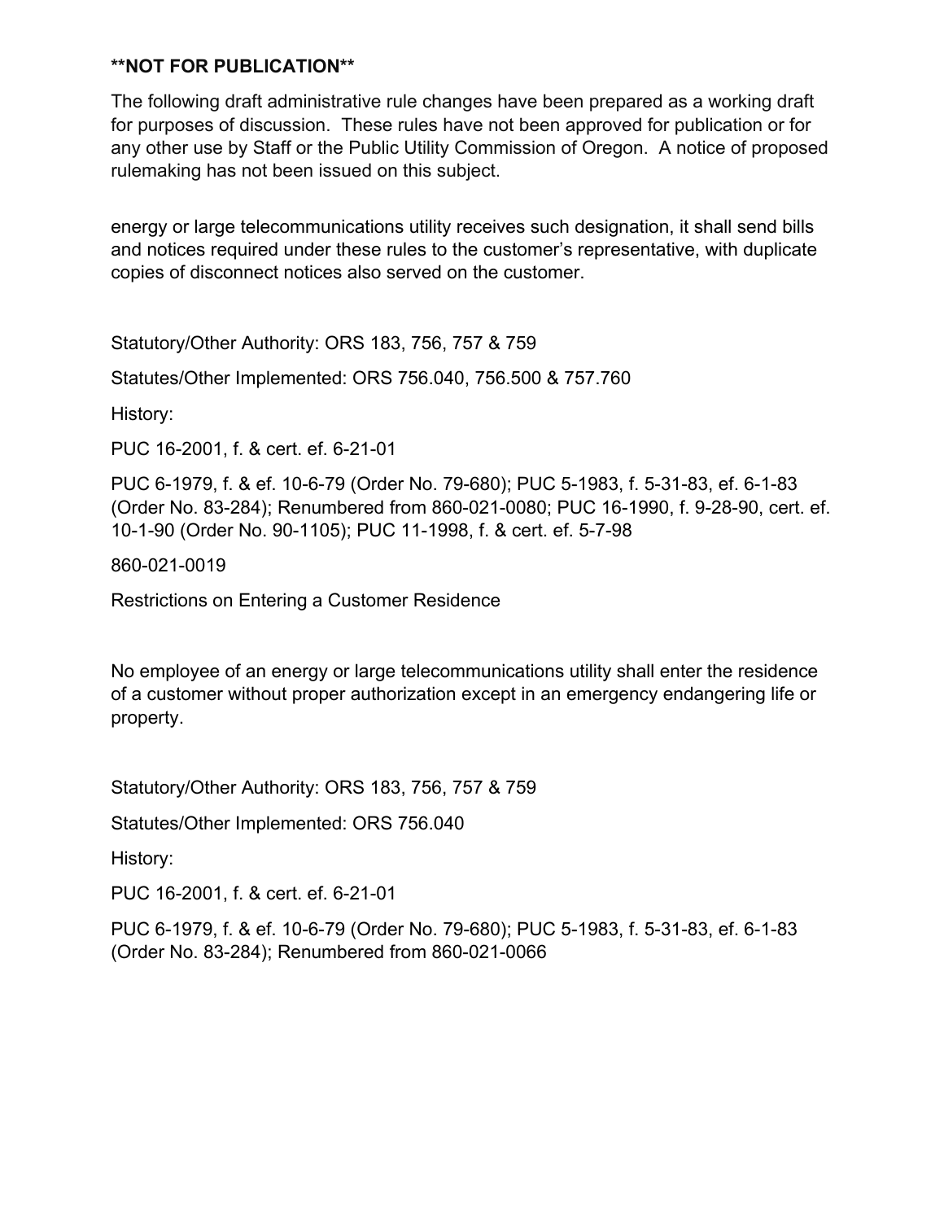**NOT FOR PUBLICATION**

The following draft administrative rule changes have been prepared as a working draft for purposes of discussion. These rules have not been approved for publication or for any other use by Staff or the Public Utility Commission of Oregon. A notice of proposed rulemaking has not been issued on this subject.

energy or large telecommunications utility receives such designation, it shall send bills and notices required under these rules to the customer's representative, with duplicate copies of disconnect notices also served on the customer.

Statutory/Other Authority: ORS 183, 756, 757 & 759

Statutes/Other Implemented: ORS 756.040, 756.500 & 757.760

History:

PUC 16-2001, f. & cert. ef. 6-21-01

PUC 6-1979, f. & ef. 10-6-79 (Order No. 79-680); PUC 5-1983, f. 5-31-83, ef. 6-1-83 (Order No. 83-284); Renumbered from 860-021-0080; PUC 16-1990, f. 9-28-90, cert. ef. 10-1-90 (Order No. 90-1105); PUC 11-1998, f. & cert. ef. 5-7-98

860-021-0019

Restrictions on Entering a Customer Residence

No employee of an energy or large telecommunications utility shall enter the residence of a customer without proper authorization except in an emergency endangering life or property.

Statutory/Other Authority: ORS 183, 756, 757 & 759

Statutes/Other Implemented: ORS 756.040

History:

PUC 16-2001, f. & cert. ef. 6-21-01

PUC 6-1979, f. & ef. 10-6-79 (Order No. 79-680); PUC 5-1983, f. 5-31-83, ef. 6-1-83 (Order No. 83-284); Renumbered from 860-021-0066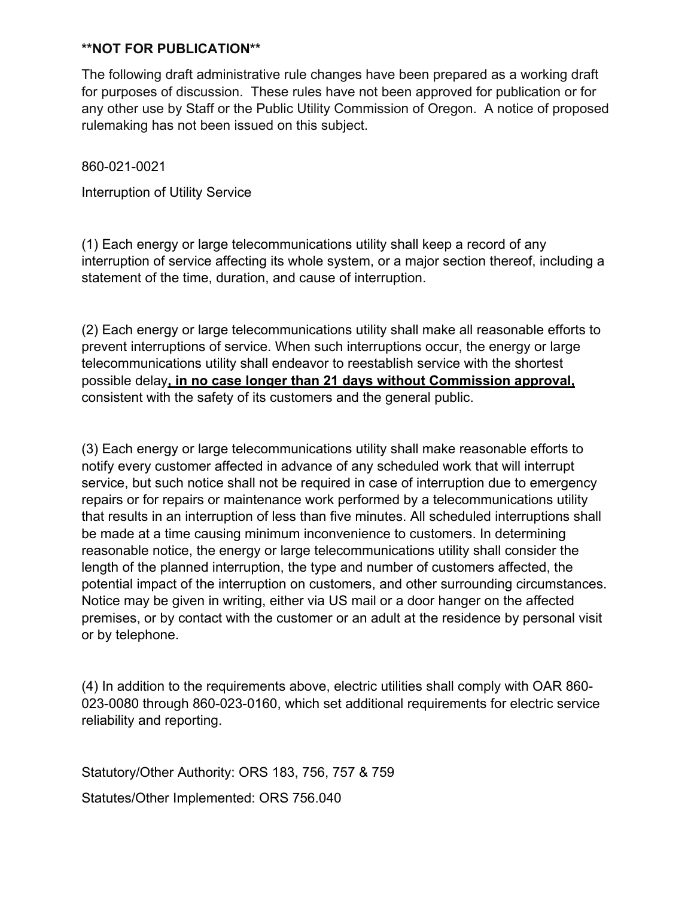**\*\*NOT FOR PUBLICATION\*\***

The following draft administrative rule changes have been prepared as a working draft for purposes of discussion. These rules have not been approved for publication or for any other use by Staff or the Public Utility Commission of Oregon. A notice of proposed rulemaking has not been issued on this subject.

860-021-0021

Interruption of Utility Service

(1) Each energy or large telecommunications utility shall keep a record of any interruption of service affecting its whole system, or a major section thereof, including a statement of the time, duration, and cause of interruption.

(2) Each energy or large telecommunications utility shall make all reasonable efforts to prevent interruptions of service. When such interruptions occur, the energy or large telecommunications utility shall endeavor to reestablish service with the shortest possible delay<u>**, in no case longer than 21 days without Commission approval,**</u> consistent with the safety of its customers and the general public.

(3) Each energy or large telecommunications utility shall make reasonable efforts to notify every customer affected in advance of any scheduled work that will interrupt service, but such notice shall not be required in case of interruption due to emergency repairs or for repairs or maintenance work performed by a telecommunications utility that results in an interruption of less than five minutes. All scheduled interruptions shall be made at a time causing minimum inconvenience to customers. In determining reasonable notice, the energy or large telecommunications utility shall consider the length of the planned interruption, the type and number of customers affected, the potential impact of the interruption on customers, and other surrounding circumstances. Notice may be given in writing, either via US mail or a door hanger on the affected premises, or by contact with the customer or an adult at the residence by personal visit or by telephone.

(4) In addition to the requirements above, electric utilities shall comply with OAR 860-023-0080 through 860-023-0160, which set additional requirements for electric service reliability and reporting.

Statutory/Other Authority: ORS 183, 756, 757 & 759

Statutes/Other Implemented: ORS 756.040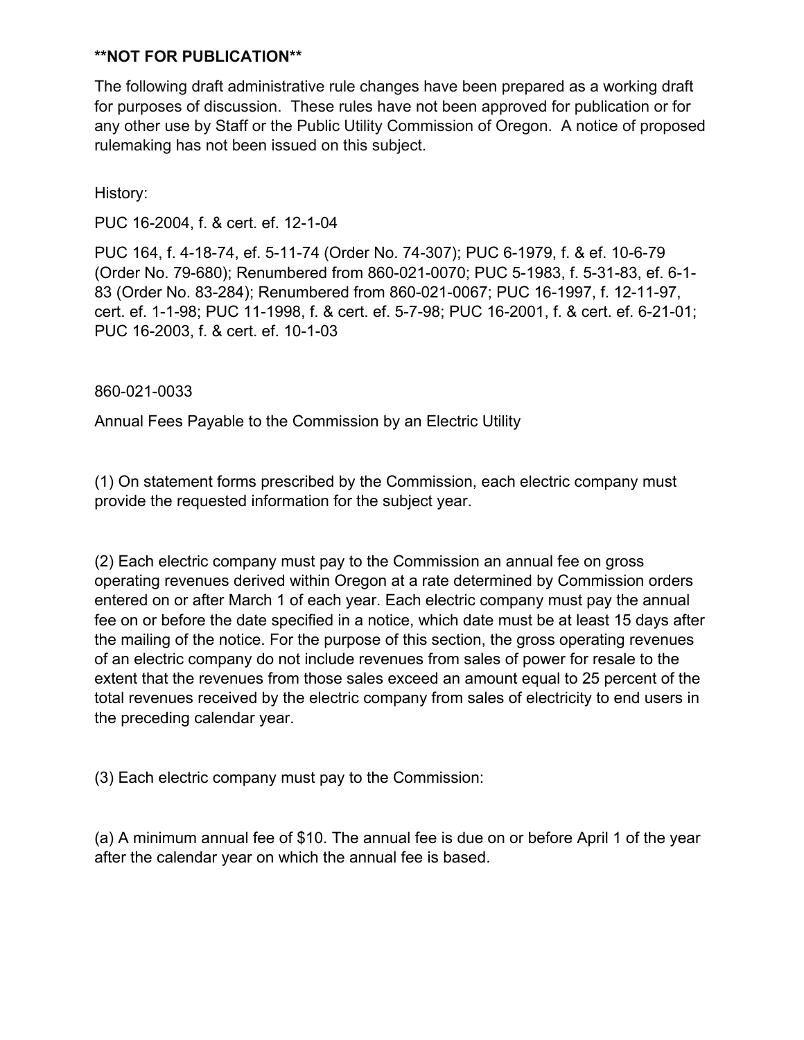**NOT FOR PUBLICATION**

The following draft administrative rule changes have been prepared as a working draft for purposes of discussion. These rules have not been approved for publication or for any other use by Staff or the Public Utility Commission of Oregon. A notice of proposed rulemaking has not been issued on this subject.

History:

PUC 16-2004, f. & cert. ef. 12-1-04

PUC 164, f. 4-18-74, ef. 5-11-74 (Order No. 74-307); PUC 6-1979, f. & ef. 10-6-79 (Order No. 79-680); Renumbered from 860-021-0070; PUC 5-1983, f. 5-31-83, ef. 6-1-83 (Order No. 83-284); Renumbered from 860-021-0067; PUC 16-1997, f. 12-11-97, cert. ef. 1-1-98; PUC 11-1998, f. & cert. ef. 5-7-98; PUC 16-2001, f. & cert. ef. 6-21-01; PUC 16-2003, f. & cert. ef. 10-1-03

860-021-0033

Annual Fees Payable to the Commission by an Electric Utility

(1) On statement forms prescribed by the Commission, each electric company must provide the requested information for the subject year.

(2) Each electric company must pay to the Commission an annual fee on gross operating revenues derived within Oregon at a rate determined by Commission orders entered on or after March 1 of each year. Each electric company must pay the annual fee on or before the date specified in a notice, which date must be at least 15 days after the mailing of the notice. For the purpose of this section, the gross operating revenues of an electric company do not include revenues from sales of power for resale to the extent that the revenues from those sales exceed an amount equal to 25 percent of the total revenues received by the electric company from sales of electricity to end users in the preceding calendar year.

(3) Each electric company must pay to the Commission:

(a) A minimum annual fee of $10. The annual fee is due on or before April 1 of the year after the calendar year on which the annual fee is based.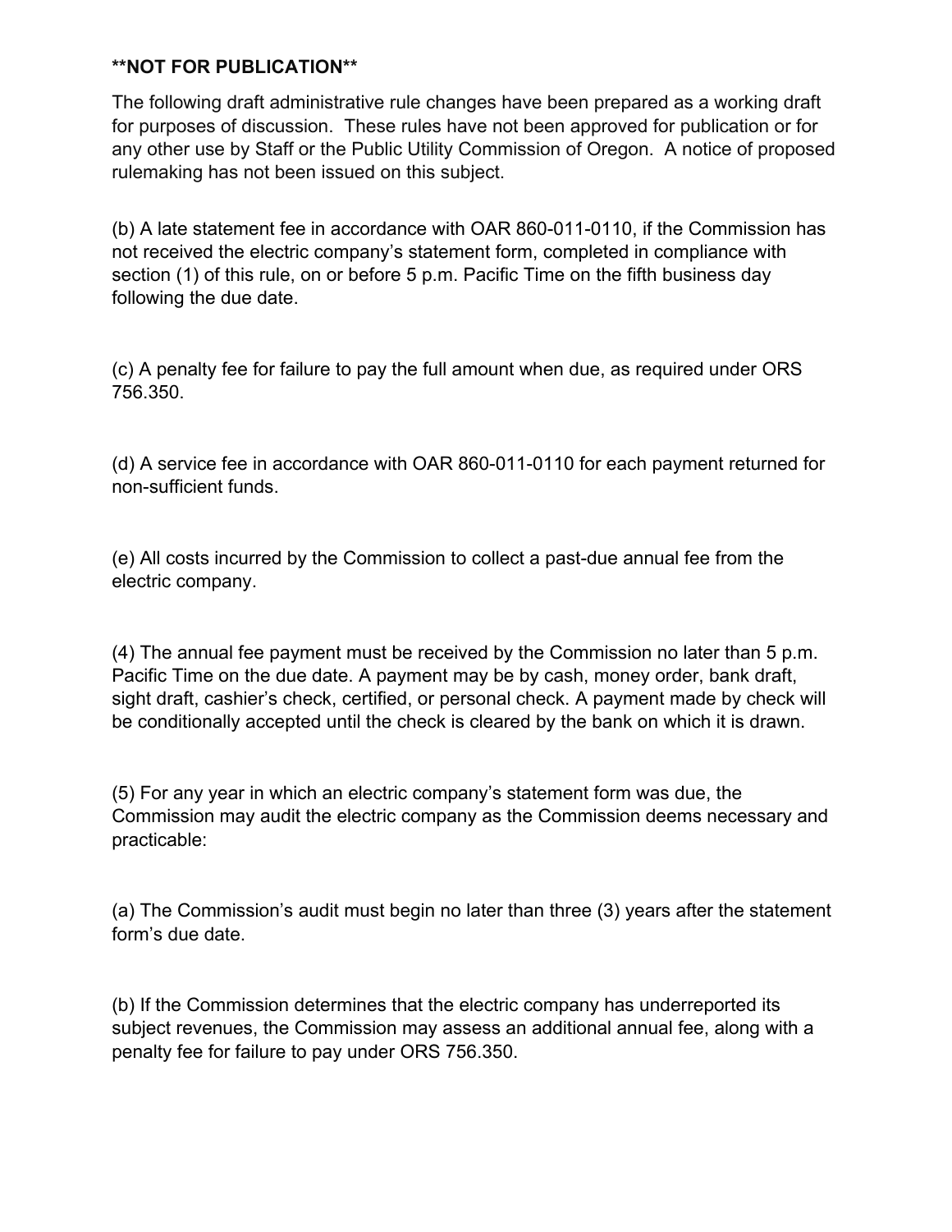**NOT FOR PUBLICATION**

The following draft administrative rule changes have been prepared as a working draft for purposes of discussion. These rules have not been approved for publication or for any other use by Staff or the Public Utility Commission of Oregon. A notice of proposed rulemaking has not been issued on this subject.

(b) A late statement fee in accordance with OAR 860-011-0110, if the Commission has not received the electric company's statement form, completed in compliance with section (1) of this rule, on or before 5 p.m. Pacific Time on the fifth business day following the due date.

(c) A penalty fee for failure to pay the full amount when due, as required under ORS 756.350.

(d) A service fee in accordance with OAR 860-011-0110 for each payment returned for non-sufficient funds.

(e) All costs incurred by the Commission to collect a past-due annual fee from the electric company.

(4) The annual fee payment must be received by the Commission no later than 5 p.m. Pacific Time on the due date. A payment may be by cash, money order, bank draft, sight draft, cashier's check, certified, or personal check. A payment made by check will be conditionally accepted until the check is cleared by the bank on which it is drawn.

(5) For any year in which an electric company's statement form was due, the Commission may audit the electric company as the Commission deems necessary and practicable:

(a) The Commission's audit must begin no later than three (3) years after the statement form's due date.

(b) If the Commission determines that the electric company has underreported its subject revenues, the Commission may assess an additional annual fee, along with a penalty fee for failure to pay under ORS 756.350.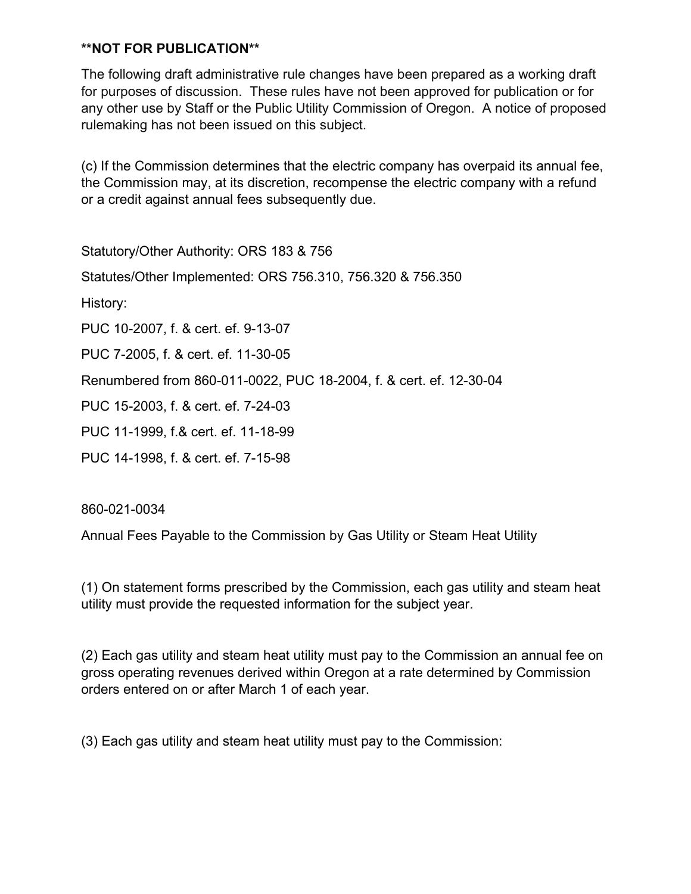**NOT FOR PUBLICATION**

The following draft administrative rule changes have been prepared as a working draft for purposes of discussion. These rules have not been approved for publication or for any other use by Staff or the Public Utility Commission of Oregon. A notice of proposed rulemaking has not been issued on this subject.

(c) If the Commission determines that the electric company has overpaid its annual fee, the Commission may, at its discretion, recompense the electric company with a refund or a credit against annual fees subsequently due.

Statutory/Other Authority: ORS 183 & 756

Statutes/Other Implemented: ORS 756.310, 756.320 & 756.350

History:

PUC 10-2007, f. & cert. ef. 9-13-07

PUC 7-2005, f. & cert. ef. 11-30-05

Renumbered from 860-011-0022, PUC 18-2004, f. & cert. ef. 12-30-04

PUC 15-2003, f. & cert. ef. 7-24-03

PUC 11-1999, f.& cert. ef. 11-18-99

PUC 14-1998, f. & cert. ef. 7-15-98

860-021-0034

Annual Fees Payable to the Commission by Gas Utility or Steam Heat Utility

(1) On statement forms prescribed by the Commission, each gas utility and steam heat utility must provide the requested information for the subject year.

(2) Each gas utility and steam heat utility must pay to the Commission an annual fee on gross operating revenues derived within Oregon at a rate determined by Commission orders entered on or after March 1 of each year.

(3) Each gas utility and steam heat utility must pay to the Commission: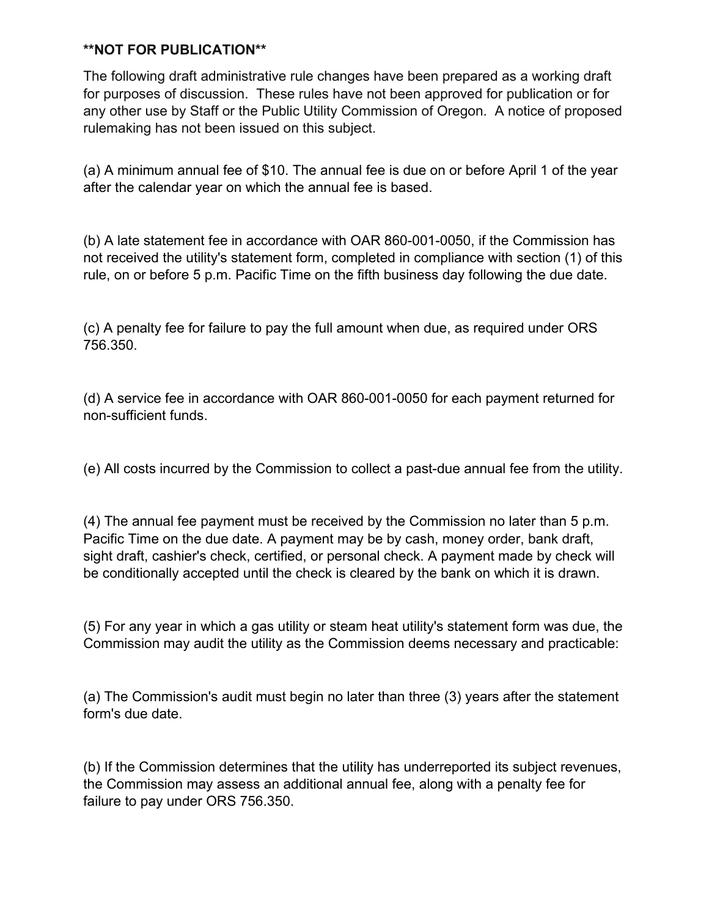**NOT FOR PUBLICATION**

The following draft administrative rule changes have been prepared as a working draft for purposes of discussion. These rules have not been approved for publication or for any other use by Staff or the Public Utility Commission of Oregon. A notice of proposed rulemaking has not been issued on this subject.

(a) A minimum annual fee of $10. The annual fee is due on or before April 1 of the year after the calendar year on which the annual fee is based.

(b) A late statement fee in accordance with OAR 860-001-0050, if the Commission has not received the utility's statement form, completed in compliance with section (1) of this rule, on or before 5 p.m. Pacific Time on the fifth business day following the due date.

(c) A penalty fee for failure to pay the full amount when due, as required under ORS 756.350.

(d) A service fee in accordance with OAR 860-001-0050 for each payment returned for non-sufficient funds.

(e) All costs incurred by the Commission to collect a past-due annual fee from the utility.

(4) The annual fee payment must be received by the Commission no later than 5 p.m. Pacific Time on the due date. A payment may be by cash, money order, bank draft, sight draft, cashier's check, certified, or personal check. A payment made by check will be conditionally accepted until the check is cleared by the bank on which it is drawn.

(5) For any year in which a gas utility or steam heat utility's statement form was due, the Commission may audit the utility as the Commission deems necessary and practicable:

(a) The Commission's audit must begin no later than three (3) years after the statement form's due date.

(b) If the Commission determines that the utility has underreported its subject revenues, the Commission may assess an additional annual fee, along with a penalty fee for failure to pay under ORS 756.350.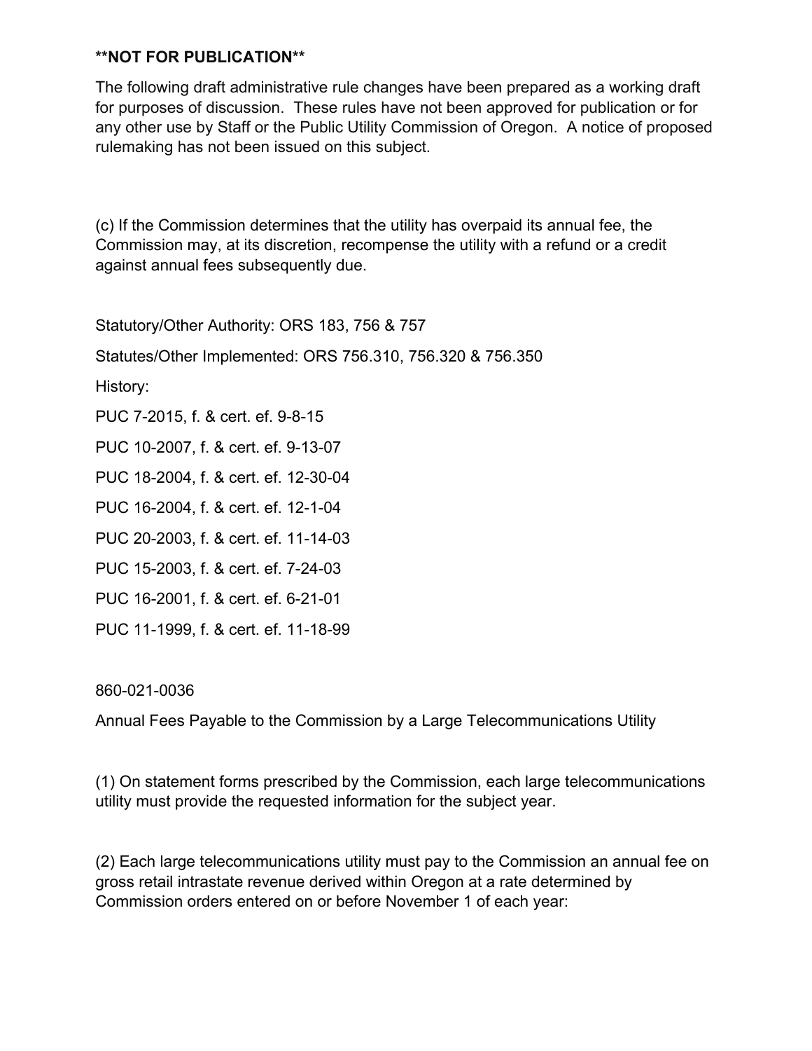**NOT FOR PUBLICATION**

The following draft administrative rule changes have been prepared as a working draft for purposes of discussion. These rules have not been approved for publication or for any other use by Staff or the Public Utility Commission of Oregon. A notice of proposed rulemaking has not been issued on this subject.

(c) If the Commission determines that the utility has overpaid its annual fee, the Commission may, at its discretion, recompense the utility with a refund or a credit against annual fees subsequently due.

Statutory/Other Authority: ORS 183, 756 & 757

Statutes/Other Implemented: ORS 756.310, 756.320 & 756.350

History:

PUC 7-2015, f. & cert. ef. 9-8-15

PUC 10-2007, f. & cert. ef. 9-13-07

PUC 18-2004, f. & cert. ef. 12-30-04

PUC 16-2004, f. & cert. ef. 12-1-04

PUC 20-2003, f. & cert. ef. 11-14-03

PUC 15-2003, f. & cert. ef. 7-24-03

PUC 16-2001, f. & cert. ef. 6-21-01

PUC 11-1999, f. & cert. ef. 11-18-99

860-021-0036

Annual Fees Payable to the Commission by a Large Telecommunications Utility

(1) On statement forms prescribed by the Commission, each large telecommunications utility must provide the requested information for the subject year.

(2) Each large telecommunications utility must pay to the Commission an annual fee on gross retail intrastate revenue derived within Oregon at a rate determined by Commission orders entered on or before November 1 of each year: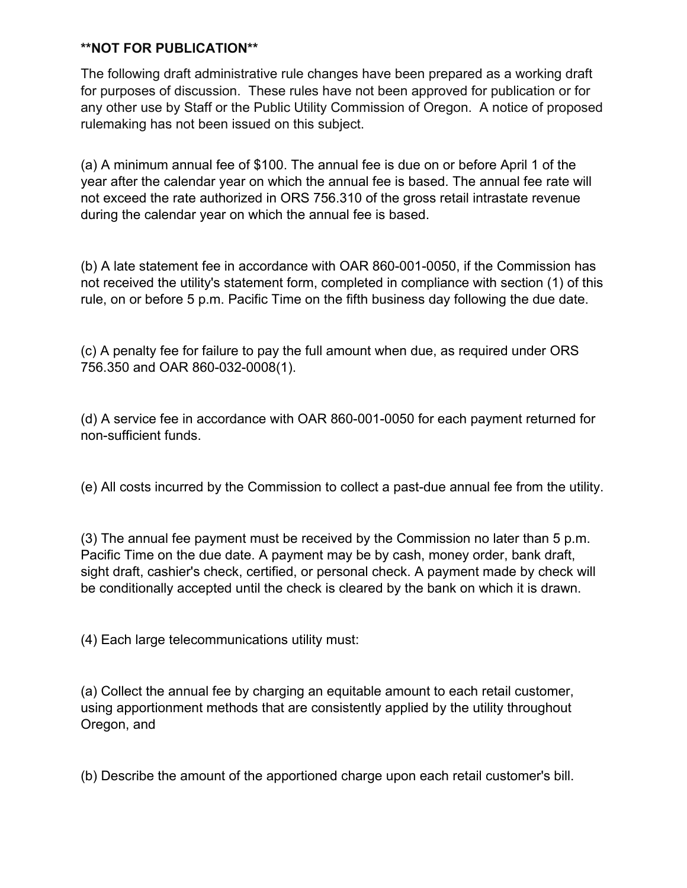**\*\*NOT FOR PUBLICATION\*\***

The following draft administrative rule changes have been prepared as a working draft for purposes of discussion. These rules have not been approved for publication or for any other use by Staff or the Public Utility Commission of Oregon. A notice of proposed rulemaking has not been issued on this subject.

(a) A minimum annual fee of $100. The annual fee is due on or before April 1 of the year after the calendar year on which the annual fee is based. The annual fee rate will not exceed the rate authorized in ORS 756.310 of the gross retail intrastate revenue during the calendar year on which the annual fee is based.

(b) A late statement fee in accordance with OAR 860-001-0050, if the Commission has not received the utility's statement form, completed in compliance with section (1) of this rule, on or before 5 p.m. Pacific Time on the fifth business day following the due date.

(c) A penalty fee for failure to pay the full amount when due, as required under ORS 756.350 and OAR 860-032-0008(1).

(d) A service fee in accordance with OAR 860-001-0050 for each payment returned for non-sufficient funds.

(e) All costs incurred by the Commission to collect a past-due annual fee from the utility.

(3) The annual fee payment must be received by the Commission no later than 5 p.m. Pacific Time on the due date. A payment may be by cash, money order, bank draft, sight draft, cashier's check, certified, or personal check. A payment made by check will be conditionally accepted until the check is cleared by the bank on which it is drawn.

(4) Each large telecommunications utility must:

(a) Collect the annual fee by charging an equitable amount to each retail customer, using apportionment methods that are consistently applied by the utility throughout Oregon, and

(b) Describe the amount of the apportioned charge upon each retail customer's bill.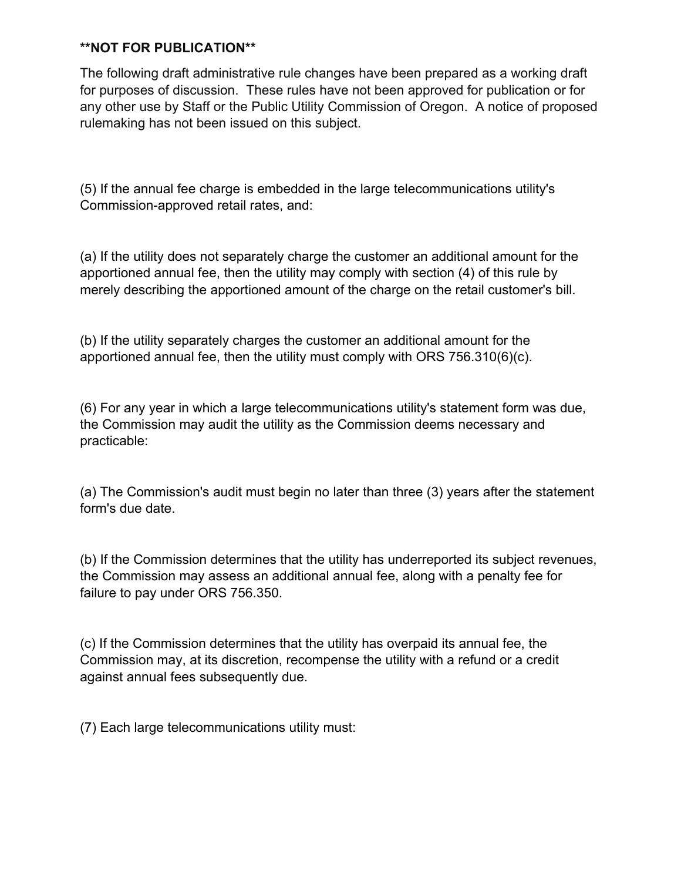**NOT FOR PUBLICATION**

The following draft administrative rule changes have been prepared as a working draft for purposes of discussion. These rules have not been approved for publication or for any other use by Staff or the Public Utility Commission of Oregon. A notice of proposed rulemaking has not been issued on this subject.

(5) If the annual fee charge is embedded in the large telecommunications utility's Commission-approved retail rates, and:

(a) If the utility does not separately charge the customer an additional amount for the apportioned annual fee, then the utility may comply with section (4) of this rule by merely describing the apportioned amount of the charge on the retail customer's bill.

(b) If the utility separately charges the customer an additional amount for the apportioned annual fee, then the utility must comply with ORS 756.310(6)(c).

(6) For any year in which a large telecommunications utility's statement form was due, the Commission may audit the utility as the Commission deems necessary and practicable:

(a) The Commission's audit must begin no later than three (3) years after the statement form's due date.

(b) If the Commission determines that the utility has underreported its subject revenues, the Commission may assess an additional annual fee, along with a penalty fee for failure to pay under ORS 756.350.

(c) If the Commission determines that the utility has overpaid its annual fee, the Commission may, at its discretion, recompense the utility with a refund or a credit against annual fees subsequently due.

(7) Each large telecommunications utility must: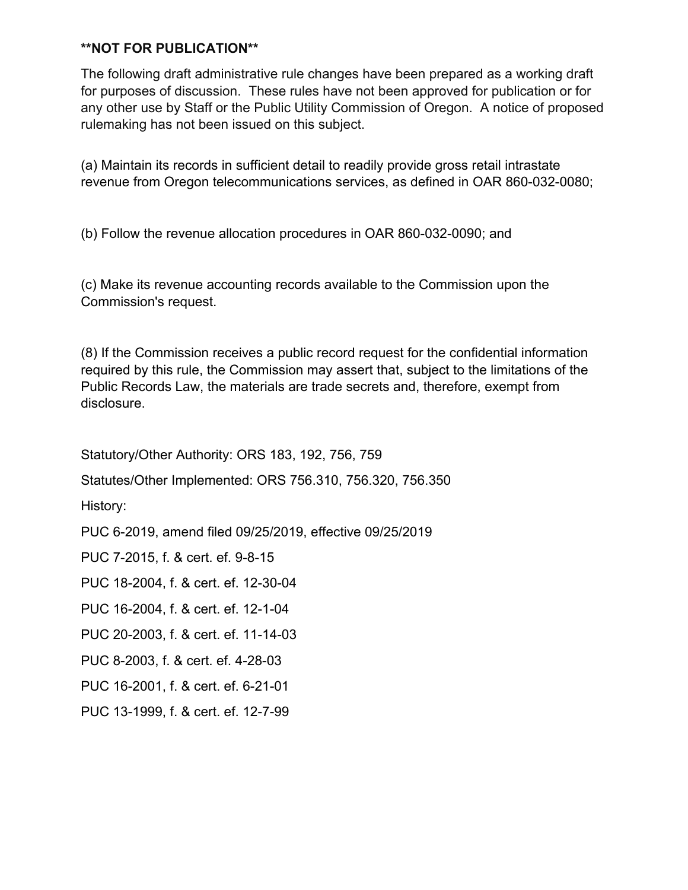**NOT FOR PUBLICATION**

The following draft administrative rule changes have been prepared as a working draft for purposes of discussion. These rules have not been approved for publication or for any other use by Staff or the Public Utility Commission of Oregon. A notice of proposed rulemaking has not been issued on this subject.

(a) Maintain its records in sufficient detail to readily provide gross retail intrastate revenue from Oregon telecommunications services, as defined in OAR 860-032-0080;

(b) Follow the revenue allocation procedures in OAR 860-032-0090; and

(c) Make its revenue accounting records available to the Commission upon the Commission's request.

(8) If the Commission receives a public record request for the confidential information required by this rule, the Commission may assert that, subject to the limitations of the Public Records Law, the materials are trade secrets and, therefore, exempt from disclosure.

Statutory/Other Authority: ORS 183, 192, 756, 759

Statutes/Other Implemented: ORS 756.310, 756.320, 756.350

History:

PUC 6-2019, amend filed 09/25/2019, effective 09/25/2019

PUC 7-2015, f. & cert. ef. 9-8-15

PUC 18-2004, f. & cert. ef. 12-30-04

PUC 16-2004, f. & cert. ef. 12-1-04

PUC 20-2003, f. & cert. ef. 11-14-03

PUC 8-2003, f. & cert. ef. 4-28-03

PUC 16-2001, f. & cert. ef. 6-21-01

PUC 13-1999, f. & cert. ef. 12-7-99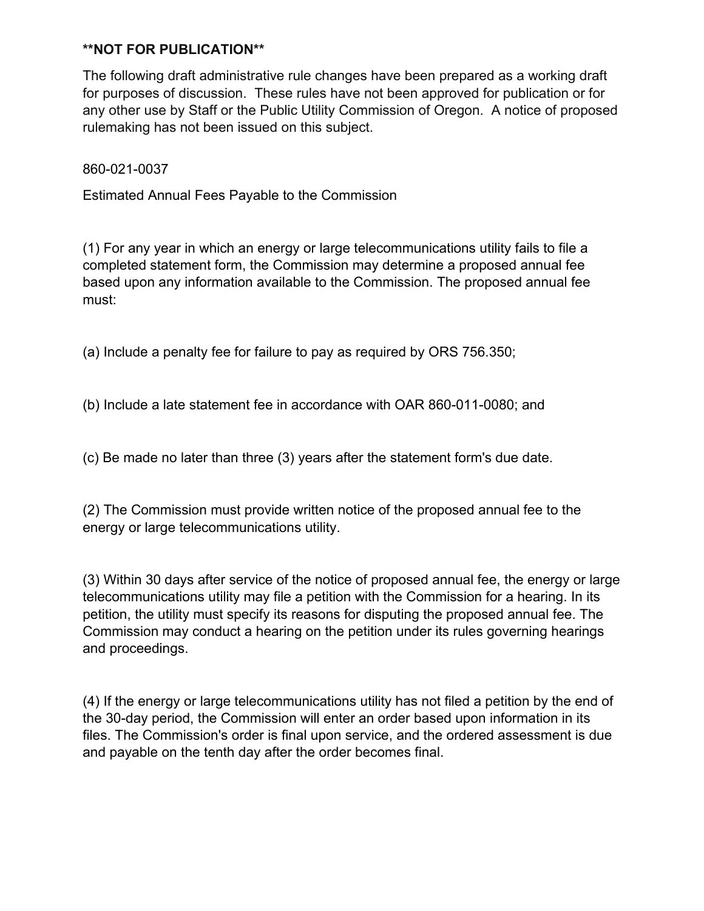**NOT FOR PUBLICATION**

The following draft administrative rule changes have been prepared as a working draft for purposes of discussion. These rules have not been approved for publication or for any other use by Staff or the Public Utility Commission of Oregon. A notice of proposed rulemaking has not been issued on this subject.

860-021-0037

Estimated Annual Fees Payable to the Commission

(1) For any year in which an energy or large telecommunications utility fails to file a completed statement form, the Commission may determine a proposed annual fee based upon any information available to the Commission. The proposed annual fee must:

(a) Include a penalty fee for failure to pay as required by ORS 756.350;

(b) Include a late statement fee in accordance with OAR 860-011-0080; and

(c) Be made no later than three (3) years after the statement form's due date.

(2) The Commission must provide written notice of the proposed annual fee to the energy or large telecommunications utility.

(3) Within 30 days after service of the notice of proposed annual fee, the energy or large telecommunications utility may file a petition with the Commission for a hearing. In its petition, the utility must specify its reasons for disputing the proposed annual fee. The Commission may conduct a hearing on the petition under its rules governing hearings and proceedings.

(4) If the energy or large telecommunications utility has not filed a petition by the end of the 30-day period, the Commission will enter an order based upon information in its files. The Commission's order is final upon service, and the ordered assessment is due and payable on the tenth day after the order becomes final.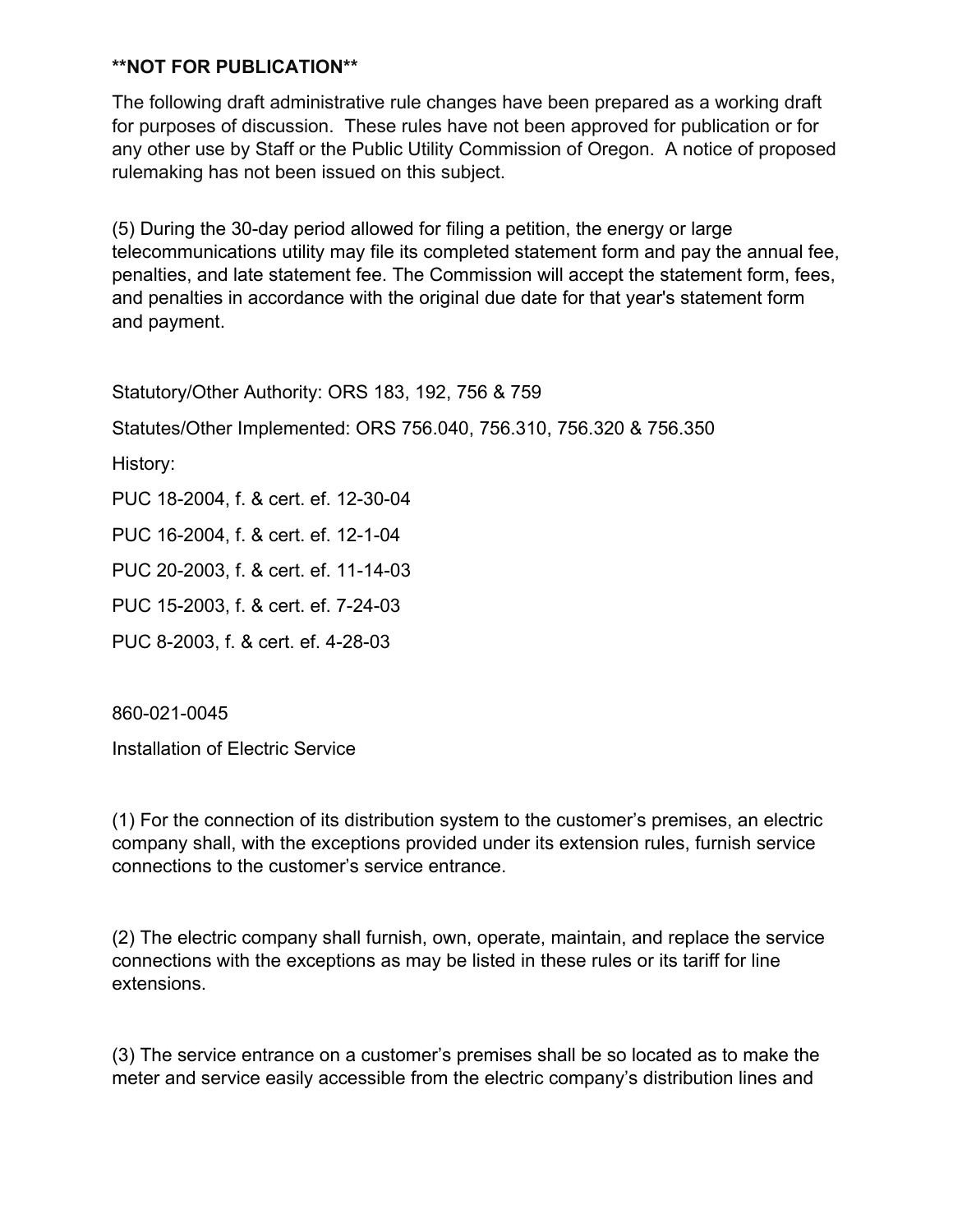**NOT FOR PUBLICATION**

The following draft administrative rule changes have been prepared as a working draft for purposes of discussion. These rules have not been approved for publication or for any other use by Staff or the Public Utility Commission of Oregon. A notice of proposed rulemaking has not been issued on this subject.

(5) During the 30-day period allowed for filing a petition, the energy or large telecommunications utility may file its completed statement form and pay the annual fee, penalties, and late statement fee. The Commission will accept the statement form, fees, and penalties in accordance with the original due date for that year's statement form and payment.

Statutory/Other Authority: ORS 183, 192, 756 & 759

Statutes/Other Implemented: ORS 756.040, 756.310, 756.320 & 756.350

History:

PUC 18-2004, f. & cert. ef. 12-30-04

PUC 16-2004, f. & cert. ef. 12-1-04

PUC 20-2003, f. & cert. ef. 11-14-03

PUC 15-2003, f. & cert. ef. 7-24-03

PUC 8-2003, f. & cert. ef. 4-28-03

860-021-0045

Installation of Electric Service

(1) For the connection of its distribution system to the customer's premises, an electric company shall, with the exceptions provided under its extension rules, furnish service connections to the customer's service entrance.

(2) The electric company shall furnish, own, operate, maintain, and replace the service connections with the exceptions as may be listed in these rules or its tariff for line extensions.

(3) The service entrance on a customer's premises shall be so located as to make the meter and service easily accessible from the electric company's distribution lines and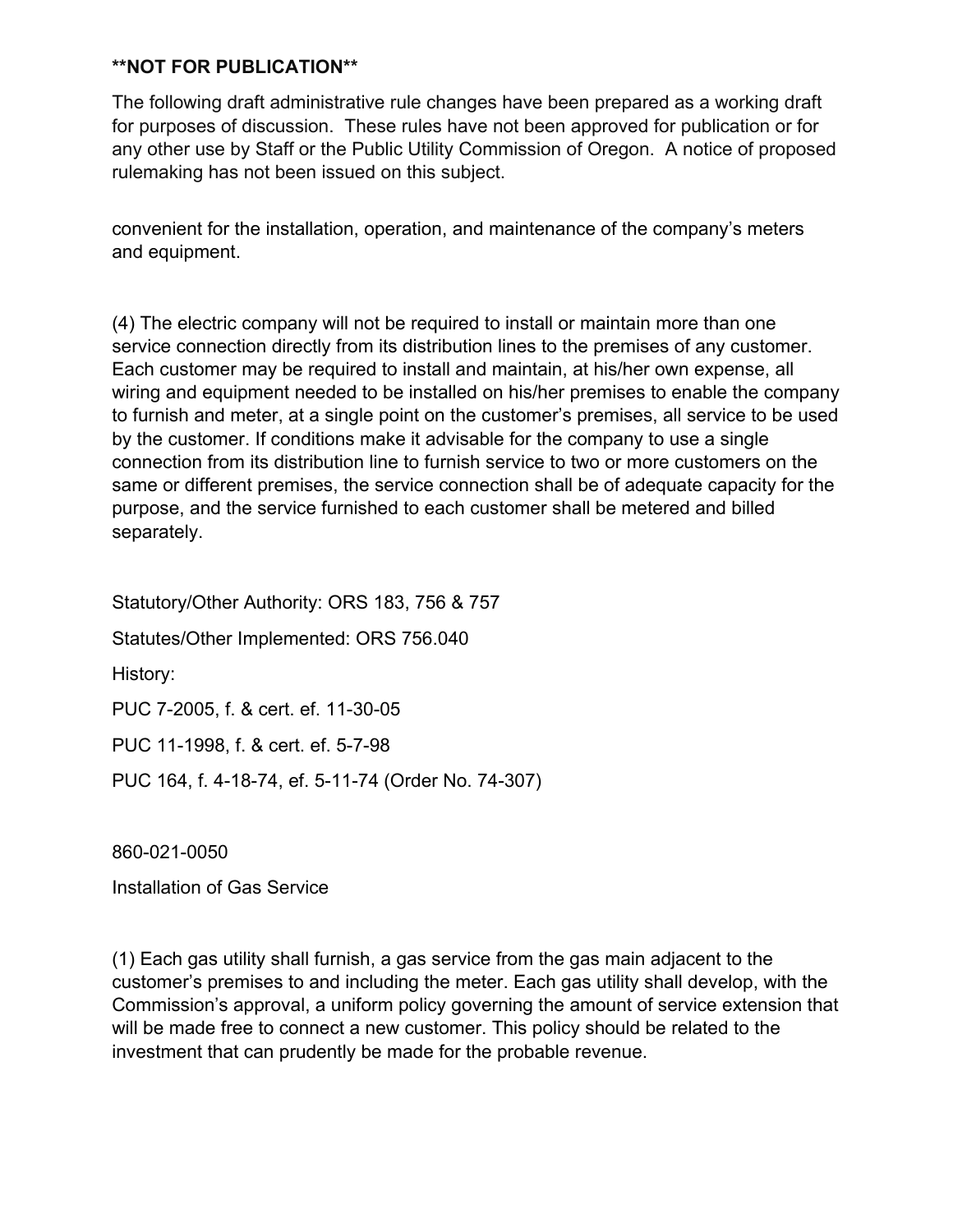**NOT FOR PUBLICATION**

The following draft administrative rule changes have been prepared as a working draft for purposes of discussion. These rules have not been approved for publication or for any other use by Staff or the Public Utility Commission of Oregon. A notice of proposed rulemaking has not been issued on this subject.

convenient for the installation, operation, and maintenance of the company's meters and equipment.

(4) The electric company will not be required to install or maintain more than one service connection directly from its distribution lines to the premises of any customer. Each customer may be required to install and maintain, at his/her own expense, all wiring and equipment needed to be installed on his/her premises to enable the company to furnish and meter, at a single point on the customer's premises, all service to be used by the customer. If conditions make it advisable for the company to use a single connection from its distribution line to furnish service to two or more customers on the same or different premises, the service connection shall be of adequate capacity for the purpose, and the service furnished to each customer shall be metered and billed separately.

Statutory/Other Authority: ORS 183, 756 & 757

Statutes/Other Implemented: ORS 756.040

History:

PUC 7-2005, f. & cert. ef. 11-30-05

PUC 11-1998, f. & cert. ef. 5-7-98

PUC 164, f. 4-18-74, ef. 5-11-74 (Order No. 74-307)

860-021-0050

Installation of Gas Service

(1) Each gas utility shall furnish, a gas service from the gas main adjacent to the customer's premises to and including the meter. Each gas utility shall develop, with the Commission's approval, a uniform policy governing the amount of service extension that will be made free to connect a new customer. This policy should be related to the investment that can prudently be made for the probable revenue.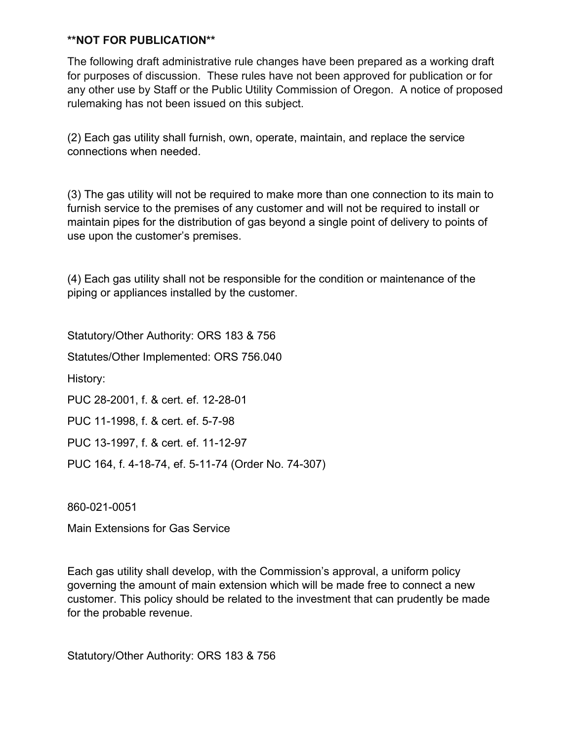**NOT FOR PUBLICATION**

The following draft administrative rule changes have been prepared as a working draft for purposes of discussion. These rules have not been approved for publication or for any other use by Staff or the Public Utility Commission of Oregon. A notice of proposed rulemaking has not been issued on this subject.

(2) Each gas utility shall furnish, own, operate, maintain, and replace the service connections when needed.

(3) The gas utility will not be required to make more than one connection to its main to furnish service to the premises of any customer and will not be required to install or maintain pipes for the distribution of gas beyond a single point of delivery to points of use upon the customer's premises.

(4) Each gas utility shall not be responsible for the condition or maintenance of the piping or appliances installed by the customer.

Statutory/Other Authority: ORS 183 & 756

Statutes/Other Implemented: ORS 756.040

History:

PUC 28-2001, f. & cert. ef. 12-28-01

PUC 11-1998, f. & cert. ef. 5-7-98

PUC 13-1997, f. & cert. ef. 11-12-97

PUC 164, f. 4-18-74, ef. 5-11-74 (Order No. 74-307)

860-021-0051

Main Extensions for Gas Service

Each gas utility shall develop, with the Commission's approval, a uniform policy governing the amount of main extension which will be made free to connect a new customer. This policy should be related to the investment that can prudently be made for the probable revenue.

Statutory/Other Authority: ORS 183 & 756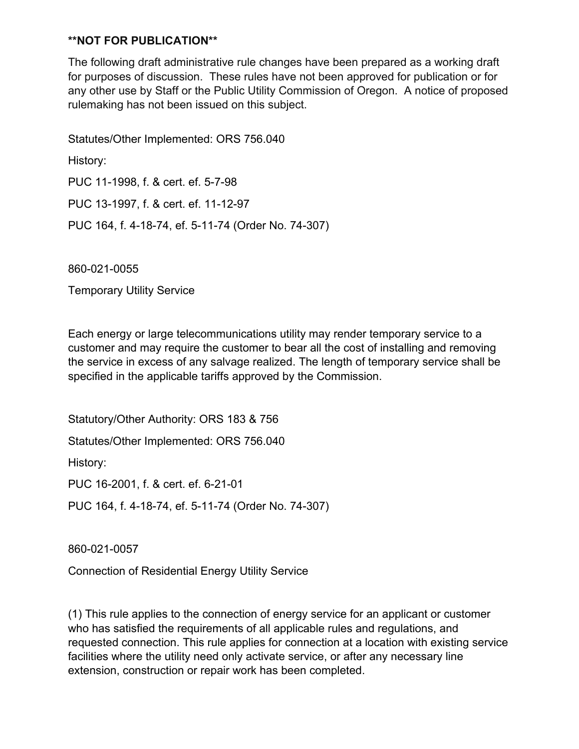**NOT FOR PUBLICATION**

The following draft administrative rule changes have been prepared as a working draft for purposes of discussion. These rules have not been approved for publication or for any other use by Staff or the Public Utility Commission of Oregon. A notice of proposed rulemaking has not been issued on this subject.

Statutes/Other Implemented: ORS 756.040

History:

PUC 11-1998, f. & cert. ef. 5-7-98

PUC 13-1997, f. & cert. ef. 11-12-97

PUC 164, f. 4-18-74, ef. 5-11-74 (Order No. 74-307)

860-021-0055

Temporary Utility Service

Each energy or large telecommunications utility may render temporary service to a customer and may require the customer to bear all the cost of installing and removing the service in excess of any salvage realized. The length of temporary service shall be specified in the applicable tariffs approved by the Commission.

Statutory/Other Authority: ORS 183 & 756

Statutes/Other Implemented: ORS 756.040

History:

PUC 16-2001, f. & cert. ef. 6-21-01

PUC 164, f. 4-18-74, ef. 5-11-74 (Order No. 74-307)

860-021-0057

Connection of Residential Energy Utility Service

(1) This rule applies to the connection of energy service for an applicant or customer who has satisfied the requirements of all applicable rules and regulations, and requested connection. This rule applies for connection at a location with existing service facilities where the utility need only activate service, or after any necessary line extension, construction or repair work has been completed.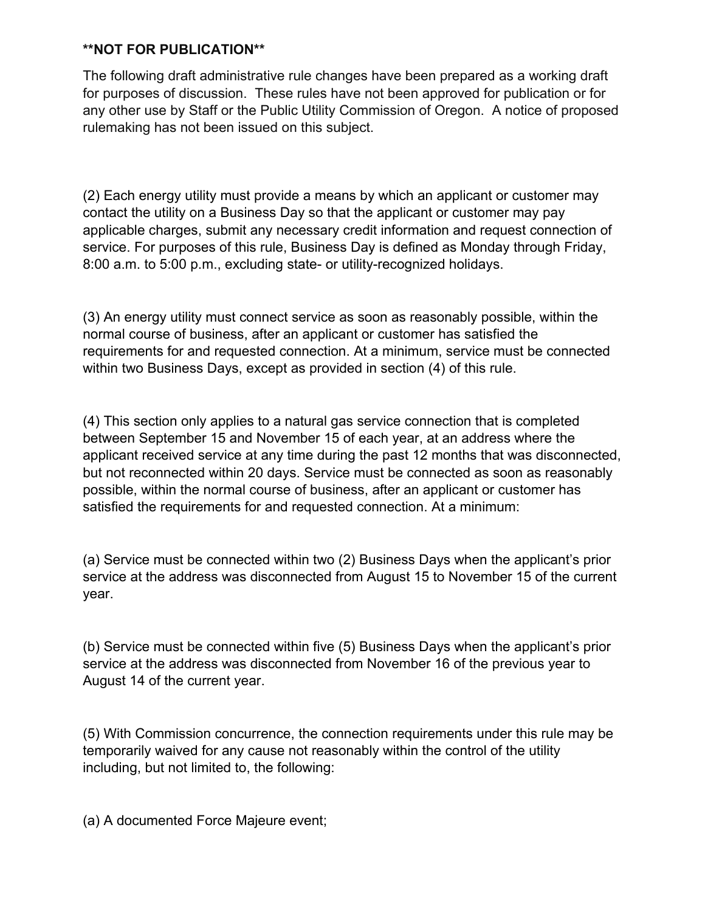**NOT FOR PUBLICATION**

The following draft administrative rule changes have been prepared as a working draft for purposes of discussion. These rules have not been approved for publication or for any other use by Staff or the Public Utility Commission of Oregon. A notice of proposed rulemaking has not been issued on this subject.

(2) Each energy utility must provide a means by which an applicant or customer may contact the utility on a Business Day so that the applicant or customer may pay applicable charges, submit any necessary credit information and request connection of service. For purposes of this rule, Business Day is defined as Monday through Friday, 8:00 a.m. to 5:00 p.m., excluding state- or utility-recognized holidays.

(3) An energy utility must connect service as soon as reasonably possible, within the normal course of business, after an applicant or customer has satisfied the requirements for and requested connection. At a minimum, service must be connected within two Business Days, except as provided in section (4) of this rule.

(4) This section only applies to a natural gas service connection that is completed between September 15 and November 15 of each year, at an address where the applicant received service at any time during the past 12 months that was disconnected, but not reconnected within 20 days. Service must be connected as soon as reasonably possible, within the normal course of business, after an applicant or customer has satisfied the requirements for and requested connection. At a minimum:

(a) Service must be connected within two (2) Business Days when the applicant's prior service at the address was disconnected from August 15 to November 15 of the current year.

(b) Service must be connected within five (5) Business Days when the applicant's prior service at the address was disconnected from November 16 of the previous year to August 14 of the current year.

(5) With Commission concurrence, the connection requirements under this rule may be temporarily waived for any cause not reasonably within the control of the utility including, but not limited to, the following:

(a) A documented Force Majeure event;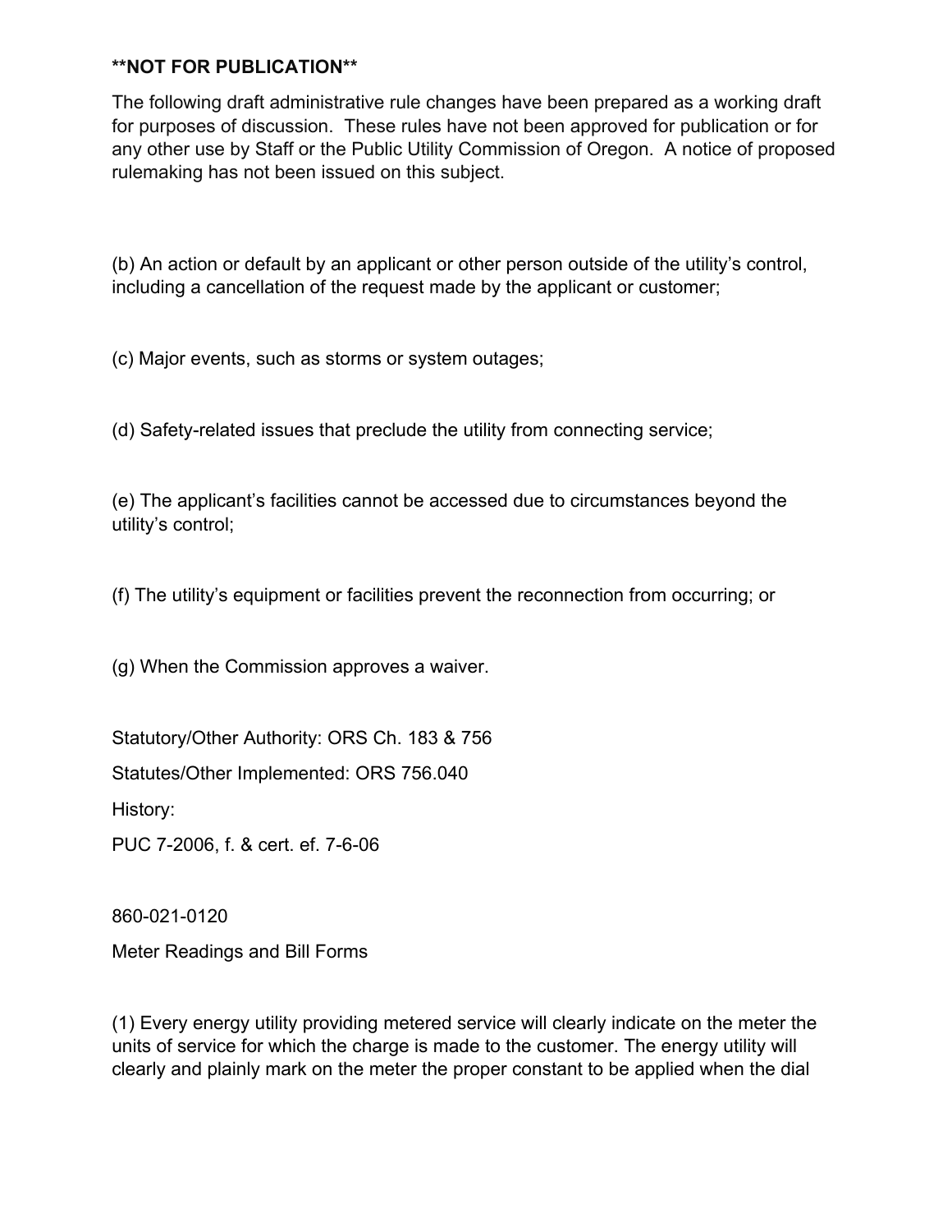**NOT FOR PUBLICATION**

The following draft administrative rule changes have been prepared as a working draft for purposes of discussion. These rules have not been approved for publication or for any other use by Staff or the Public Utility Commission of Oregon. A notice of proposed rulemaking has not been issued on this subject.

(b) An action or default by an applicant or other person outside of the utility's control, including a cancellation of the request made by the applicant or customer;

(c) Major events, such as storms or system outages;

(d) Safety-related issues that preclude the utility from connecting service;

(e) The applicant's facilities cannot be accessed due to circumstances beyond the utility's control;

(f) The utility's equipment or facilities prevent the reconnection from occurring; or

(g) When the Commission approves a waiver.

Statutory/Other Authority: ORS Ch. 183 & 756

Statutes/Other Implemented: ORS 756.040

History:

PUC 7-2006, f. & cert. ef. 7-6-06

860-021-0120

Meter Readings and Bill Forms

(1) Every energy utility providing metered service will clearly indicate on the meter the units of service for which the charge is made to the customer. The energy utility will clearly and plainly mark on the meter the proper constant to be applied when the dial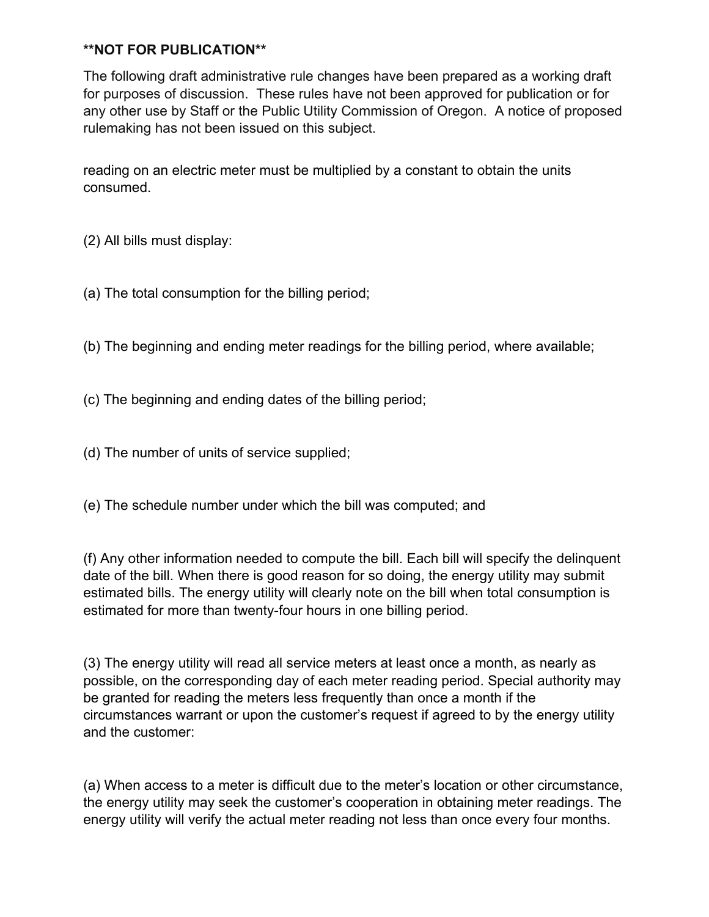**NOT FOR PUBLICATION**

The following draft administrative rule changes have been prepared as a working draft for purposes of discussion. These rules have not been approved for publication or for any other use by Staff or the Public Utility Commission of Oregon. A notice of proposed rulemaking has not been issued on this subject.

reading on an electric meter must be multiplied by a constant to obtain the units consumed.

(2) All bills must display:

(a) The total consumption for the billing period;

(b) The beginning and ending meter readings for the billing period, where available;

(c) The beginning and ending dates of the billing period;

(d) The number of units of service supplied;

(e) The schedule number under which the bill was computed; and

(f) Any other information needed to compute the bill. Each bill will specify the delinquent date of the bill. When there is good reason for so doing, the energy utility may submit estimated bills. The energy utility will clearly note on the bill when total consumption is estimated for more than twenty-four hours in one billing period.

(3) The energy utility will read all service meters at least once a month, as nearly as possible, on the corresponding day of each meter reading period. Special authority may be granted for reading the meters less frequently than once a month if the circumstances warrant or upon the customer's request if agreed to by the energy utility and the customer:

(a) When access to a meter is difficult due to the meter's location or other circumstance, the energy utility may seek the customer's cooperation in obtaining meter readings. The energy utility will verify the actual meter reading not less than once every four months.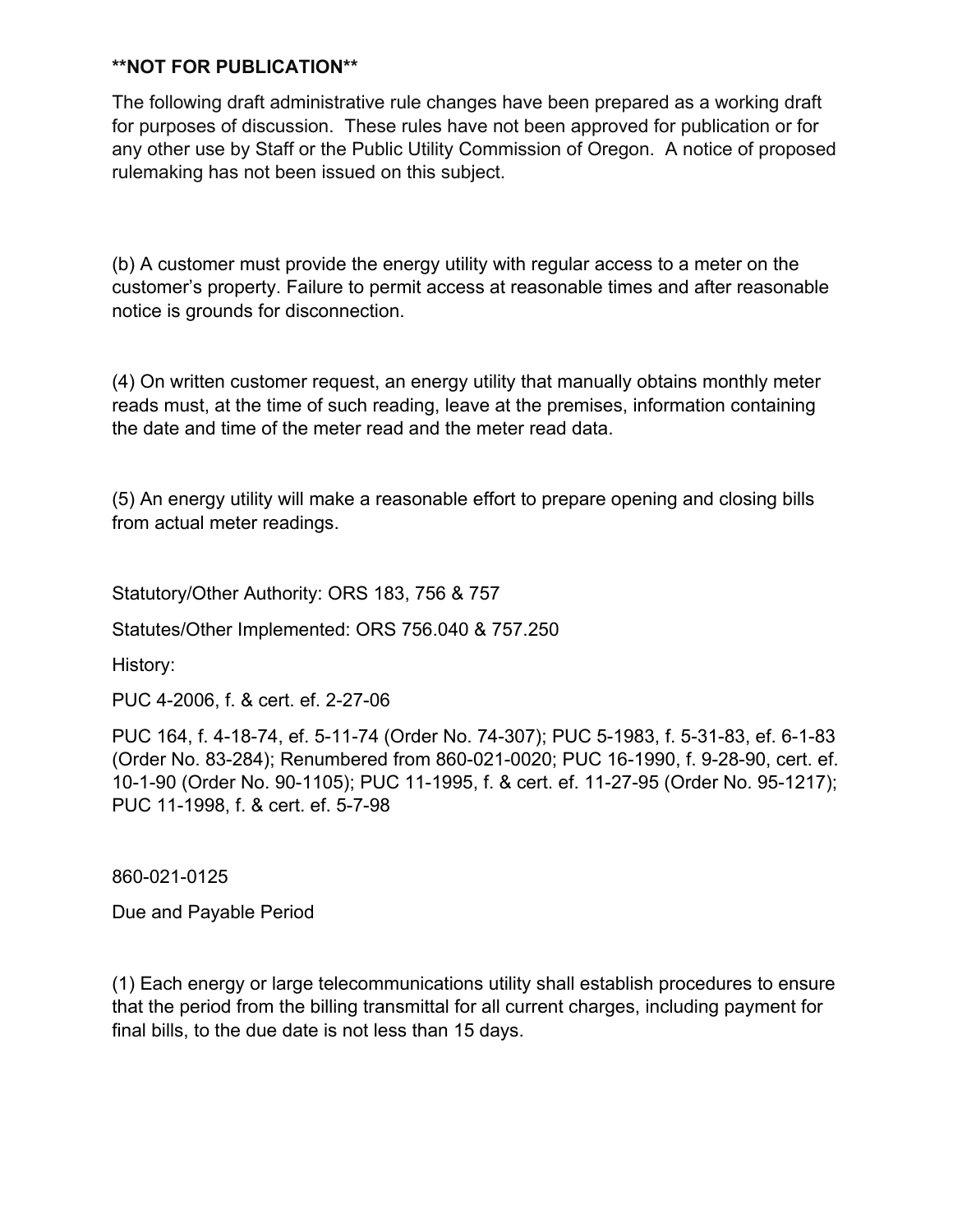**NOT FOR PUBLICATION**

The following draft administrative rule changes have been prepared as a working draft for purposes of discussion. These rules have not been approved for publication or for any other use by Staff or the Public Utility Commission of Oregon. A notice of proposed rulemaking has not been issued on this subject.

(b) A customer must provide the energy utility with regular access to a meter on the customer's property. Failure to permit access at reasonable times and after reasonable notice is grounds for disconnection.

(4) On written customer request, an energy utility that manually obtains monthly meter reads must, at the time of such reading, leave at the premises, information containing the date and time of the meter read and the meter read data.

(5) An energy utility will make a reasonable effort to prepare opening and closing bills from actual meter readings.

Statutory/Other Authority: ORS 183, 756 & 757

Statutes/Other Implemented: ORS 756.040 & 757.250

History:

PUC 4-2006, f. & cert. ef. 2-27-06

PUC 164, f. 4-18-74, ef. 5-11-74 (Order No. 74-307); PUC 5-1983, f. 5-31-83, ef. 6-1-83 (Order No. 83-284); Renumbered from 860-021-0020; PUC 16-1990, f. 9-28-90, cert. ef. 10-1-90 (Order No. 90-1105); PUC 11-1995, f. & cert. ef. 11-27-95 (Order No. 95-1217); PUC 11-1998, f. & cert. ef. 5-7-98

860-021-0125

Due and Payable Period

(1) Each energy or large telecommunications utility shall establish procedures to ensure that the period from the billing transmittal for all current charges, including payment for final bills, to the due date is not less than 15 days.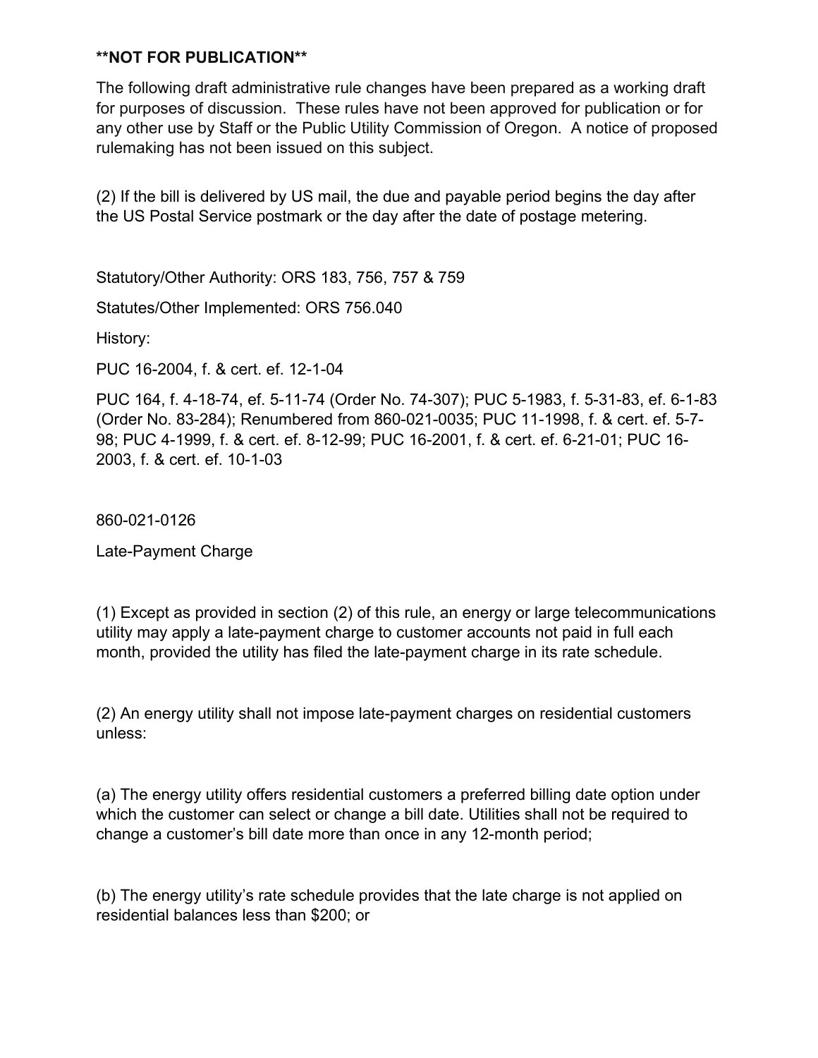**NOT FOR PUBLICATION**

The following draft administrative rule changes have been prepared as a working draft for purposes of discussion. These rules have not been approved for publication or for any other use by Staff or the Public Utility Commission of Oregon. A notice of proposed rulemaking has not been issued on this subject.

(2) If the bill is delivered by US mail, the due and payable period begins the day after the US Postal Service postmark or the day after the date of postage metering.

Statutory/Other Authority: ORS 183, 756, 757 & 759

Statutes/Other Implemented: ORS 756.040

History:

PUC 16-2004, f. & cert. ef. 12-1-04

PUC 164, f. 4-18-74, ef. 5-11-74 (Order No. 74-307); PUC 5-1983, f. 5-31-83, ef. 6-1-83 (Order No. 83-284); Renumbered from 860-021-0035; PUC 11-1998, f. & cert. ef. 5-7-98; PUC 4-1999, f. & cert. ef. 8-12-99; PUC 16-2001, f. & cert. ef. 6-21-01; PUC 16-2003, f. & cert. ef. 10-1-03

860-021-0126

Late-Payment Charge

(1) Except as provided in section (2) of this rule, an energy or large telecommunications utility may apply a late-payment charge to customer accounts not paid in full each month, provided the utility has filed the late-payment charge in its rate schedule.

(2) An energy utility shall not impose late-payment charges on residential customers unless:

(a) The energy utility offers residential customers a preferred billing date option under which the customer can select or change a bill date. Utilities shall not be required to change a customer's bill date more than once in any 12-month period;

(b) The energy utility's rate schedule provides that the late charge is not applied on residential balances less than $200; or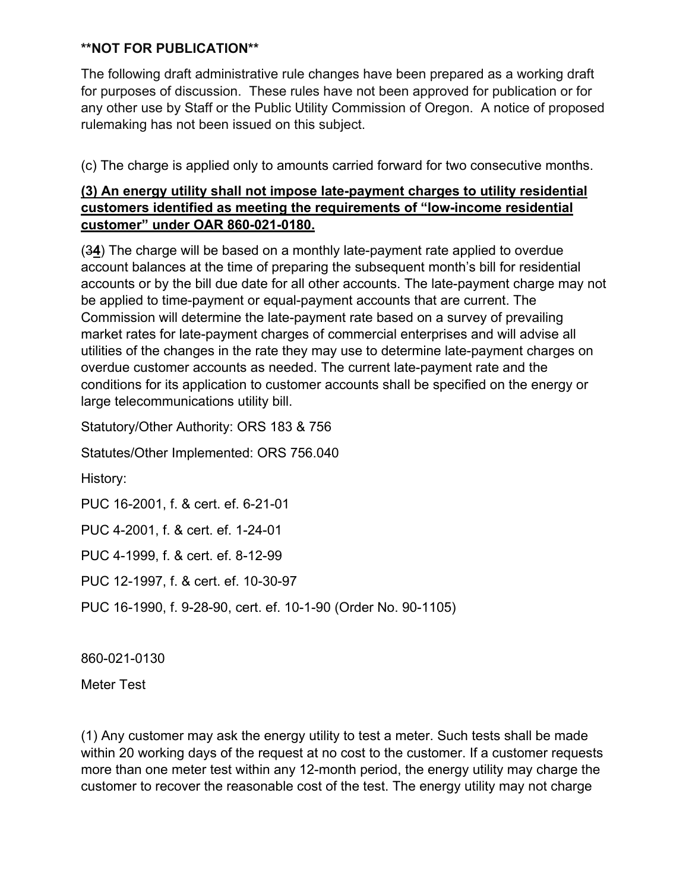**NOT FOR PUBLICATION**

The following draft administrative rule changes have been prepared as a working draft for purposes of discussion. These rules have not been approved for publication or for any other use by Staff or the Public Utility Commission of Oregon. A notice of proposed rulemaking has not been issued on this subject.

(c) The charge is applied only to amounts carried forward for two consecutive months.

**(3) An energy utility shall not impose late-payment charges to utility residential customers identified as meeting the requirements of "low-income residential customer" under OAR 860-021-0180.**

(~~3~~**4**) The charge will be based on a monthly late-payment rate applied to overdue account balances at the time of preparing the subsequent month's bill for residential accounts or by the bill due date for all other accounts. The late-payment charge may not be applied to time-payment or equal-payment accounts that are current. The Commission will determine the late-payment rate based on a survey of prevailing market rates for late-payment charges of commercial enterprises and will advise all utilities of the changes in the rate they may use to determine late-payment charges on overdue customer accounts as needed. The current late-payment rate and the conditions for its application to customer accounts shall be specified on the energy or large telecommunications utility bill.

Statutory/Other Authority: ORS 183 & 756

Statutes/Other Implemented: ORS 756.040

History:

PUC 16-2001, f. & cert. ef. 6-21-01

PUC 4-2001, f. & cert. ef. 1-24-01

PUC 4-1999, f. & cert. ef. 8-12-99

PUC 12-1997, f. & cert. ef. 10-30-97

PUC 16-1990, f. 9-28-90, cert. ef. 10-1-90 (Order No. 90-1105)

860-021-0130

Meter Test

(1) Any customer may ask the energy utility to test a meter. Such tests shall be made within 20 working days of the request at no cost to the customer. If a customer requests more than one meter test within any 12-month period, the energy utility may charge the customer to recover the reasonable cost of the test. The energy utility may not charge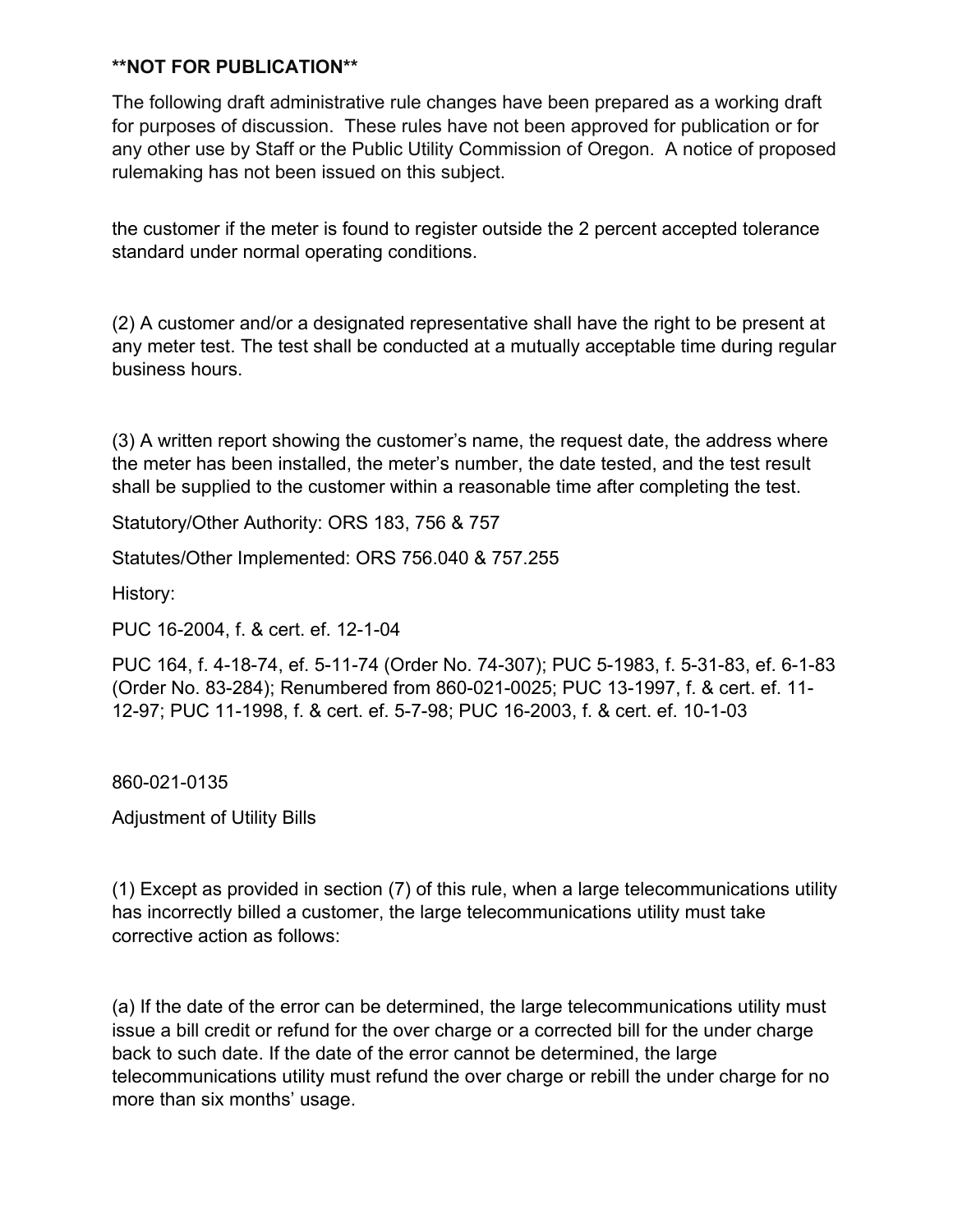**NOT FOR PUBLICATION**

The following draft administrative rule changes have been prepared as a working draft for purposes of discussion. These rules have not been approved for publication or for any other use by Staff or the Public Utility Commission of Oregon. A notice of proposed rulemaking has not been issued on this subject.

the customer if the meter is found to register outside the 2 percent accepted tolerance standard under normal operating conditions.

(2) A customer and/or a designated representative shall have the right to be present at any meter test. The test shall be conducted at a mutually acceptable time during regular business hours.

(3) A written report showing the customer's name, the request date, the address where the meter has been installed, the meter's number, the date tested, and the test result shall be supplied to the customer within a reasonable time after completing the test.

Statutory/Other Authority: ORS 183, 756 & 757

Statutes/Other Implemented: ORS 756.040 & 757.255

History:

PUC 16-2004, f. & cert. ef. 12-1-04

PUC 164, f. 4-18-74, ef. 5-11-74 (Order No. 74-307); PUC 5-1983, f. 5-31-83, ef. 6-1-83 (Order No. 83-284); Renumbered from 860-021-0025; PUC 13-1997, f. & cert. ef. 11-12-97; PUC 11-1998, f. & cert. ef. 5-7-98; PUC 16-2003, f. & cert. ef. 10-1-03

860-021-0135

Adjustment of Utility Bills

(1) Except as provided in section (7) of this rule, when a large telecommunications utility has incorrectly billed a customer, the large telecommunications utility must take corrective action as follows:

(a) If the date of the error can be determined, the large telecommunications utility must issue a bill credit or refund for the over charge or a corrected bill for the under charge back to such date. If the date of the error cannot be determined, the large telecommunications utility must refund the over charge or rebill the under charge for no more than six months' usage.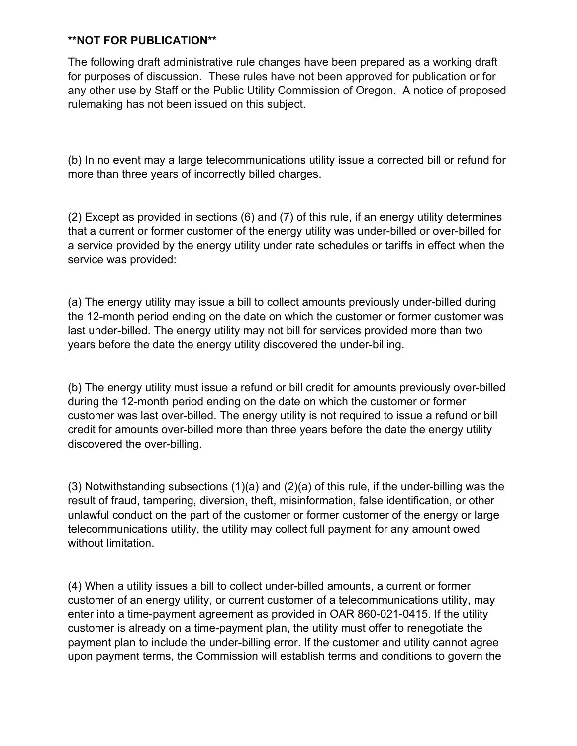**NOT FOR PUBLICATION**

The following draft administrative rule changes have been prepared as a working draft for purposes of discussion. These rules have not been approved for publication or for any other use by Staff or the Public Utility Commission of Oregon. A notice of proposed rulemaking has not been issued on this subject.

(b) In no event may a large telecommunications utility issue a corrected bill or refund for more than three years of incorrectly billed charges.

(2) Except as provided in sections (6) and (7) of this rule, if an energy utility determines that a current or former customer of the energy utility was under-billed or over-billed for a service provided by the energy utility under rate schedules or tariffs in effect when the service was provided:

(a) The energy utility may issue a bill to collect amounts previously under-billed during the 12-month period ending on the date on which the customer or former customer was last under-billed. The energy utility may not bill for services provided more than two years before the date the energy utility discovered the under-billing.

(b) The energy utility must issue a refund or bill credit for amounts previously over-billed during the 12-month period ending on the date on which the customer or former customer was last over-billed. The energy utility is not required to issue a refund or bill credit for amounts over-billed more than three years before the date the energy utility discovered the over-billing.

(3) Notwithstanding subsections (1)(a) and (2)(a) of this rule, if the under-billing was the result of fraud, tampering, diversion, theft, misinformation, false identification, or other unlawful conduct on the part of the customer or former customer of the energy or large telecommunications utility, the utility may collect full payment for any amount owed without limitation.

(4) When a utility issues a bill to collect under-billed amounts, a current or former customer of an energy utility, or current customer of a telecommunications utility, may enter into a time-payment agreement as provided in OAR 860-021-0415. If the utility customer is already on a time-payment plan, the utility must offer to renegotiate the payment plan to include the under-billing error. If the customer and utility cannot agree upon payment terms, the Commission will establish terms and conditions to govern the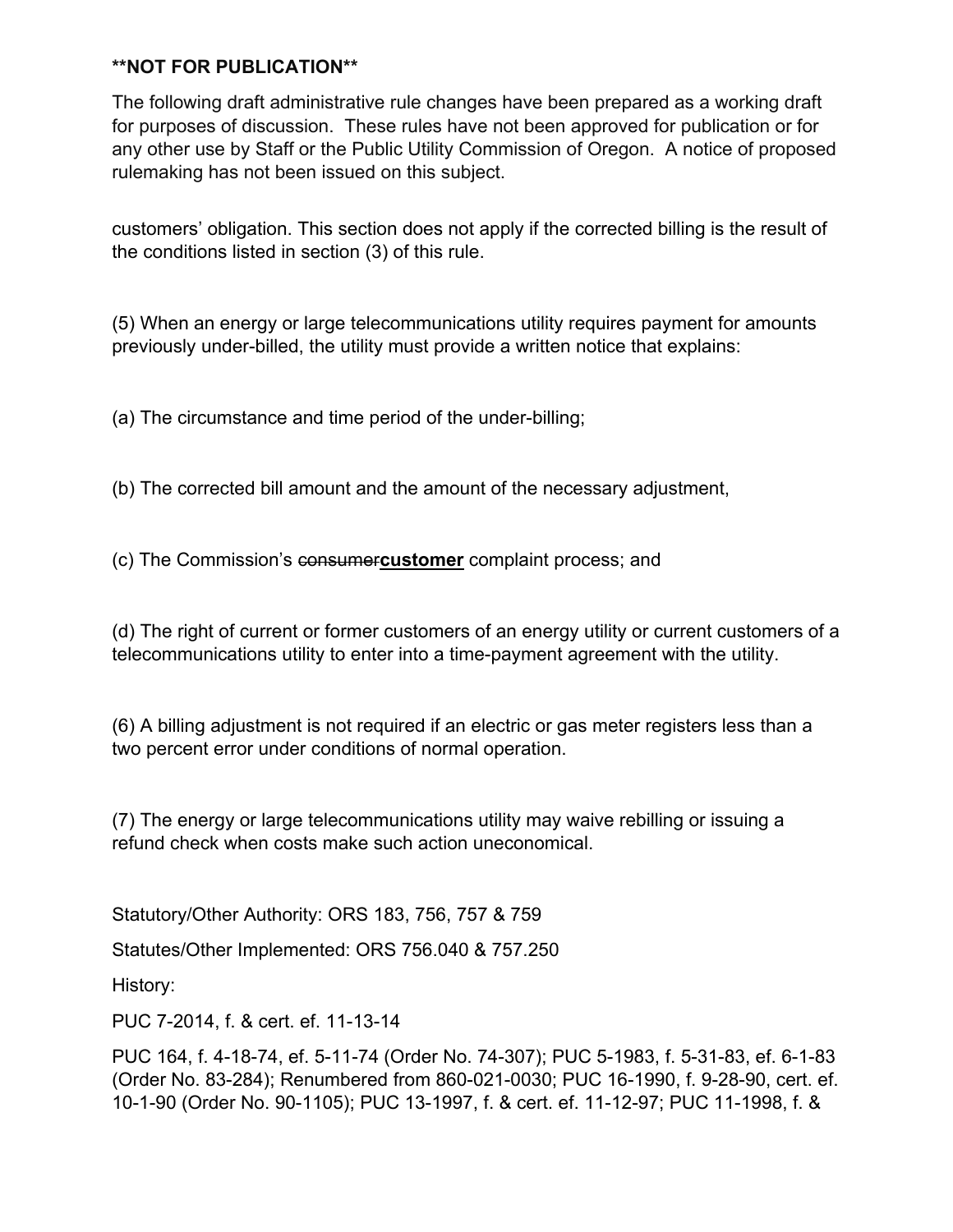**NOT FOR PUBLICATION**

The following draft administrative rule changes have been prepared as a working draft for purposes of discussion. These rules have not been approved for publication or for any other use by Staff or the Public Utility Commission of Oregon. A notice of proposed rulemaking has not been issued on this subject.

customers' obligation. This section does not apply if the corrected billing is the result of the conditions listed in section (3) of this rule.

(5) When an energy or large telecommunications utility requires payment for amounts previously under-billed, the utility must provide a written notice that explains:

(a) The circumstance and time period of the under-billing;

(b) The corrected bill amount and the amount of the necessary adjustment,

(c) The Commission's ~~consumer~~**customer** complaint process; and

(d) The right of current or former customers of an energy utility or current customers of a telecommunications utility to enter into a time-payment agreement with the utility.

(6) A billing adjustment is not required if an electric or gas meter registers less than a two percent error under conditions of normal operation.

(7) The energy or large telecommunications utility may waive rebilling or issuing a refund check when costs make such action uneconomical.

Statutory/Other Authority: ORS 183, 756, 757 & 759

Statutes/Other Implemented: ORS 756.040 & 757.250

History:

PUC 7-2014, f. & cert. ef. 11-13-14

PUC 164, f. 4-18-74, ef. 5-11-74 (Order No. 74-307); PUC 5-1983, f. 5-31-83, ef. 6-1-83 (Order No. 83-284); Renumbered from 860-021-0030; PUC 16-1990, f. 9-28-90, cert. ef. 10-1-90 (Order No. 90-1105); PUC 13-1997, f. & cert. ef. 11-12-97; PUC 11-1998, f. &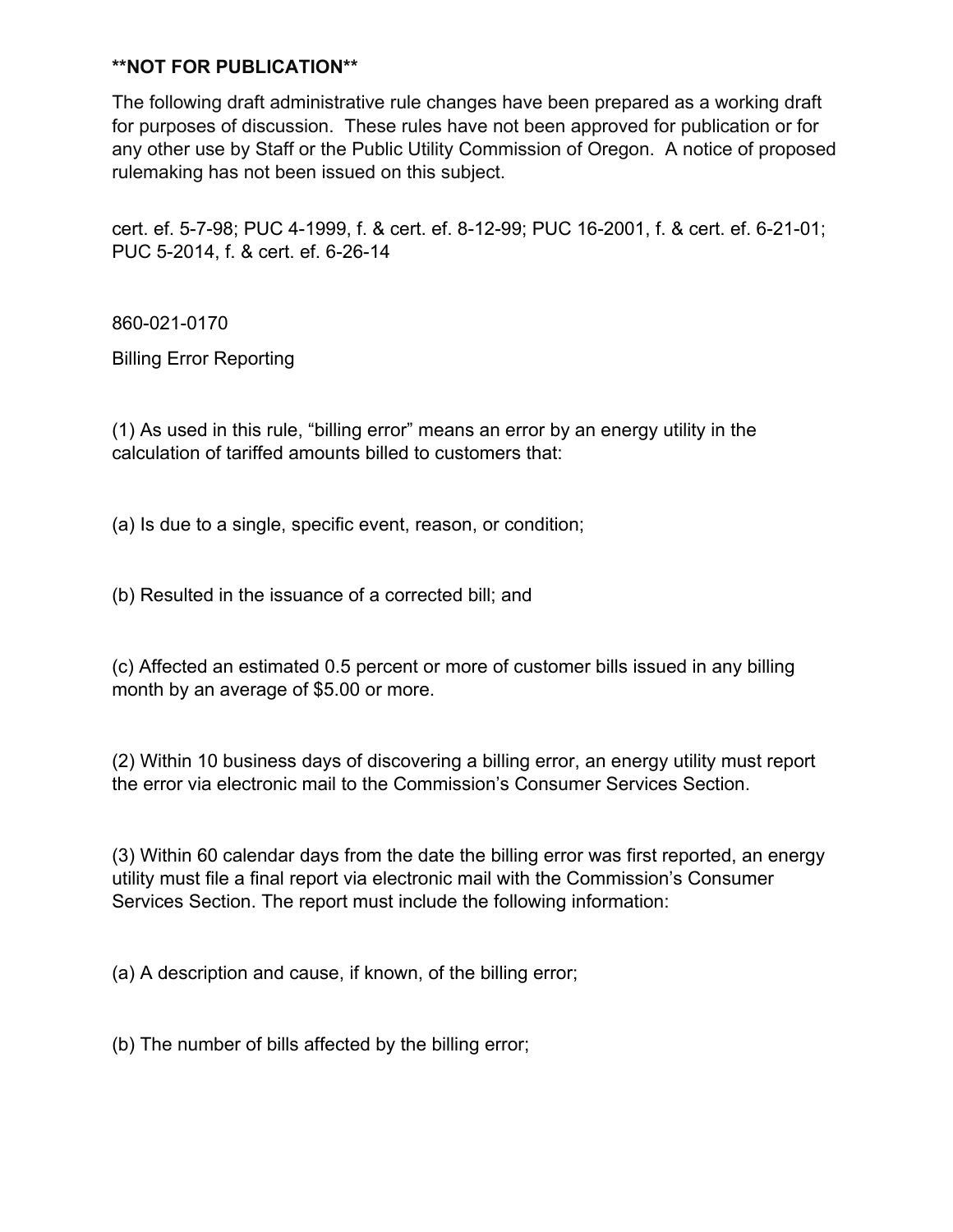**NOT FOR PUBLICATION**

The following draft administrative rule changes have been prepared as a working draft for purposes of discussion. These rules have not been approved for publication or for any other use by Staff or the Public Utility Commission of Oregon. A notice of proposed rulemaking has not been issued on this subject.

cert. ef. 5-7-98; PUC 4-1999, f. & cert. ef. 8-12-99; PUC 16-2001, f. & cert. ef. 6-21-01; PUC 5-2014, f. & cert. ef. 6-26-14

860-021-0170

Billing Error Reporting

(1) As used in this rule, "billing error" means an error by an energy utility in the calculation of tariffed amounts billed to customers that:

(a) Is due to a single, specific event, reason, or condition;

(b) Resulted in the issuance of a corrected bill; and

(c) Affected an estimated 0.5 percent or more of customer bills issued in any billing month by an average of $5.00 or more.

(2) Within 10 business days of discovering a billing error, an energy utility must report the error via electronic mail to the Commission's Consumer Services Section.

(3) Within 60 calendar days from the date the billing error was first reported, an energy utility must file a final report via electronic mail with the Commission's Consumer Services Section. The report must include the following information:

(a) A description and cause, if known, of the billing error;

(b) The number of bills affected by the billing error;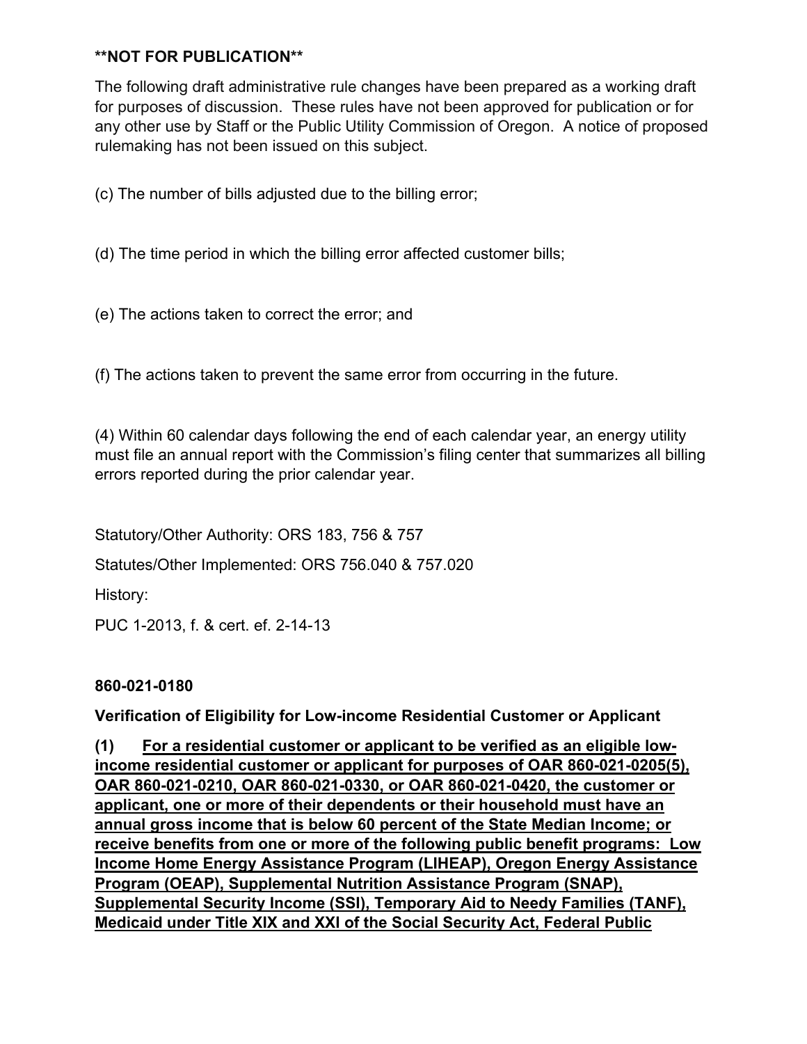**NOT FOR PUBLICATION**

The following draft administrative rule changes have been prepared as a working draft for purposes of discussion. These rules have not been approved for publication or for any other use by Staff or the Public Utility Commission of Oregon. A notice of proposed rulemaking has not been issued on this subject.

(c) The number of bills adjusted due to the billing error;

(d) The time period in which the billing error affected customer bills;

(e) The actions taken to correct the error; and

(f) The actions taken to prevent the same error from occurring in the future.

(4) Within 60 calendar days following the end of each calendar year, an energy utility must file an annual report with the Commission's filing center that summarizes all billing errors reported during the prior calendar year.

Statutory/Other Authority: ORS 183, 756 & 757

Statutes/Other Implemented: ORS 756.040 & 757.020

History:

PUC 1-2013, f. & cert. ef. 2-14-13

**860-021-0180**

**Verification of Eligibility for Low-income Residential Customer or Applicant**

**(1) <u>For a residential customer or applicant to be verified as an eligible low-income residential customer or applicant for purposes of OAR 860-021-0205(5), OAR 860-021-0210, OAR 860-021-0330, or OAR 860-021-0420, the customer or applicant, one or more of their dependents or their household must have an annual gross income that is below 60 percent of the State Median Income; or receive benefits from one or more of the following public benefit programs: Low Income Home Energy Assistance Program (LIHEAP), Oregon Energy Assistance Program (OEAP), Supplemental Nutrition Assistance Program (SNAP), Supplemental Security Income (SSI), Temporary Aid to Needy Families (TANF), Medicaid under Title XIX and XXI of the Social Security Act, Federal Public</u>**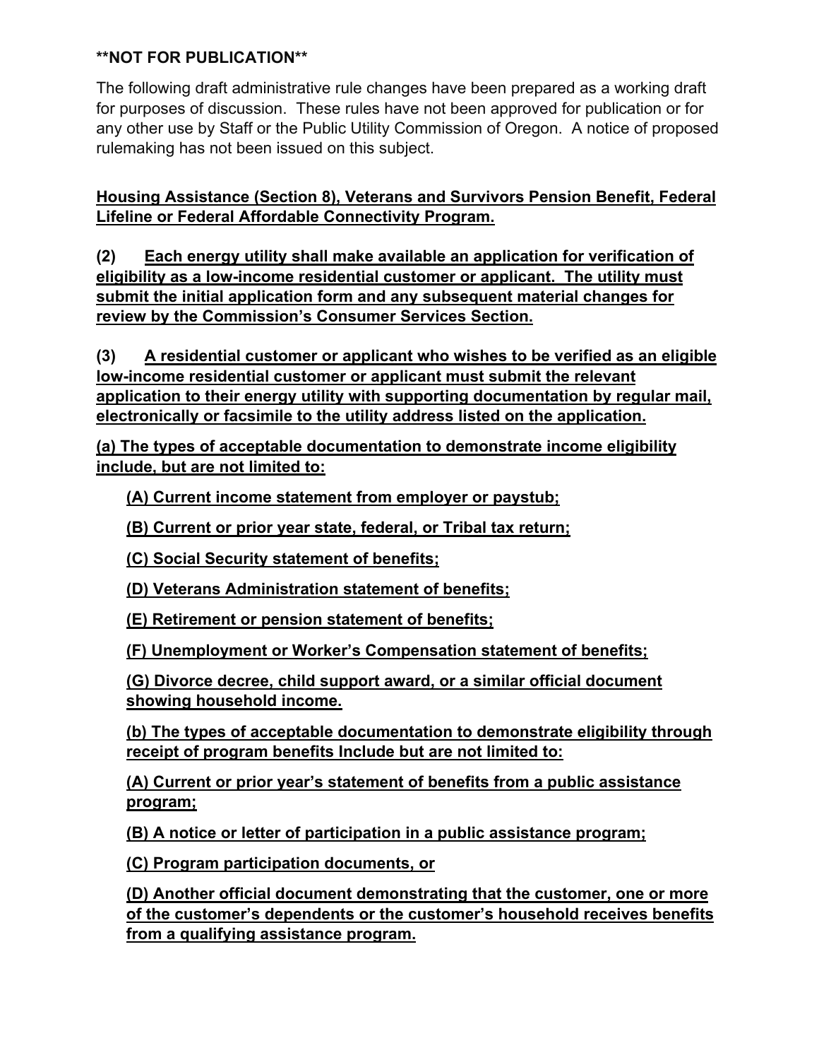**NOT FOR PUBLICATION**

The following draft administrative rule changes have been prepared as a working draft for purposes of discussion. These rules have not been approved for publication or for any other use by Staff or the Public Utility Commission of Oregon. A notice of proposed rulemaking has not been issued on this subject.

<u>**Housing Assistance (Section 8), Veterans and Survivors Pension Benefit, Federal Lifeline or Federal Affordable Connectivity Program.**</u>

**(2)** <u>**Each energy utility shall make available an application for verification of eligibility as a low-income residential customer or applicant. The utility must submit the initial application form and any subsequent material changes for review by the Commission's Consumer Services Section.**</u>

**(3)** <u>**A residential customer or applicant who wishes to be verified as an eligible low-income residential customer or applicant must submit the relevant application to their energy utility with supporting documentation by regular mail, electronically or facsimile to the utility address listed on the application.**</u>

<u>**(a) The types of acceptable documentation to demonstrate income eligibility include, but are not limited to:**</u>

<u>**(A) Current income statement from employer or paystub;**</u>

<u>**(B) Current or prior year state, federal, or Tribal tax return;**</u>

<u>**(C) Social Security statement of benefits;**</u>

<u>**(D) Veterans Administration statement of benefits;**</u>

<u>**(E) Retirement or pension statement of benefits;**</u>

<u>**(F) Unemployment or Worker's Compensation statement of benefits;**</u>

<u>**(G) Divorce decree, child support award, or a similar official document showing household income.**</u>

<u>**(b) The types of acceptable documentation to demonstrate eligibility through receipt of program benefits Include but are not limited to:**</u>

<u>**(A) Current or prior year's statement of benefits from a public assistance program;**</u>

<u>**(B) A notice or letter of participation in a public assistance program;**</u>

<u>**(C) Program participation documents, or**</u>

<u>**(D) Another official document demonstrating that the customer, one or more of the customer's dependents or the customer's household receives benefits from a qualifying assistance program.**</u>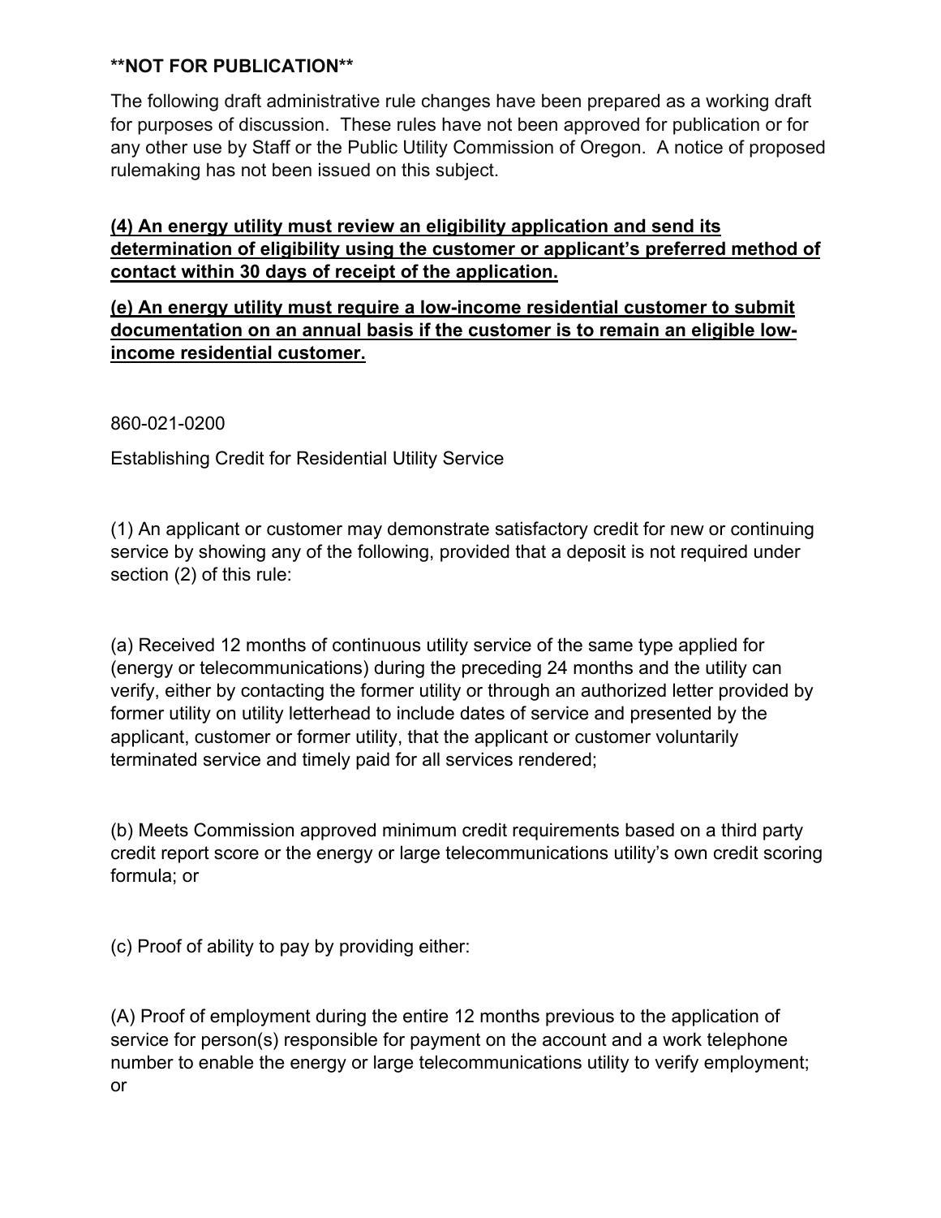**NOT FOR PUBLICATION**

The following draft administrative rule changes have been prepared as a working draft for purposes of discussion. These rules have not been approved for publication or for any other use by Staff or the Public Utility Commission of Oregon. A notice of proposed rulemaking has not been issued on this subject.

<u>**(4) An energy utility must review an eligibility application and send its determination of eligibility using the customer or applicant's preferred method of contact within 30 days of receipt of the application.**</u>

<u>**(e) An energy utility must require a low-income residential customer to submit documentation on an annual basis if the customer is to remain an eligible low-income residential customer.**</u>

860-021-0200

Establishing Credit for Residential Utility Service

(1) An applicant or customer may demonstrate satisfactory credit for new or continuing service by showing any of the following, provided that a deposit is not required under section (2) of this rule:

(a) Received 12 months of continuous utility service of the same type applied for (energy or telecommunications) during the preceding 24 months and the utility can verify, either by contacting the former utility or through an authorized letter provided by former utility on utility letterhead to include dates of service and presented by the applicant, customer or former utility, that the applicant or customer voluntarily terminated service and timely paid for all services rendered;

(b) Meets Commission approved minimum credit requirements based on a third party credit report score or the energy or large telecommunications utility's own credit scoring formula; or

(c) Proof of ability to pay by providing either:

(A) Proof of employment during the entire 12 months previous to the application of service for person(s) responsible for payment on the account and a work telephone number to enable the energy or large telecommunications utility to verify employment; or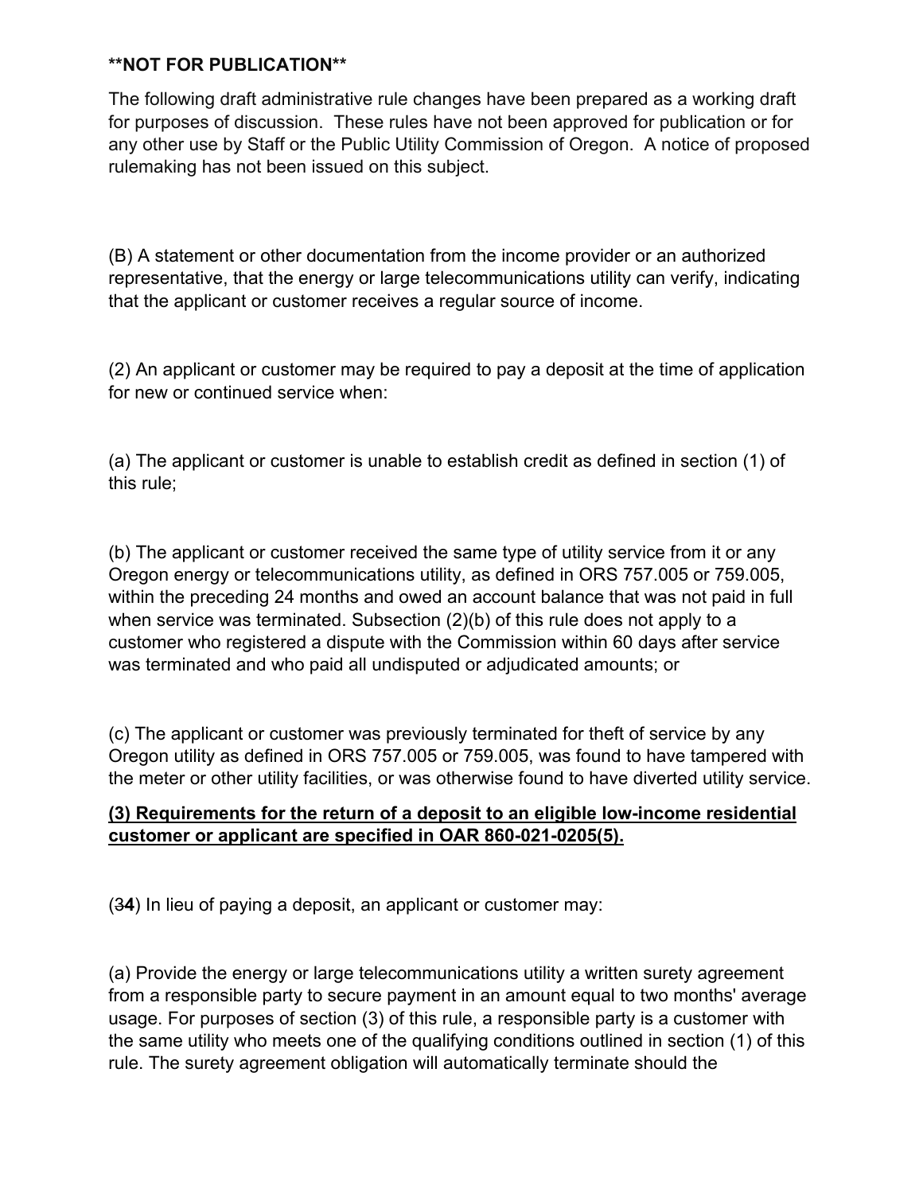**NOT FOR PUBLICATION**

The following draft administrative rule changes have been prepared as a working draft for purposes of discussion. These rules have not been approved for publication or for any other use by Staff or the Public Utility Commission of Oregon. A notice of proposed rulemaking has not been issued on this subject.

(B) A statement or other documentation from the income provider or an authorized representative, that the energy or large telecommunications utility can verify, indicating that the applicant or customer receives a regular source of income.

(2) An applicant or customer may be required to pay a deposit at the time of application for new or continued service when:

(a) The applicant or customer is unable to establish credit as defined in section (1) of this rule;

(b) The applicant or customer received the same type of utility service from it or any Oregon energy or telecommunications utility, as defined in ORS 757.005 or 759.005, within the preceding 24 months and owed an account balance that was not paid in full when service was terminated. Subsection (2)(b) of this rule does not apply to a customer who registered a dispute with the Commission within 60 days after service was terminated and who paid all undisputed or adjudicated amounts; or

(c) The applicant or customer was previously terminated for theft of service by any Oregon utility as defined in ORS 757.005 or 759.005, was found to have tampered with the meter or other utility facilities, or was otherwise found to have diverted utility service.

**(3) Requirements for the return of a deposit to an eligible low-income residential customer or applicant are specified in OAR 860-021-0205(5).**

(~~3~~**4**) In lieu of paying a deposit, an applicant or customer may:

(a) Provide the energy or large telecommunications utility a written surety agreement from a responsible party to secure payment in an amount equal to two months' average usage. For purposes of section (3) of this rule, a responsible party is a customer with the same utility who meets one of the qualifying conditions outlined in section (1) of this rule. The surety agreement obligation will automatically terminate should the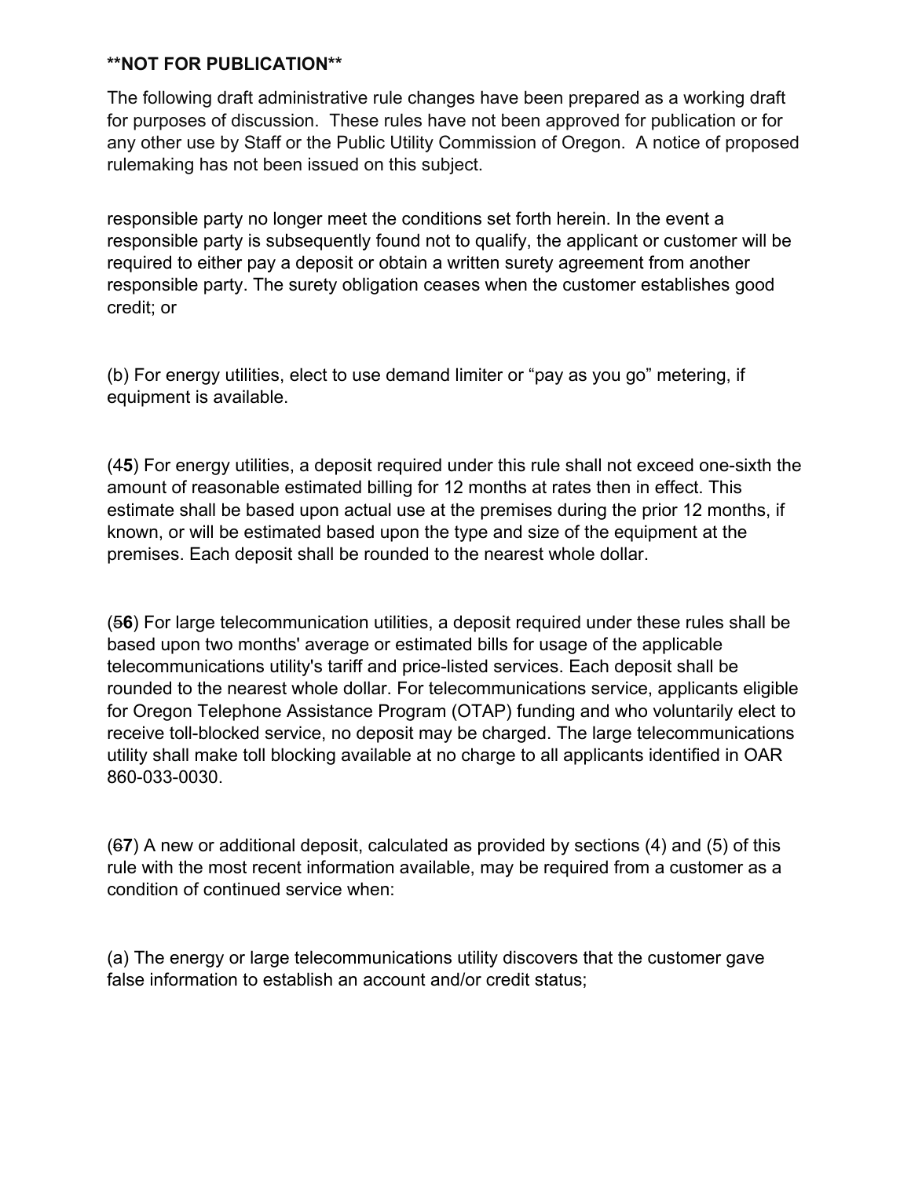**NOT FOR PUBLICATION**

The following draft administrative rule changes have been prepared as a working draft for purposes of discussion. These rules have not been approved for publication or for any other use by Staff or the Public Utility Commission of Oregon. A notice of proposed rulemaking has not been issued on this subject.

responsible party no longer meet the conditions set forth herein. In the event a responsible party is subsequently found not to qualify, the applicant or customer will be required to either pay a deposit or obtain a written surety agreement from another responsible party. The surety obligation ceases when the customer establishes good credit; or

(b) For energy utilities, elect to use demand limiter or “pay as you go” metering, if equipment is available.

(4**5**) For energy utilities, a deposit required under this rule shall not exceed one-sixth the amount of reasonable estimated billing for 12 months at rates then in effect. This estimate shall be based upon actual use at the premises during the prior 12 months, if known, or will be estimated based upon the type and size of the equipment at the premises. Each deposit shall be rounded to the nearest whole dollar.

(~~5~~**6**) For large telecommunication utilities, a deposit required under these rules shall be based upon two months' average or estimated bills for usage of the applicable telecommunications utility's tariff and price-listed services. Each deposit shall be rounded to the nearest whole dollar. For telecommunications service, applicants eligible for Oregon Telephone Assistance Program (OTAP) funding and who voluntarily elect to receive toll-blocked service, no deposit may be charged. The large telecommunications utility shall make toll blocking available at no charge to all applicants identified in OAR 860-033-0030.

(~~6~~**7**) A new or additional deposit, calculated as provided by sections (4) and (5) of this rule with the most recent information available, may be required from a customer as a condition of continued service when:

(a) The energy or large telecommunications utility discovers that the customer gave false information to establish an account and/or credit status;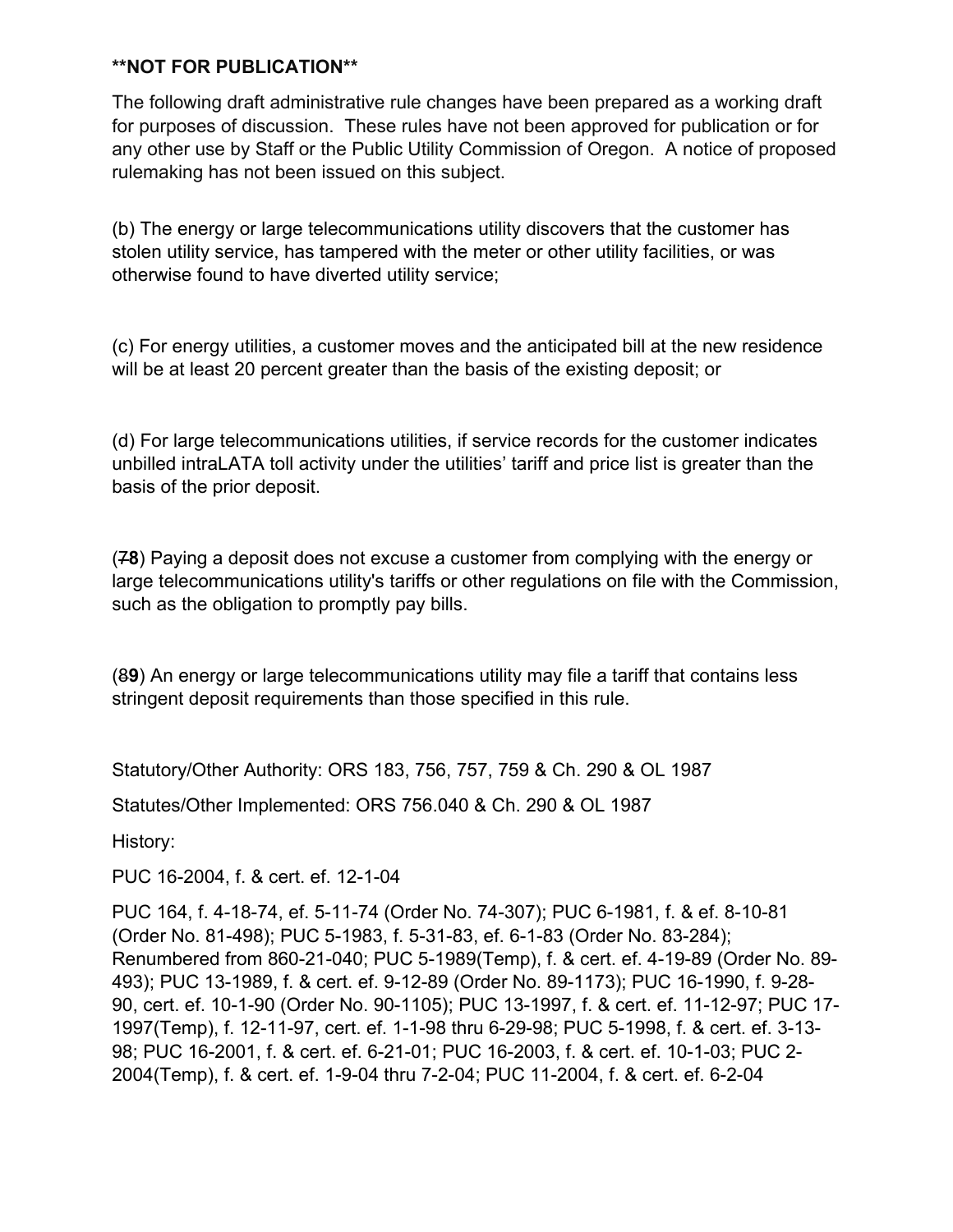**NOT FOR PUBLICATION**

The following draft administrative rule changes have been prepared as a working draft for purposes of discussion. These rules have not been approved for publication or for any other use by Staff or the Public Utility Commission of Oregon. A notice of proposed rulemaking has not been issued on this subject.

(b) The energy or large telecommunications utility discovers that the customer has stolen utility service, has tampered with the meter or other utility facilities, or was otherwise found to have diverted utility service;

(c) For energy utilities, a customer moves and the anticipated bill at the new residence will be at least 20 percent greater than the basis of the existing deposit; or

(d) For large telecommunications utilities, if service records for the customer indicates unbilled intraLATA toll activity under the utilities' tariff and price list is greater than the basis of the prior deposit.

(~~7~~**8**) Paying a deposit does not excuse a customer from complying with the energy or large telecommunications utility's tariffs or other regulations on file with the Commission, such as the obligation to promptly pay bills.

(~~8~~**9**) An energy or large telecommunications utility may file a tariff that contains less stringent deposit requirements than those specified in this rule.

Statutory/Other Authority: ORS 183, 756, 757, 759 & Ch. 290 & OL 1987

Statutes/Other Implemented: ORS 756.040 & Ch. 290 & OL 1987

History:

PUC 16-2004, f. & cert. ef. 12-1-04

PUC 164, f. 4-18-74, ef. 5-11-74 (Order No. 74-307); PUC 6-1981, f. & ef. 8-10-81 (Order No. 81-498); PUC 5-1983, f. 5-31-83, ef. 6-1-83 (Order No. 83-284); Renumbered from 860-21-040; PUC 5-1989(Temp), f. & cert. ef. 4-19-89 (Order No. 89-493); PUC 13-1989, f. & cert. ef. 9-12-89 (Order No. 89-1173); PUC 16-1990, f. 9-28-90, cert. ef. 10-1-90 (Order No. 90-1105); PUC 13-1997, f. & cert. ef. 11-12-97; PUC 17-1997(Temp), f. 12-11-97, cert. ef. 1-1-98 thru 6-29-98; PUC 5-1998, f. & cert. ef. 3-13-98; PUC 16-2001, f. & cert. ef. 6-21-01; PUC 16-2003, f. & cert. ef. 10-1-03; PUC 2-2004(Temp), f. & cert. ef. 1-9-04 thru 7-2-04; PUC 11-2004, f. & cert. ef. 6-2-04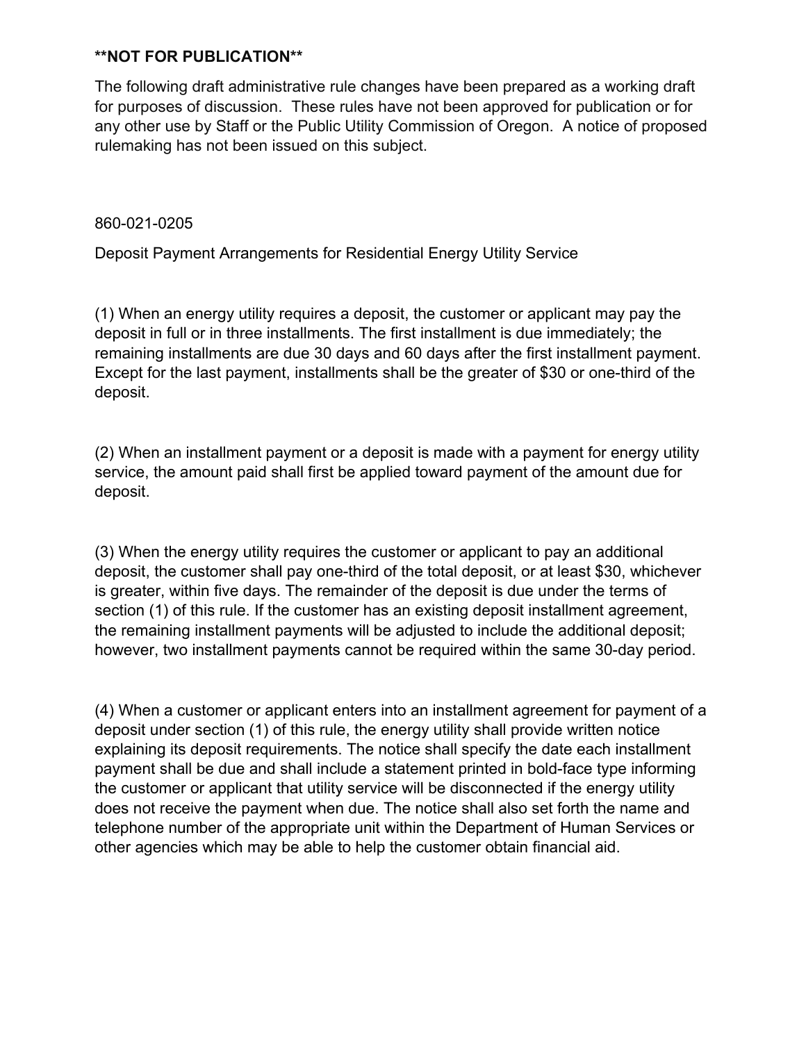**NOT FOR PUBLICATION**

The following draft administrative rule changes have been prepared as a working draft for purposes of discussion. These rules have not been approved for publication or for any other use by Staff or the Public Utility Commission of Oregon. A notice of proposed rulemaking has not been issued on this subject.

860-021-0205

Deposit Payment Arrangements for Residential Energy Utility Service

(1) When an energy utility requires a deposit, the customer or applicant may pay the deposit in full or in three installments. The first installment is due immediately; the remaining installments are due 30 days and 60 days after the first installment payment. Except for the last payment, installments shall be the greater of $30 or one-third of the deposit.

(2) When an installment payment or a deposit is made with a payment for energy utility service, the amount paid shall first be applied toward payment of the amount due for deposit.

(3) When the energy utility requires the customer or applicant to pay an additional deposit, the customer shall pay one-third of the total deposit, or at least $30, whichever is greater, within five days. The remainder of the deposit is due under the terms of section (1) of this rule. If the customer has an existing deposit installment agreement, the remaining installment payments will be adjusted to include the additional deposit; however, two installment payments cannot be required within the same 30-day period.

(4) When a customer or applicant enters into an installment agreement for payment of a deposit under section (1) of this rule, the energy utility shall provide written notice explaining its deposit requirements. The notice shall specify the date each installment payment shall be due and shall include a statement printed in bold-face type informing the customer or applicant that utility service will be disconnected if the energy utility does not receive the payment when due. The notice shall also set forth the name and telephone number of the appropriate unit within the Department of Human Services or other agencies which may be able to help the customer obtain financial aid.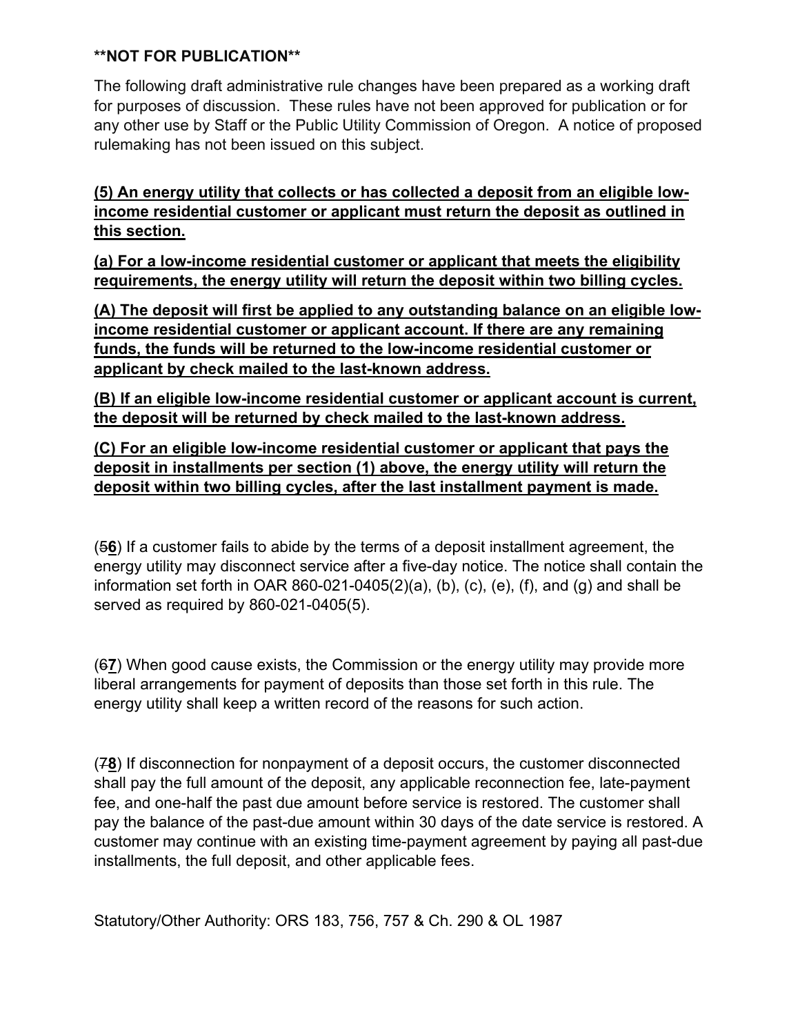**\*\*NOT FOR PUBLICATION\*\***

The following draft administrative rule changes have been prepared as a working draft for purposes of discussion. These rules have not been approved for publication or for any other use by Staff or the Public Utility Commission of Oregon. A notice of proposed rulemaking has not been issued on this subject.

**<u>(5) An energy utility that collects or has collected a deposit from an eligible low-income residential customer or applicant must return the deposit as outlined in this section.</u>**

**<u>(a) For a low-income residential customer or applicant that meets the eligibility requirements, the energy utility will return the deposit within two billing cycles.</u>**

**<u>(A) The deposit will first be applied to any outstanding balance on an eligible low-income residential customer or applicant account. If there are any remaining funds, the funds will be returned to the low-income residential customer or applicant by check mailed to the last-known address.</u>**

**<u>(B) If an eligible low-income residential customer or applicant account is current, the deposit will be returned by check mailed to the last-known address.</u>**

**<u>(C) For an eligible low-income residential customer or applicant that pays the deposit in installments per section (1) above, the energy utility will return the deposit within two billing cycles, after the last installment payment is made.</u>**

(~~5~~**<u>6</u>**) If a customer fails to abide by the terms of a deposit installment agreement, the energy utility may disconnect service after a five-day notice. The notice shall contain the information set forth in OAR 860-021-0405(2)(a), (b), (c), (e), (f), and (g) and shall be served as required by 860-021-0405(5).

(~~6~~**<u>7</u>**) When good cause exists, the Commission or the energy utility may provide more liberal arrangements for payment of deposits than those set forth in this rule. The energy utility shall keep a written record of the reasons for such action.

(~~7~~**<u>8</u>**) If disconnection for nonpayment of a deposit occurs, the customer disconnected shall pay the full amount of the deposit, any applicable reconnection fee, late-payment fee, and one-half the past due amount before service is restored. The customer shall pay the balance of the past-due amount within 30 days of the date service is restored. A customer may continue with an existing time-payment agreement by paying all past-due installments, the full deposit, and other applicable fees.

Statutory/Other Authority: ORS 183, 756, 757 & Ch. 290 & OL 1987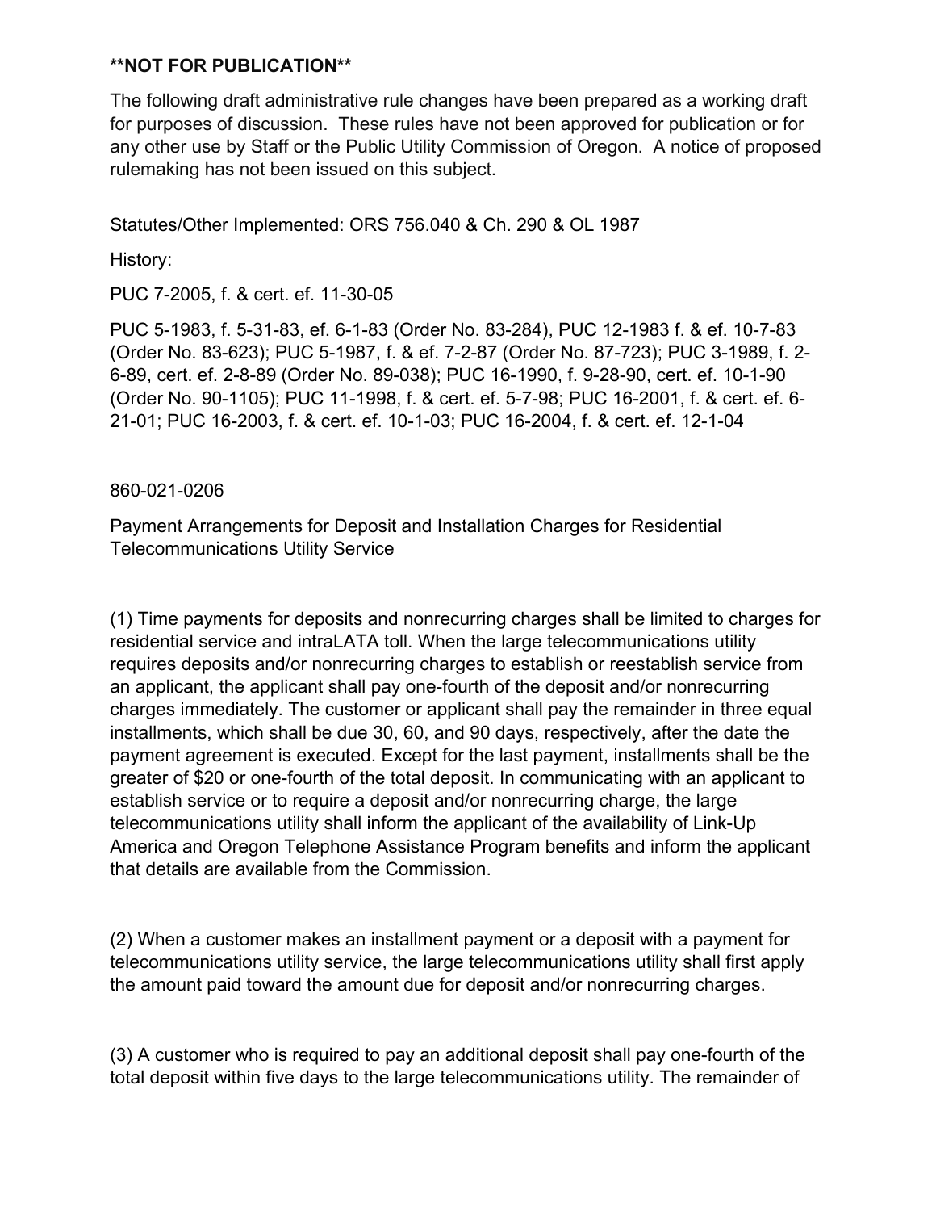**\*\*NOT FOR PUBLICATION\*\***

The following draft administrative rule changes have been prepared as a working draft for purposes of discussion. These rules have not been approved for publication or for any other use by Staff or the Public Utility Commission of Oregon. A notice of proposed rulemaking has not been issued on this subject.

Statutes/Other Implemented: ORS 756.040 & Ch. 290 & OL 1987

History:

PUC 7-2005, f. & cert. ef. 11-30-05

PUC 5-1983, f. 5-31-83, ef. 6-1-83 (Order No. 83-284), PUC 12-1983 f. & ef. 10-7-83 (Order No. 83-623); PUC 5-1987, f. & ef. 7-2-87 (Order No. 87-723); PUC 3-1989, f. 2-6-89, cert. ef. 2-8-89 (Order No. 89-038); PUC 16-1990, f. 9-28-90, cert. ef. 10-1-90 (Order No. 90-1105); PUC 11-1998, f. & cert. ef. 5-7-98; PUC 16-2001, f. & cert. ef. 6-21-01; PUC 16-2003, f. & cert. ef. 10-1-03; PUC 16-2004, f. & cert. ef. 12-1-04

860-021-0206

Payment Arrangements for Deposit and Installation Charges for Residential Telecommunications Utility Service

(1) Time payments for deposits and nonrecurring charges shall be limited to charges for residential service and intraLATA toll. When the large telecommunications utility requires deposits and/or nonrecurring charges to establish or reestablish service from an applicant, the applicant shall pay one-fourth of the deposit and/or nonrecurring charges immediately. The customer or applicant shall pay the remainder in three equal installments, which shall be due 30, 60, and 90 days, respectively, after the date the payment agreement is executed. Except for the last payment, installments shall be the greater of $20 or one-fourth of the total deposit. In communicating with an applicant to establish service or to require a deposit and/or nonrecurring charge, the large telecommunications utility shall inform the applicant of the availability of Link-Up America and Oregon Telephone Assistance Program benefits and inform the applicant that details are available from the Commission.

(2) When a customer makes an installment payment or a deposit with a payment for telecommunications utility service, the large telecommunications utility shall first apply the amount paid toward the amount due for deposit and/or nonrecurring charges.

(3) A customer who is required to pay an additional deposit shall pay one-fourth of the total deposit within five days to the large telecommunications utility. The remainder of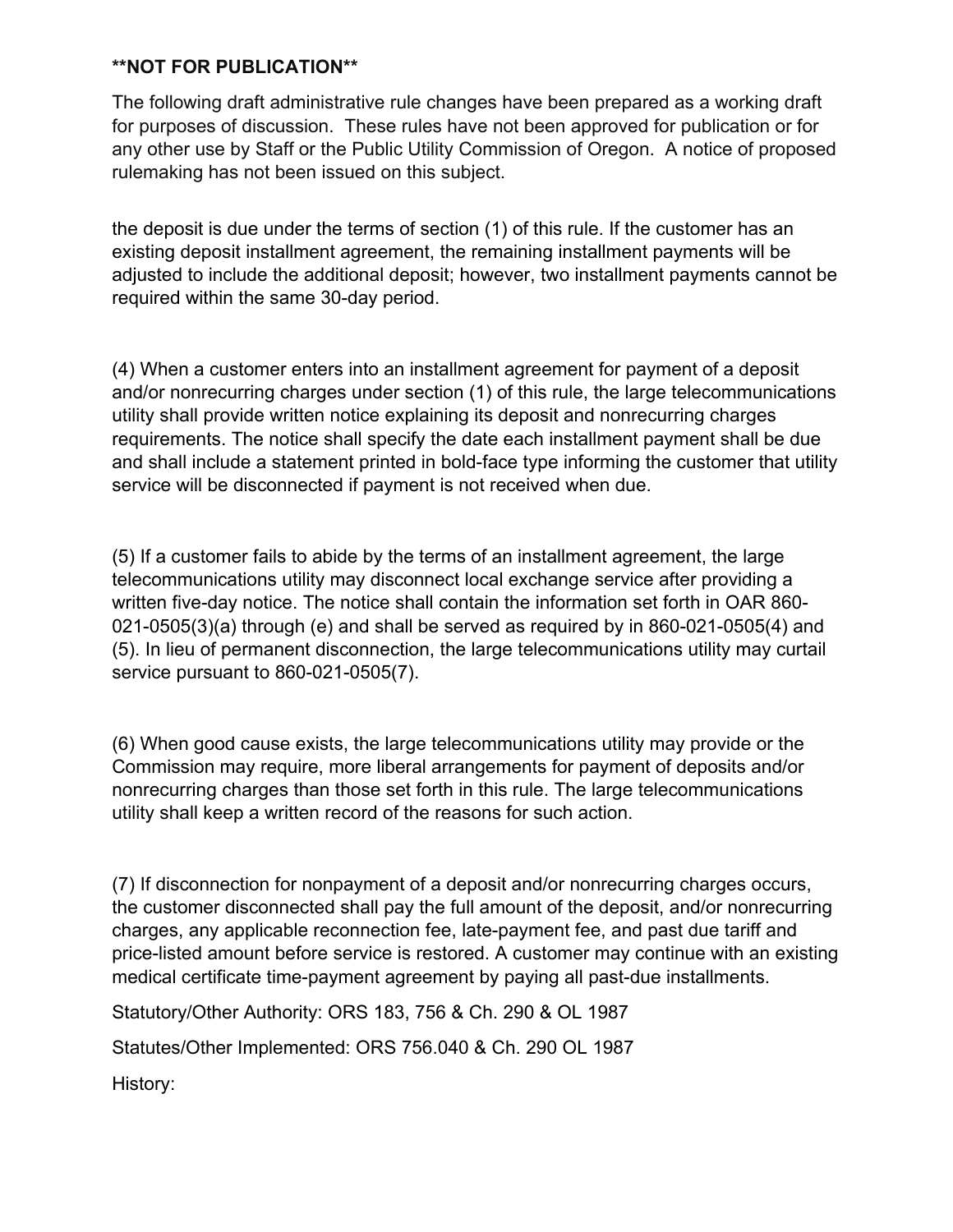**NOT FOR PUBLICATION**

The following draft administrative rule changes have been prepared as a working draft for purposes of discussion. These rules have not been approved for publication or for any other use by Staff or the Public Utility Commission of Oregon. A notice of proposed rulemaking has not been issued on this subject.

the deposit is due under the terms of section (1) of this rule. If the customer has an existing deposit installment agreement, the remaining installment payments will be adjusted to include the additional deposit; however, two installment payments cannot be required within the same 30-day period.

(4) When a customer enters into an installment agreement for payment of a deposit and/or nonrecurring charges under section (1) of this rule, the large telecommunications utility shall provide written notice explaining its deposit and nonrecurring charges requirements. The notice shall specify the date each installment payment shall be due and shall include a statement printed in bold-face type informing the customer that utility service will be disconnected if payment is not received when due.

(5) If a customer fails to abide by the terms of an installment agreement, the large telecommunications utility may disconnect local exchange service after providing a written five-day notice. The notice shall contain the information set forth in OAR 860-021-0505(3)(a) through (e) and shall be served as required by in 860-021-0505(4) and (5). In lieu of permanent disconnection, the large telecommunications utility may curtail service pursuant to 860-021-0505(7).

(6) When good cause exists, the large telecommunications utility may provide or the Commission may require, more liberal arrangements for payment of deposits and/or nonrecurring charges than those set forth in this rule. The large telecommunications utility shall keep a written record of the reasons for such action.

(7) If disconnection for nonpayment of a deposit and/or nonrecurring charges occurs, the customer disconnected shall pay the full amount of the deposit, and/or nonrecurring charges, any applicable reconnection fee, late-payment fee, and past due tariff and price-listed amount before service is restored. A customer may continue with an existing medical certificate time-payment agreement by paying all past-due installments.

Statutory/Other Authority: ORS 183, 756 & Ch. 290 & OL 1987

Statutes/Other Implemented: ORS 756.040 & Ch. 290 OL 1987

History: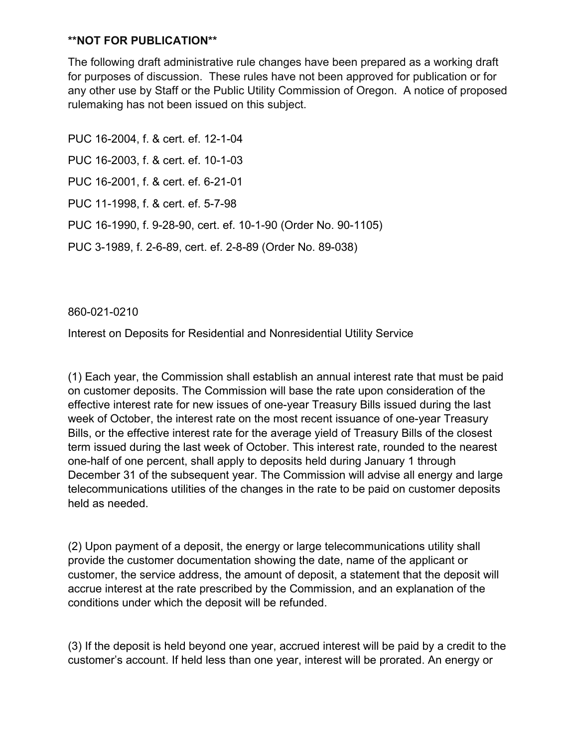**NOT FOR PUBLICATION**

The following draft administrative rule changes have been prepared as a working draft for purposes of discussion. These rules have not been approved for publication or for any other use by Staff or the Public Utility Commission of Oregon. A notice of proposed rulemaking has not been issued on this subject.

PUC 16-2004, f. & cert. ef. 12-1-04

PUC 16-2003, f. & cert. ef. 10-1-03

PUC 16-2001, f. & cert. ef. 6-21-01

PUC 11-1998, f. & cert. ef. 5-7-98

PUC 16-1990, f. 9-28-90, cert. ef. 10-1-90 (Order No. 90-1105)

PUC 3-1989, f. 2-6-89, cert. ef. 2-8-89 (Order No. 89-038)

860-021-0210

Interest on Deposits for Residential and Nonresidential Utility Service

(1) Each year, the Commission shall establish an annual interest rate that must be paid on customer deposits. The Commission will base the rate upon consideration of the effective interest rate for new issues of one-year Treasury Bills issued during the last week of October, the interest rate on the most recent issuance of one-year Treasury Bills, or the effective interest rate for the average yield of Treasury Bills of the closest term issued during the last week of October. This interest rate, rounded to the nearest one-half of one percent, shall apply to deposits held during January 1 through December 31 of the subsequent year. The Commission will advise all energy and large telecommunications utilities of the changes in the rate to be paid on customer deposits held as needed.

(2) Upon payment of a deposit, the energy or large telecommunications utility shall provide the customer documentation showing the date, name of the applicant or customer, the service address, the amount of deposit, a statement that the deposit will accrue interest at the rate prescribed by the Commission, and an explanation of the conditions under which the deposit will be refunded.

(3) If the deposit is held beyond one year, accrued interest will be paid by a credit to the customer's account. If held less than one year, interest will be prorated. An energy or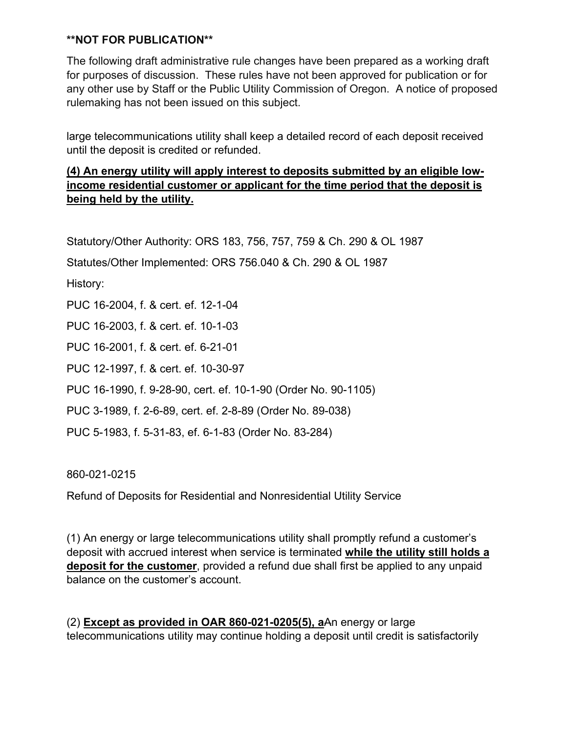**NOT FOR PUBLICATION**

The following draft administrative rule changes have been prepared as a working draft for purposes of discussion. These rules have not been approved for publication or for any other use by Staff or the Public Utility Commission of Oregon. A notice of proposed rulemaking has not been issued on this subject.

large telecommunications utility shall keep a detailed record of each deposit received until the deposit is credited or refunded.

**<u>(4) An energy utility will apply interest to deposits submitted by an eligible low-income residential customer or applicant for the time period that the deposit is being held by the utility.</u>**

Statutory/Other Authority: ORS 183, 756, 757, 759 & Ch. 290 & OL 1987

Statutes/Other Implemented: ORS 756.040 & Ch. 290 & OL 1987

History:

PUC 16-2004, f. & cert. ef. 12-1-04

PUC 16-2003, f. & cert. ef. 10-1-03

PUC 16-2001, f. & cert. ef. 6-21-01

PUC 12-1997, f. & cert. ef. 10-30-97

PUC 16-1990, f. 9-28-90, cert. ef. 10-1-90 (Order No. 90-1105)

PUC 3-1989, f. 2-6-89, cert. ef. 2-8-89 (Order No. 89-038)

PUC 5-1983, f. 5-31-83, ef. 6-1-83 (Order No. 83-284)

860-021-0215

Refund of Deposits for Residential and Nonresidential Utility Service

(1) An energy or large telecommunications utility shall promptly refund a customer's deposit with accrued interest when service is terminated **<u>while the utility still holds a deposit for the customer</u>**, provided a refund due shall first be applied to any unpaid balance on the customer's account.

(2) **<u>Except as provided in OAR 860-021-0205(5), a</u>**~~A~~n energy or large telecommunications utility may continue holding a deposit until credit is satisfactorily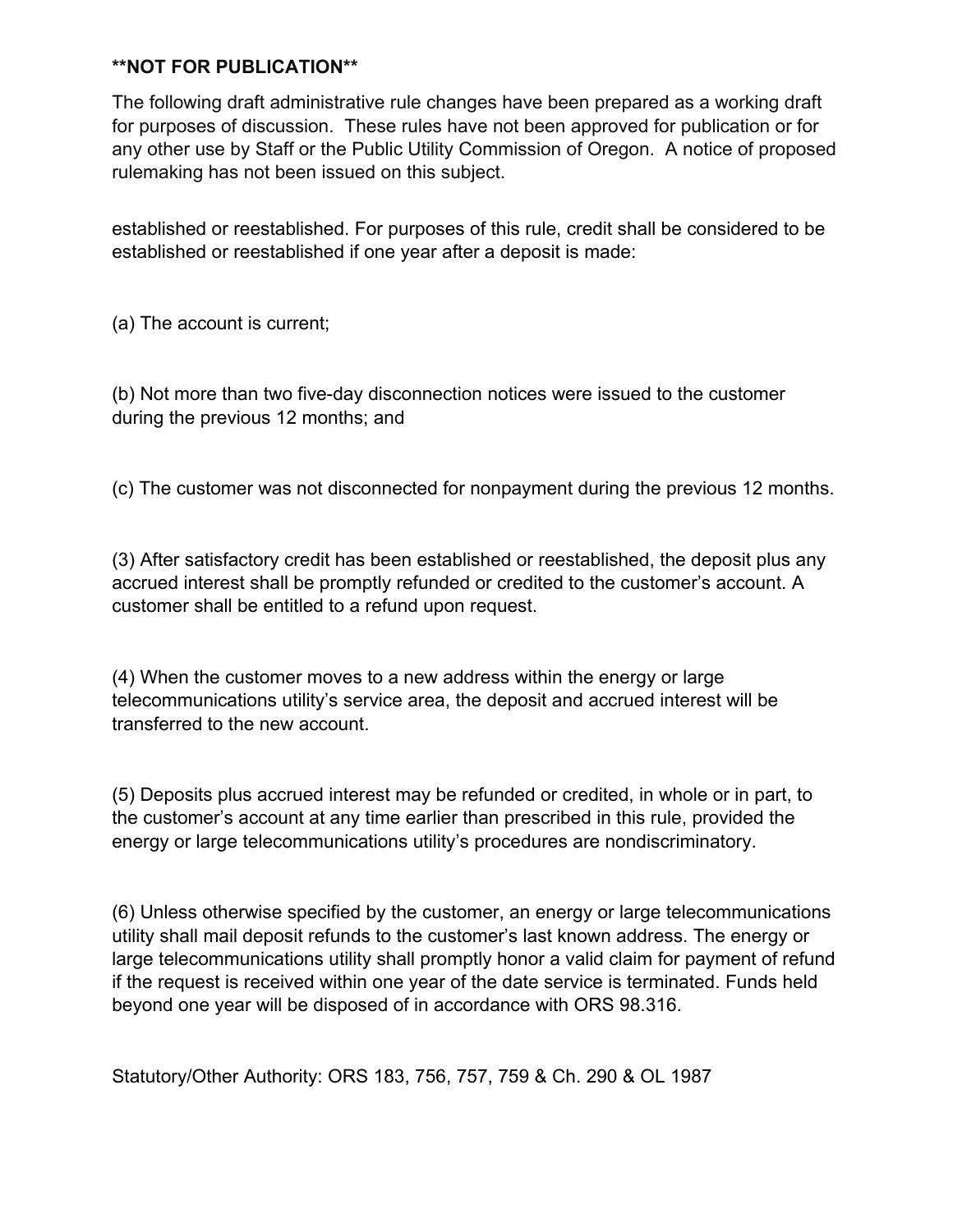**NOT FOR PUBLICATION**

The following draft administrative rule changes have been prepared as a working draft for purposes of discussion. These rules have not been approved for publication or for any other use by Staff or the Public Utility Commission of Oregon. A notice of proposed rulemaking has not been issued on this subject.

established or reestablished. For purposes of this rule, credit shall be considered to be established or reestablished if one year after a deposit is made:

(a) The account is current;

(b) Not more than two five-day disconnection notices were issued to the customer during the previous 12 months; and

(c) The customer was not disconnected for nonpayment during the previous 12 months.

(3) After satisfactory credit has been established or reestablished, the deposit plus any accrued interest shall be promptly refunded or credited to the customer's account. A customer shall be entitled to a refund upon request.

(4) When the customer moves to a new address within the energy or large telecommunications utility's service area, the deposit and accrued interest will be transferred to the new account.

(5) Deposits plus accrued interest may be refunded or credited, in whole or in part, to the customer's account at any time earlier than prescribed in this rule, provided the energy or large telecommunications utility's procedures are nondiscriminatory.

(6) Unless otherwise specified by the customer, an energy or large telecommunications utility shall mail deposit refunds to the customer's last known address. The energy or large telecommunications utility shall promptly honor a valid claim for payment of refund if the request is received within one year of the date service is terminated. Funds held beyond one year will be disposed of in accordance with ORS 98.316.

Statutory/Other Authority: ORS 183, 756, 757, 759 & Ch. 290 & OL 1987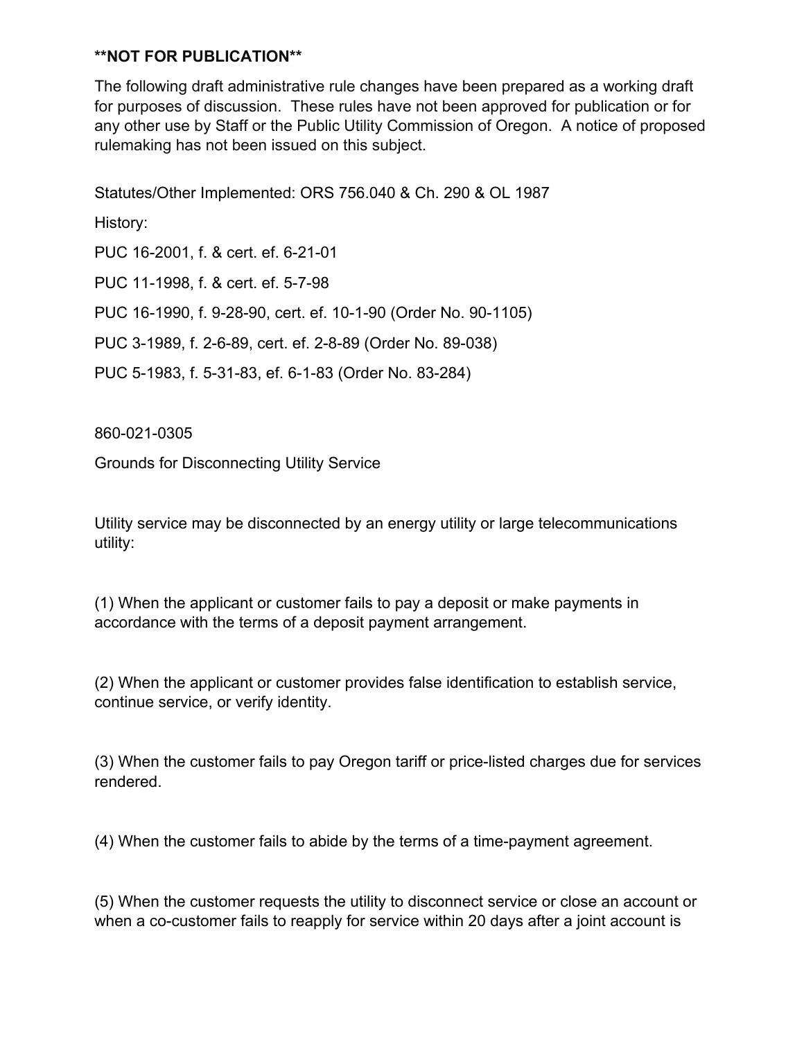**NOT FOR PUBLICATION**

The following draft administrative rule changes have been prepared as a working draft for purposes of discussion. These rules have not been approved for publication or for any other use by Staff or the Public Utility Commission of Oregon. A notice of proposed rulemaking has not been issued on this subject.

Statutes/Other Implemented: ORS 756.040 & Ch. 290 & OL 1987

History:

PUC 16-2001, f. & cert. ef. 6-21-01

PUC 11-1998, f. & cert. ef. 5-7-98

PUC 16-1990, f. 9-28-90, cert. ef. 10-1-90 (Order No. 90-1105)

PUC 3-1989, f. 2-6-89, cert. ef. 2-8-89 (Order No. 89-038)

PUC 5-1983, f. 5-31-83, ef. 6-1-83 (Order No. 83-284)

860-021-0305

Grounds for Disconnecting Utility Service

Utility service may be disconnected by an energy utility or large telecommunications utility:

(1) When the applicant or customer fails to pay a deposit or make payments in accordance with the terms of a deposit payment arrangement.

(2) When the applicant or customer provides false identification to establish service, continue service, or verify identity.

(3) When the customer fails to pay Oregon tariff or price-listed charges due for services rendered.

(4) When the customer fails to abide by the terms of a time-payment agreement.

(5) When the customer requests the utility to disconnect service or close an account or when a co-customer fails to reapply for service within 20 days after a joint account is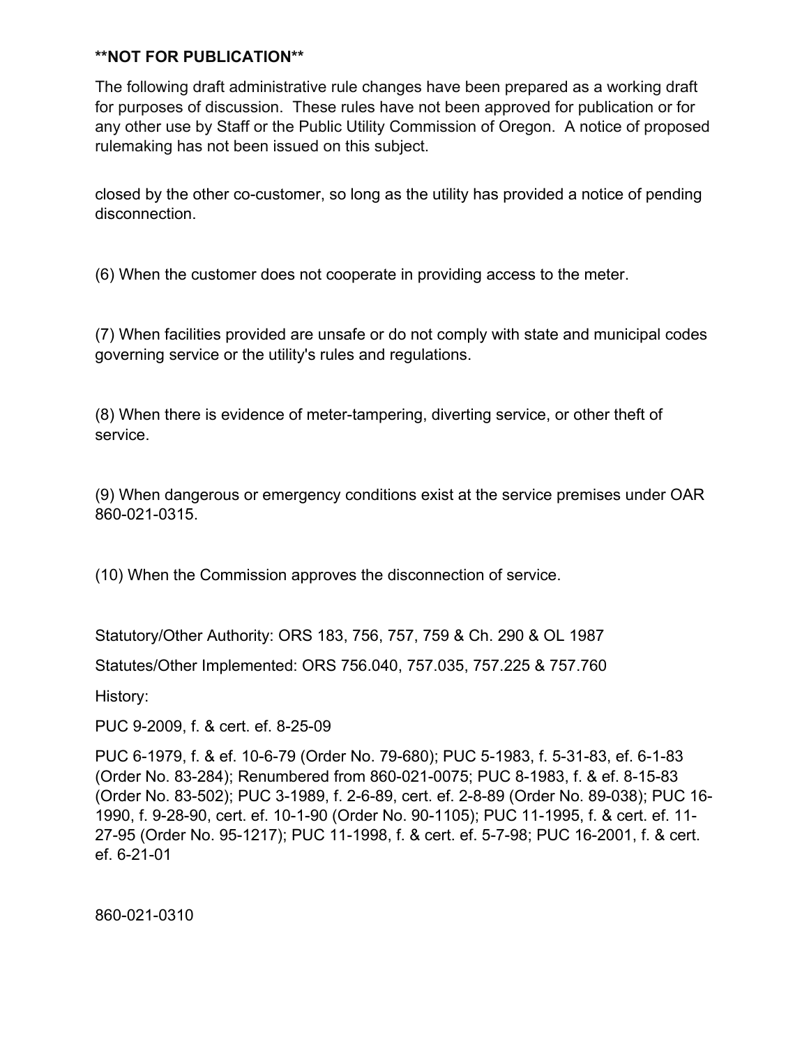**NOT FOR PUBLICATION**

The following draft administrative rule changes have been prepared as a working draft for purposes of discussion. These rules have not been approved for publication or for any other use by Staff or the Public Utility Commission of Oregon. A notice of proposed rulemaking has not been issued on this subject.

closed by the other co-customer, so long as the utility has provided a notice of pending disconnection.

(6) When the customer does not cooperate in providing access to the meter.

(7) When facilities provided are unsafe or do not comply with state and municipal codes governing service or the utility's rules and regulations.

(8) When there is evidence of meter-tampering, diverting service, or other theft of service.

(9) When dangerous or emergency conditions exist at the service premises under OAR 860-021-0315.

(10) When the Commission approves the disconnection of service.

Statutory/Other Authority: ORS 183, 756, 757, 759 & Ch. 290 & OL 1987

Statutes/Other Implemented: ORS 756.040, 757.035, 757.225 & 757.760

History:

PUC 9-2009, f. & cert. ef. 8-25-09

PUC 6-1979, f. & ef. 10-6-79 (Order No. 79-680); PUC 5-1983, f. 5-31-83, ef. 6-1-83 (Order No. 83-284); Renumbered from 860-021-0075; PUC 8-1983, f. & ef. 8-15-83 (Order No. 83-502); PUC 3-1989, f. 2-6-89, cert. ef. 2-8-89 (Order No. 89-038); PUC 16-1990, f. 9-28-90, cert. ef. 10-1-90 (Order No. 90-1105); PUC 11-1995, f. & cert. ef. 11-27-95 (Order No. 95-1217); PUC 11-1998, f. & cert. ef. 5-7-98; PUC 16-2001, f. & cert. ef. 6-21-01

860-021-0310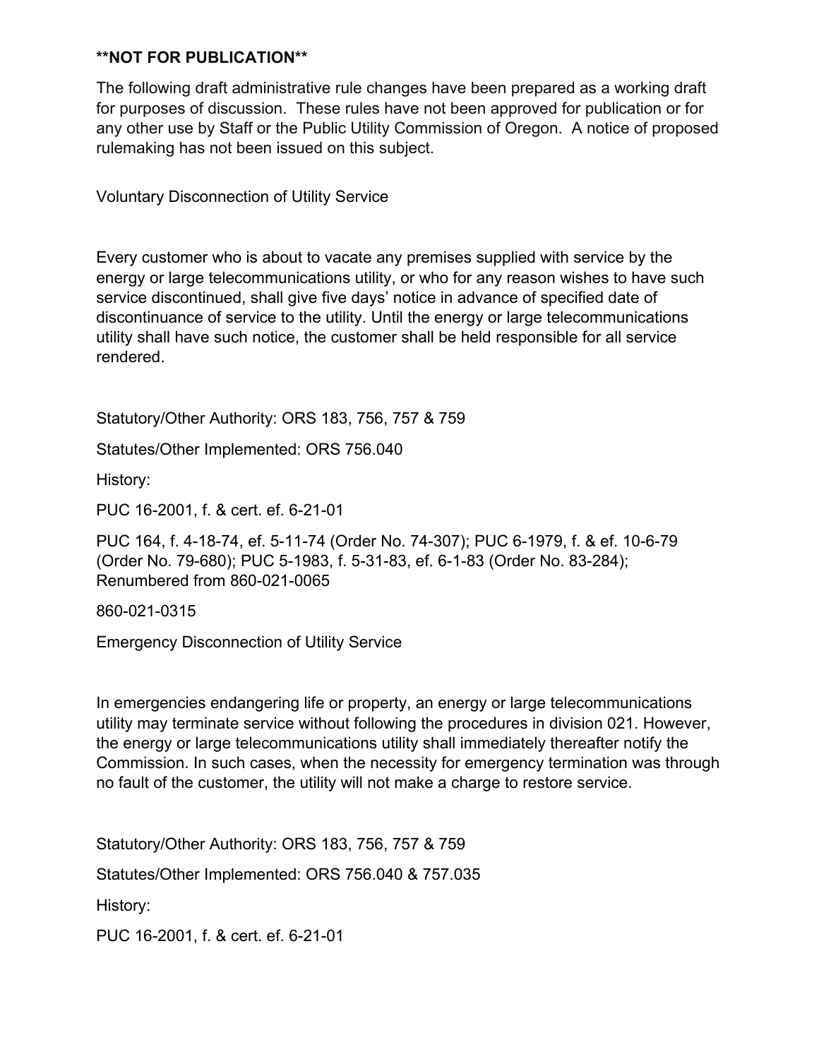**NOT FOR PUBLICATION**

The following draft administrative rule changes have been prepared as a working draft for purposes of discussion. These rules have not been approved for publication or for any other use by Staff or the Public Utility Commission of Oregon. A notice of proposed rulemaking has not been issued on this subject.

Voluntary Disconnection of Utility Service

Every customer who is about to vacate any premises supplied with service by the energy or large telecommunications utility, or who for any reason wishes to have such service discontinued, shall give five days' notice in advance of specified date of discontinuance of service to the utility. Until the energy or large telecommunications utility shall have such notice, the customer shall be held responsible for all service rendered.

Statutory/Other Authority: ORS 183, 756, 757 & 759

Statutes/Other Implemented: ORS 756.040

History:

PUC 16-2001, f. & cert. ef. 6-21-01

PUC 164, f. 4-18-74, ef. 5-11-74 (Order No. 74-307); PUC 6-1979, f. & ef. 10-6-79 (Order No. 79-680); PUC 5-1983, f. 5-31-83, ef. 6-1-83 (Order No. 83-284); Renumbered from 860-021-0065

860-021-0315

Emergency Disconnection of Utility Service

In emergencies endangering life or property, an energy or large telecommunications utility may terminate service without following the procedures in division 021. However, the energy or large telecommunications utility shall immediately thereafter notify the Commission. In such cases, when the necessity for emergency termination was through no fault of the customer, the utility will not make a charge to restore service.

Statutory/Other Authority: ORS 183, 756, 757 & 759

Statutes/Other Implemented: ORS 756.040 & 757.035

History:

PUC 16-2001, f. & cert. ef. 6-21-01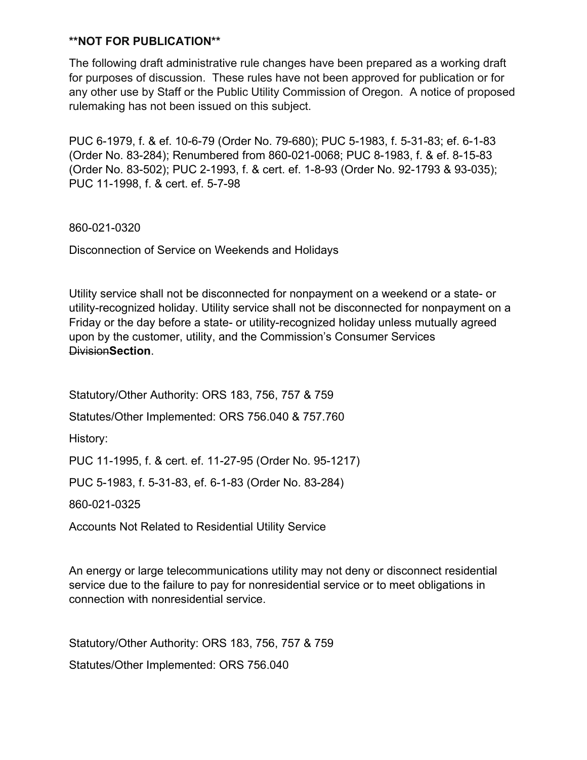**NOT FOR PUBLICATION**

The following draft administrative rule changes have been prepared as a working draft for purposes of discussion. These rules have not been approved for publication or for any other use by Staff or the Public Utility Commission of Oregon. A notice of proposed rulemaking has not been issued on this subject.

PUC 6-1979, f. & ef. 10-6-79 (Order No. 79-680); PUC 5-1983, f. 5-31-83; ef. 6-1-83 (Order No. 83-284); Renumbered from 860-021-0068; PUC 8-1983, f. & ef. 8-15-83 (Order No. 83-502); PUC 2-1993, f. & cert. ef. 1-8-93 (Order No. 92-1793 & 93-035); PUC 11-1998, f. & cert. ef. 5-7-98

860-021-0320

Disconnection of Service on Weekends and Holidays

Utility service shall not be disconnected for nonpayment on a weekend or a state- or utility-recognized holiday. Utility service shall not be disconnected for nonpayment on a Friday or the day before a state- or utility-recognized holiday unless mutually agreed upon by the customer, utility, and the Commission's Consumer Services ~~Division~~**Section**.

Statutory/Other Authority: ORS 183, 756, 757 & 759

Statutes/Other Implemented: ORS 756.040 & 757.760

History:

PUC 11-1995, f. & cert. ef. 11-27-95 (Order No. 95-1217)

PUC 5-1983, f. 5-31-83, ef. 6-1-83 (Order No. 83-284)

860-021-0325

Accounts Not Related to Residential Utility Service

An energy or large telecommunications utility may not deny or disconnect residential service due to the failure to pay for nonresidential service or to meet obligations in connection with nonresidential service.

Statutory/Other Authority: ORS 183, 756, 757 & 759

Statutes/Other Implemented: ORS 756.040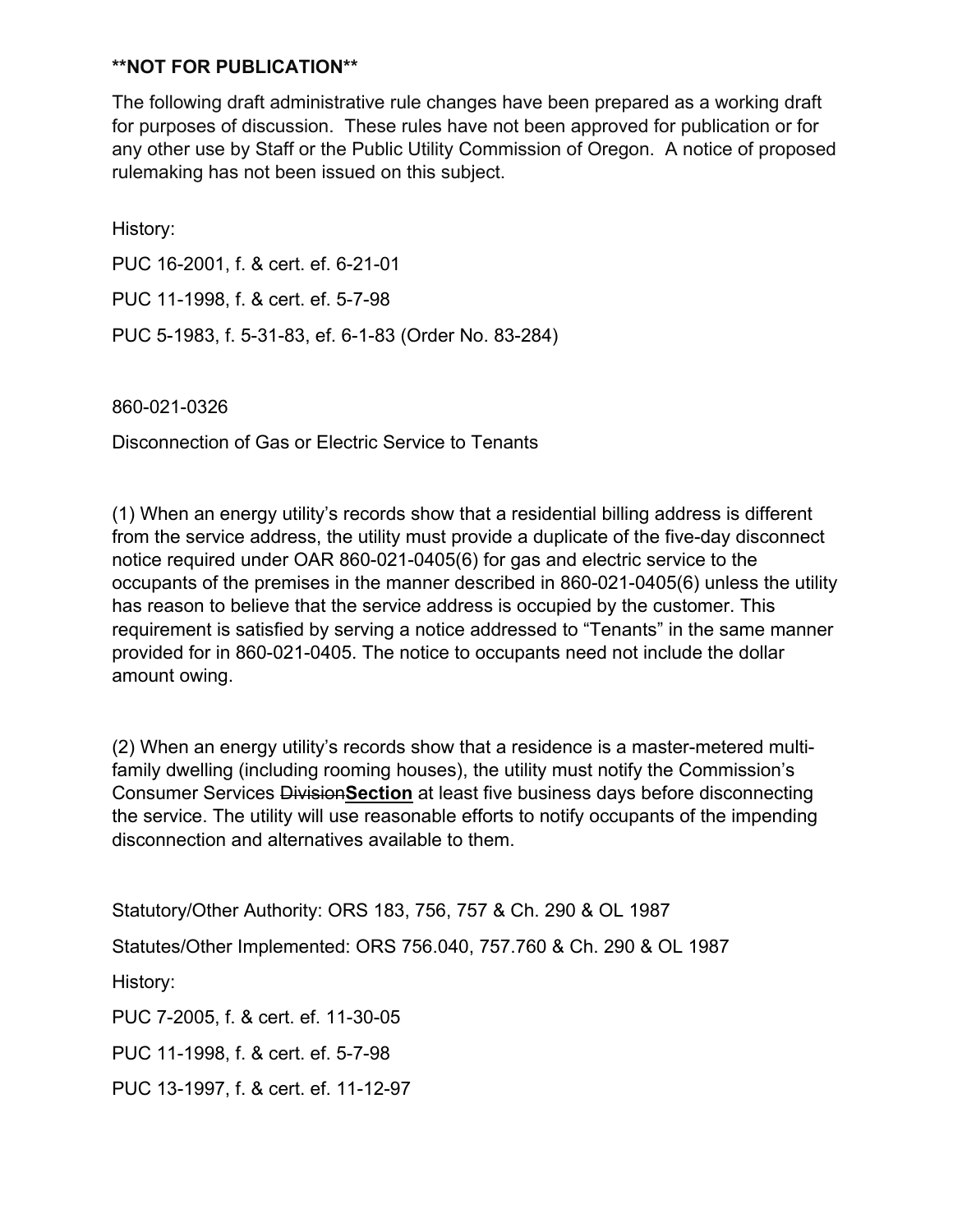**NOT FOR PUBLICATION**

The following draft administrative rule changes have been prepared as a working draft for purposes of discussion. These rules have not been approved for publication or for any other use by Staff or the Public Utility Commission of Oregon. A notice of proposed rulemaking has not been issued on this subject.

History:

PUC 16-2001, f. & cert. ef. 6-21-01

PUC 11-1998, f. & cert. ef. 5-7-98

PUC 5-1983, f. 5-31-83, ef. 6-1-83 (Order No. 83-284)

860-021-0326

Disconnection of Gas or Electric Service to Tenants

(1) When an energy utility's records show that a residential billing address is different from the service address, the utility must provide a duplicate of the five-day disconnect notice required under OAR 860-021-0405(6) for gas and electric service to the occupants of the premises in the manner described in 860-021-0405(6) unless the utility has reason to believe that the service address is occupied by the customer. This requirement is satisfied by serving a notice addressed to "Tenants" in the same manner provided for in 860-021-0405. The notice to occupants need not include the dollar amount owing.

(2) When an energy utility's records show that a residence is a master-metered multi-family dwelling (including rooming houses), the utility must notify the Commission's Consumer Services ~~Division~~**Section** at least five business days before disconnecting the service. The utility will use reasonable efforts to notify occupants of the impending disconnection and alternatives available to them.

Statutory/Other Authority: ORS 183, 756, 757 & Ch. 290 & OL 1987

Statutes/Other Implemented: ORS 756.040, 757.760 & Ch. 290 & OL 1987

History:

PUC 7-2005, f. & cert. ef. 11-30-05

PUC 11-1998, f. & cert. ef. 5-7-98

PUC 13-1997, f. & cert. ef. 11-12-97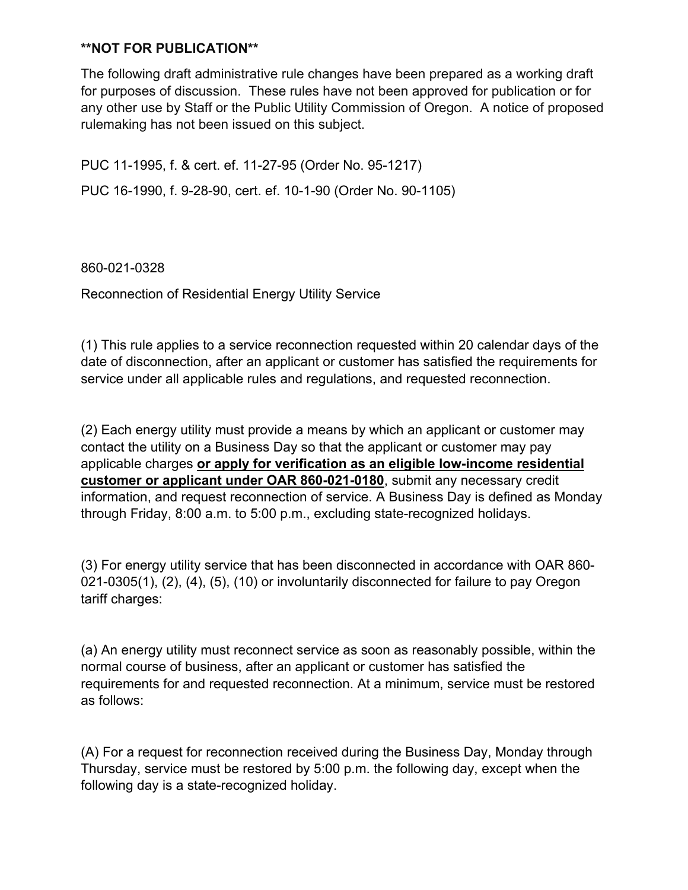**NOT FOR PUBLICATION**

The following draft administrative rule changes have been prepared as a working draft for purposes of discussion. These rules have not been approved for publication or for any other use by Staff or the Public Utility Commission of Oregon. A notice of proposed rulemaking has not been issued on this subject.

PUC 11-1995, f. & cert. ef. 11-27-95 (Order No. 95-1217)

PUC 16-1990, f. 9-28-90, cert. ef. 10-1-90 (Order No. 90-1105)

860-021-0328

Reconnection of Residential Energy Utility Service

(1) This rule applies to a service reconnection requested within 20 calendar days of the date of disconnection, after an applicant or customer has satisfied the requirements for service under all applicable rules and regulations, and requested reconnection.

(2) Each energy utility must provide a means by which an applicant or customer may contact the utility on a Business Day so that the applicant or customer may pay applicable charges **<u>or apply for verification as an eligible low-income residential customer or applicant under OAR 860-021-0180</u>**, submit any necessary credit information, and request reconnection of service. A Business Day is defined as Monday through Friday, 8:00 a.m. to 5:00 p.m., excluding state-recognized holidays.

(3) For energy utility service that has been disconnected in accordance with OAR 860-021-0305(1), (2), (4), (5), (10) or involuntarily disconnected for failure to pay Oregon tariff charges:

(a) An energy utility must reconnect service as soon as reasonably possible, within the normal course of business, after an applicant or customer has satisfied the requirements for and requested reconnection. At a minimum, service must be restored as follows:

(A) For a request for reconnection received during the Business Day, Monday through Thursday, service must be restored by 5:00 p.m. the following day, except when the following day is a state-recognized holiday.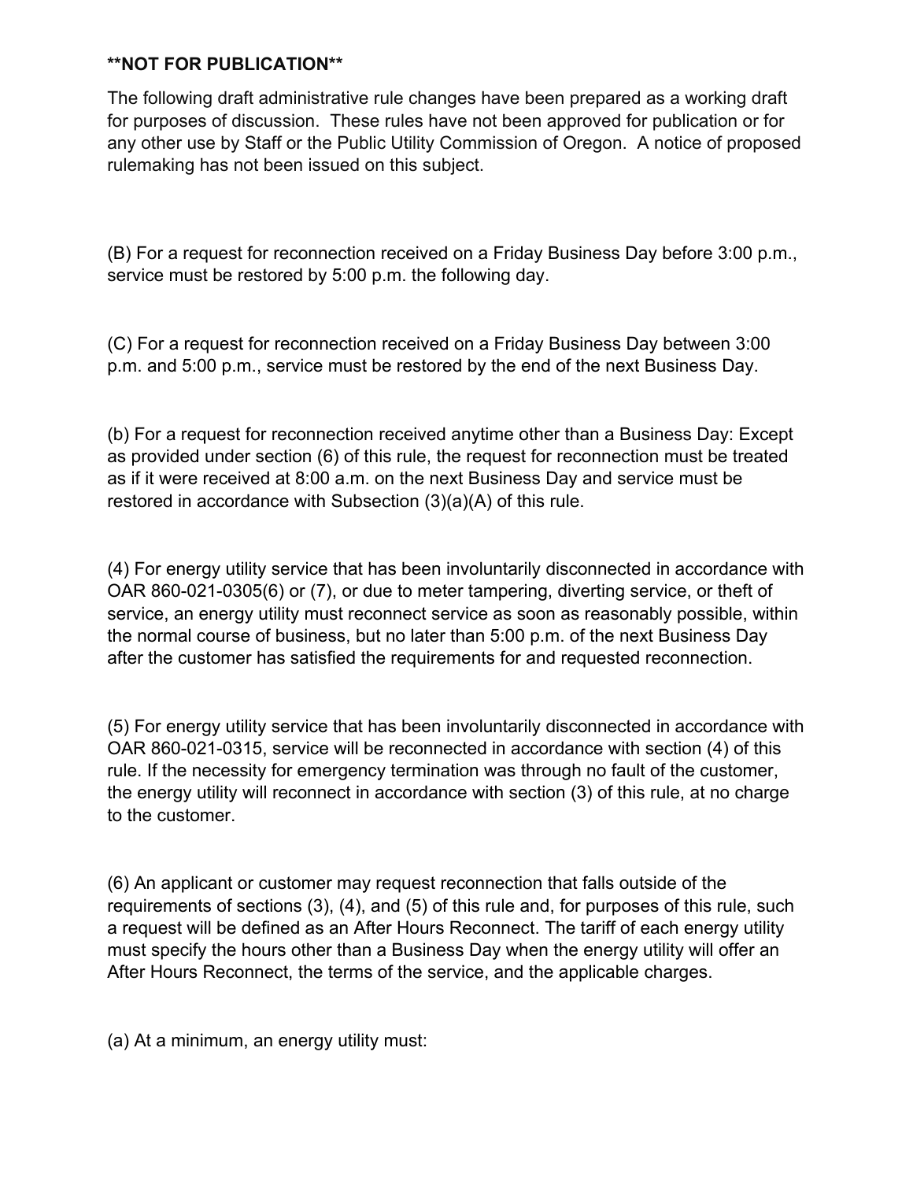**NOT FOR PUBLICATION**

The following draft administrative rule changes have been prepared as a working draft for purposes of discussion. These rules have not been approved for publication or for any other use by Staff or the Public Utility Commission of Oregon. A notice of proposed rulemaking has not been issued on this subject.

(B) For a request for reconnection received on a Friday Business Day before 3:00 p.m., service must be restored by 5:00 p.m. the following day.

(C) For a request for reconnection received on a Friday Business Day between 3:00 p.m. and 5:00 p.m., service must be restored by the end of the next Business Day.

(b) For a request for reconnection received anytime other than a Business Day: Except as provided under section (6) of this rule, the request for reconnection must be treated as if it were received at 8:00 a.m. on the next Business Day and service must be restored in accordance with Subsection (3)(a)(A) of this rule.

(4) For energy utility service that has been involuntarily disconnected in accordance with OAR 860-021-0305(6) or (7), or due to meter tampering, diverting service, or theft of service, an energy utility must reconnect service as soon as reasonably possible, within the normal course of business, but no later than 5:00 p.m. of the next Business Day after the customer has satisfied the requirements for and requested reconnection.

(5) For energy utility service that has been involuntarily disconnected in accordance with OAR 860-021-0315, service will be reconnected in accordance with section (4) of this rule. If the necessity for emergency termination was through no fault of the customer, the energy utility will reconnect in accordance with section (3) of this rule, at no charge to the customer.

(6) An applicant or customer may request reconnection that falls outside of the requirements of sections (3), (4), and (5) of this rule and, for purposes of this rule, such a request will be defined as an After Hours Reconnect. The tariff of each energy utility must specify the hours other than a Business Day when the energy utility will offer an After Hours Reconnect, the terms of the service, and the applicable charges.

(a) At a minimum, an energy utility must: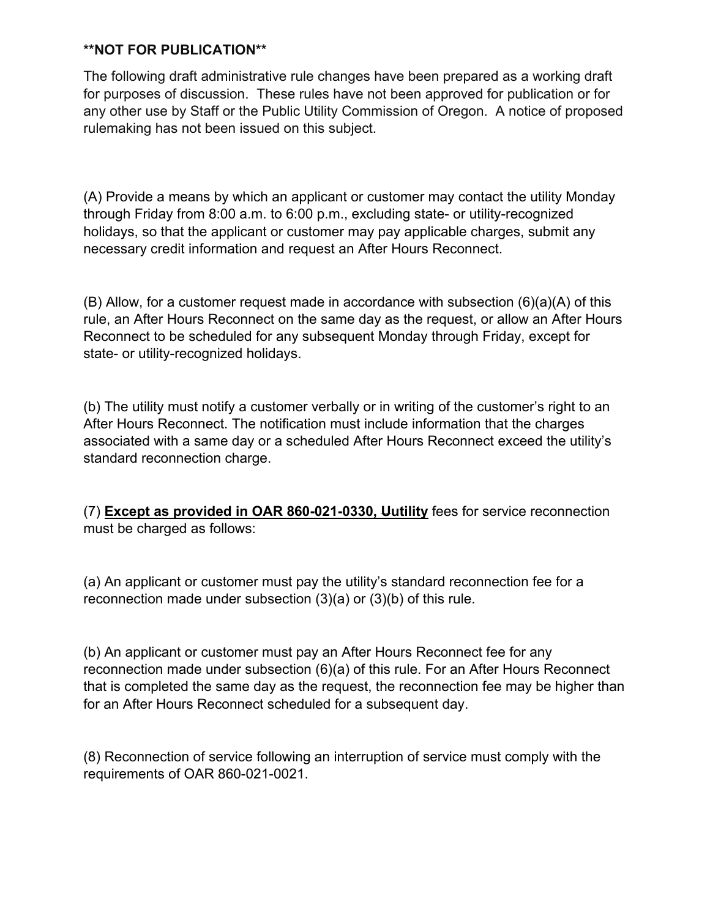**NOT FOR PUBLICATION**

The following draft administrative rule changes have been prepared as a working draft for purposes of discussion. These rules have not been approved for publication or for any other use by Staff or the Public Utility Commission of Oregon. A notice of proposed rulemaking has not been issued on this subject.

(A) Provide a means by which an applicant or customer may contact the utility Monday through Friday from 8:00 a.m. to 6:00 p.m., excluding state- or utility-recognized holidays, so that the applicant or customer may pay applicable charges, submit any necessary credit information and request an After Hours Reconnect.

(B) Allow, for a customer request made in accordance with subsection (6)(a)(A) of this rule, an After Hours Reconnect on the same day as the request, or allow an After Hours Reconnect to be scheduled for any subsequent Monday through Friday, except for state- or utility-recognized holidays.

(b) The utility must notify a customer verbally or in writing of the customer's right to an After Hours Reconnect. The notification must include information that the charges associated with a same day or a scheduled After Hours Reconnect exceed the utility's standard reconnection charge.

(7) <u>**Except as provided in OAR 860-021-0330, ~~U~~utility**</u> fees for service reconnection must be charged as follows:

(a) An applicant or customer must pay the utility's standard reconnection fee for a reconnection made under subsection (3)(a) or (3)(b) of this rule.

(b) An applicant or customer must pay an After Hours Reconnect fee for any reconnection made under subsection (6)(a) of this rule. For an After Hours Reconnect that is completed the same day as the request, the reconnection fee may be higher than for an After Hours Reconnect scheduled for a subsequent day.

(8) Reconnection of service following an interruption of service must comply with the requirements of OAR 860-021-0021.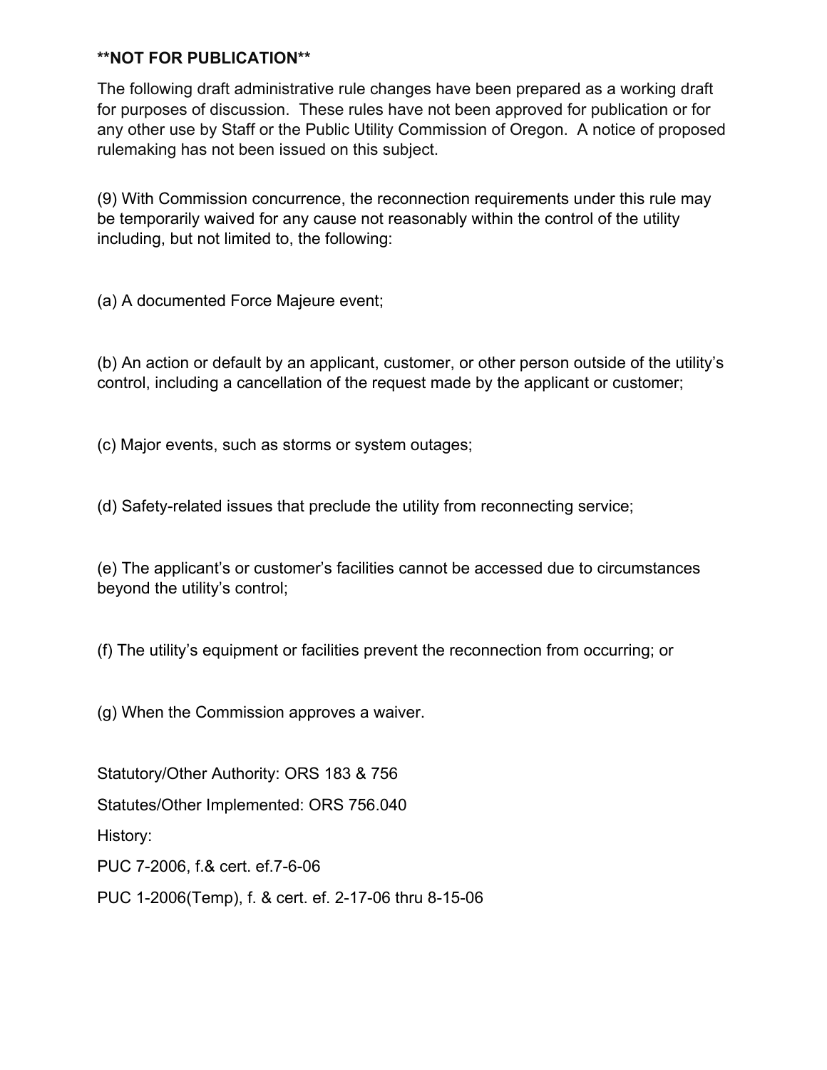**NOT FOR PUBLICATION**

The following draft administrative rule changes have been prepared as a working draft for purposes of discussion. These rules have not been approved for publication or for any other use by Staff or the Public Utility Commission of Oregon. A notice of proposed rulemaking has not been issued on this subject.

(9) With Commission concurrence, the reconnection requirements under this rule may be temporarily waived for any cause not reasonably within the control of the utility including, but not limited to, the following:

(a) A documented Force Majeure event;

(b) An action or default by an applicant, customer, or other person outside of the utility's control, including a cancellation of the request made by the applicant or customer;

(c) Major events, such as storms or system outages;

(d) Safety-related issues that preclude the utility from reconnecting service;

(e) The applicant's or customer's facilities cannot be accessed due to circumstances beyond the utility's control;

(f) The utility's equipment or facilities prevent the reconnection from occurring; or

(g) When the Commission approves a waiver.

Statutory/Other Authority: ORS 183 & 756

Statutes/Other Implemented: ORS 756.040

History:

PUC 7-2006, f.& cert. ef.7-6-06

PUC 1-2006(Temp), f. & cert. ef. 2-17-06 thru 8-15-06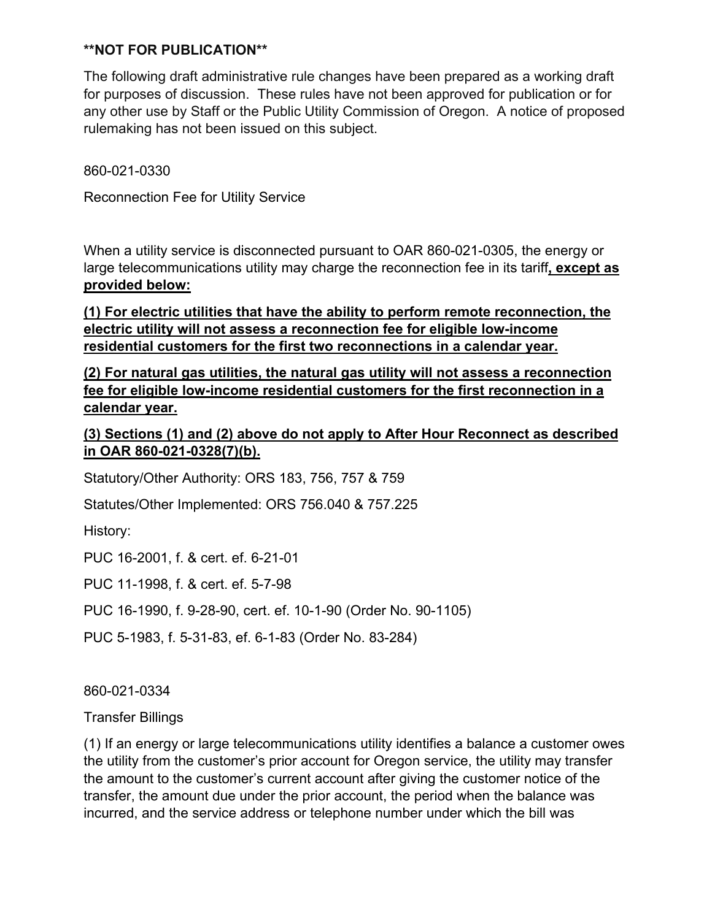**NOT FOR PUBLICATION**

The following draft administrative rule changes have been prepared as a working draft for purposes of discussion. These rules have not been approved for publication or for any other use by Staff or the Public Utility Commission of Oregon. A notice of proposed rulemaking has not been issued on this subject.

860-021-0330

Reconnection Fee for Utility Service

When a utility service is disconnected pursuant to OAR 860-021-0305, the energy or large telecommunications utility may charge the reconnection fee in its tariff**, except as provided below:**

**(1) For electric utilities that have the ability to perform remote reconnection, the electric utility will not assess a reconnection fee for eligible low-income residential customers for the first two reconnections in a calendar year.**

**(2) For natural gas utilities, the natural gas utility will not assess a reconnection fee for eligible low-income residential customers for the first reconnection in a calendar year.**

**(3) Sections (1) and (2) above do not apply to After Hour Reconnect as described in OAR 860-021-0328(7)(b).**

Statutory/Other Authority: ORS 183, 756, 757 & 759

Statutes/Other Implemented: ORS 756.040 & 757.225

History:

PUC 16-2001, f. & cert. ef. 6-21-01

PUC 11-1998, f. & cert. ef. 5-7-98

PUC 16-1990, f. 9-28-90, cert. ef. 10-1-90 (Order No. 90-1105)

PUC 5-1983, f. 5-31-83, ef. 6-1-83 (Order No. 83-284)

860-021-0334

Transfer Billings

(1) If an energy or large telecommunications utility identifies a balance a customer owes the utility from the customer's prior account for Oregon service, the utility may transfer the amount to the customer's current account after giving the customer notice of the transfer, the amount due under the prior account, the period when the balance was incurred, and the service address or telephone number under which the bill was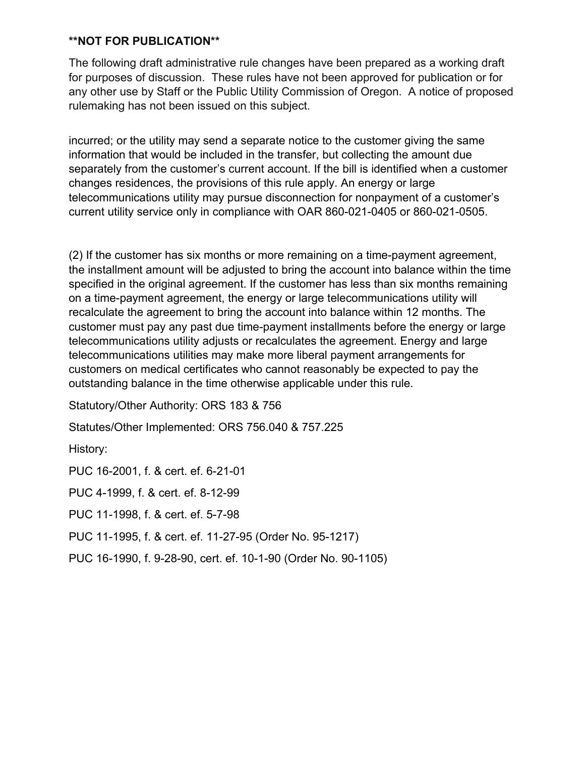**NOT FOR PUBLICATION**

The following draft administrative rule changes have been prepared as a working draft for purposes of discussion. These rules have not been approved for publication or for any other use by Staff or the Public Utility Commission of Oregon. A notice of proposed rulemaking has not been issued on this subject.

incurred; or the utility may send a separate notice to the customer giving the same information that would be included in the transfer, but collecting the amount due separately from the customer's current account. If the bill is identified when a customer changes residences, the provisions of this rule apply. An energy or large telecommunications utility may pursue disconnection for nonpayment of a customer's current utility service only in compliance with OAR 860-021-0405 or 860-021-0505.

(2) If the customer has six months or more remaining on a time-payment agreement, the installment amount will be adjusted to bring the account into balance within the time specified in the original agreement. If the customer has less than six months remaining on a time-payment agreement, the energy or large telecommunications utility will recalculate the agreement to bring the account into balance within 12 months. The customer must pay any past due time-payment installments before the energy or large telecommunications utility adjusts or recalculates the agreement. Energy and large telecommunications utilities may make more liberal payment arrangements for customers on medical certificates who cannot reasonably be expected to pay the outstanding balance in the time otherwise applicable under this rule.

Statutory/Other Authority: ORS 183 & 756

Statutes/Other Implemented: ORS 756.040 & 757.225

History:

PUC 16-2001, f. & cert. ef. 6-21-01

PUC 4-1999, f. & cert. ef. 8-12-99

PUC 11-1998, f. & cert. ef. 5-7-98

PUC 11-1995, f. & cert. ef. 11-27-95 (Order No. 95-1217)

PUC 16-1990, f. 9-28-90, cert. ef. 10-1-90 (Order No. 90-1105)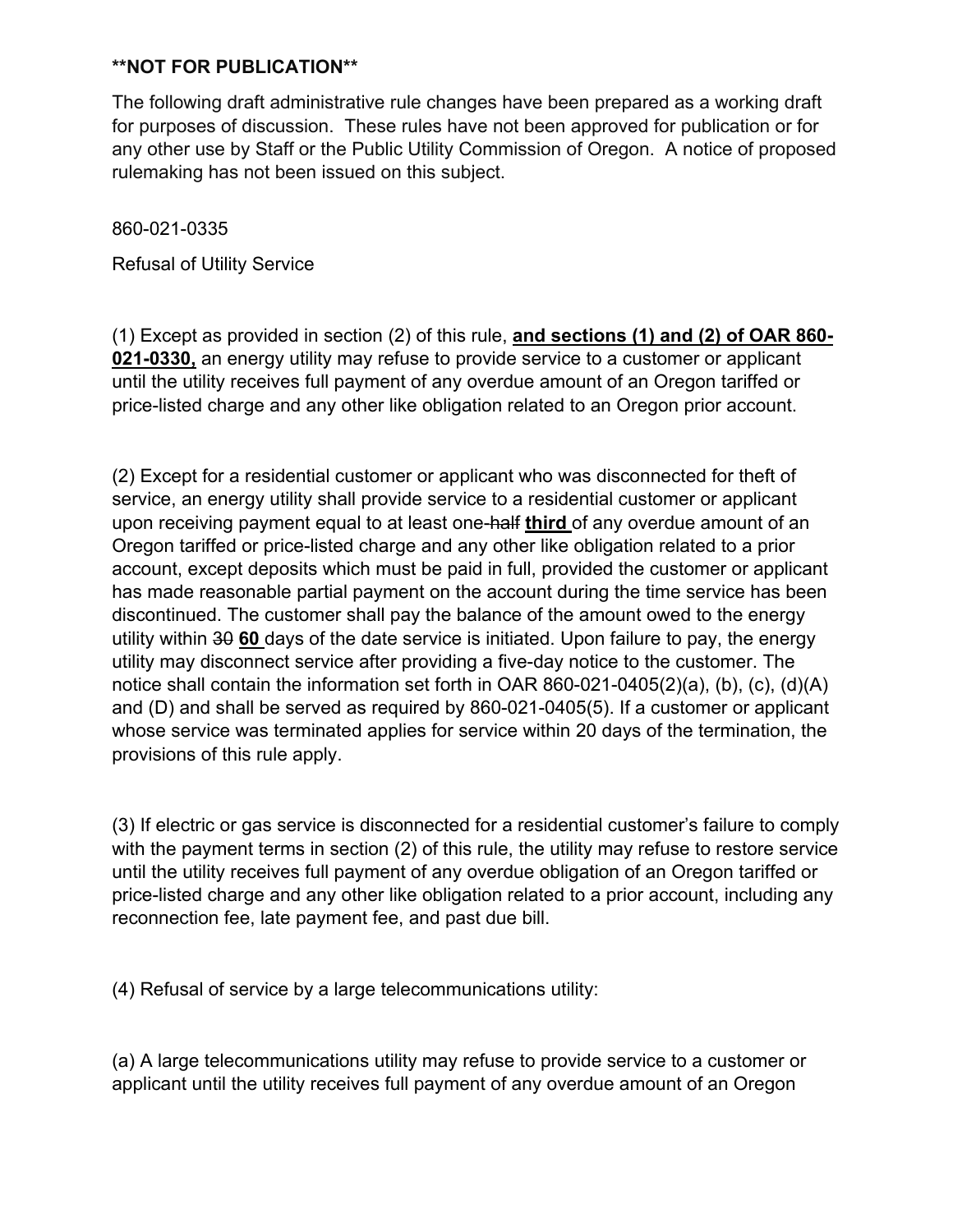**NOT FOR PUBLICATION**

The following draft administrative rule changes have been prepared as a working draft for purposes of discussion. These rules have not been approved for publication or for any other use by Staff or the Public Utility Commission of Oregon. A notice of proposed rulemaking has not been issued on this subject.

860-021-0335

Refusal of Utility Service

(1) Except as provided in section (2) of this rule, **<u>and sections (1) and (2) of OAR 860-021-0330,</u>** an energy utility may refuse to provide service to a customer or applicant until the utility receives full payment of any overdue amount of an Oregon tariffed or price-listed charge and any other like obligation related to an Oregon prior account.

(2) Except for a residential customer or applicant who was disconnected for theft of service, an energy utility shall provide service to a residential customer or applicant upon receiving payment equal to at least one-~~half~~ **<u>third</u>** of any overdue amount of an Oregon tariffed or price-listed charge and any other like obligation related to a prior account, except deposits which must be paid in full, provided the customer or applicant has made reasonable partial payment on the account during the time service has been discontinued. The customer shall pay the balance of the amount owed to the energy utility within ~~30~~ **<u>60</u>** days of the date service is initiated. Upon failure to pay, the energy utility may disconnect service after providing a five-day notice to the customer. The notice shall contain the information set forth in OAR 860-021-0405(2)(a), (b), (c), (d)(A) and (D) and shall be served as required by 860-021-0405(5). If a customer or applicant whose service was terminated applies for service within 20 days of the termination, the provisions of this rule apply.

(3) If electric or gas service is disconnected for a residential customer's failure to comply with the payment terms in section (2) of this rule, the utility may refuse to restore service until the utility receives full payment of any overdue obligation of an Oregon tariffed or price-listed charge and any other like obligation related to a prior account, including any reconnection fee, late payment fee, and past due bill.

(4) Refusal of service by a large telecommunications utility:

(a) A large telecommunications utility may refuse to provide service to a customer or applicant until the utility receives full payment of any overdue amount of an Oregon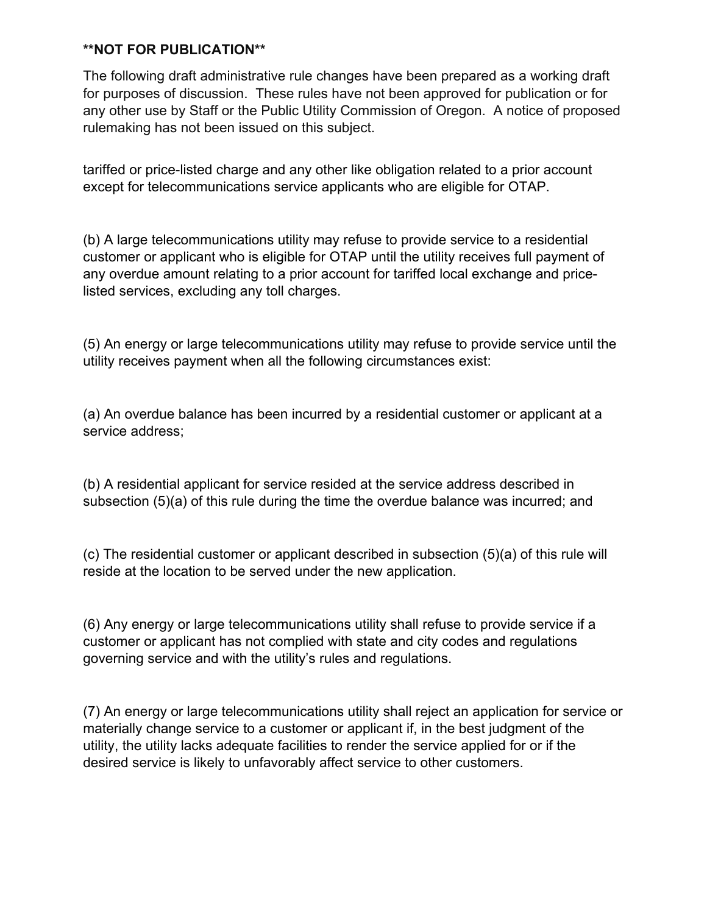**NOT FOR PUBLICATION**

The following draft administrative rule changes have been prepared as a working draft for purposes of discussion. These rules have not been approved for publication or for any other use by Staff or the Public Utility Commission of Oregon. A notice of proposed rulemaking has not been issued on this subject.

tariffed or price-listed charge and any other like obligation related to a prior account except for telecommunications service applicants who are eligible for OTAP.

(b) A large telecommunications utility may refuse to provide service to a residential customer or applicant who is eligible for OTAP until the utility receives full payment of any overdue amount relating to a prior account for tariffed local exchange and price-listed services, excluding any toll charges.

(5) An energy or large telecommunications utility may refuse to provide service until the utility receives payment when all the following circumstances exist:

(a) An overdue balance has been incurred by a residential customer or applicant at a service address;

(b) A residential applicant for service resided at the service address described in subsection (5)(a) of this rule during the time the overdue balance was incurred; and

(c) The residential customer or applicant described in subsection (5)(a) of this rule will reside at the location to be served under the new application.

(6) Any energy or large telecommunications utility shall refuse to provide service if a customer or applicant has not complied with state and city codes and regulations governing service and with the utility's rules and regulations.

(7) An energy or large telecommunications utility shall reject an application for service or materially change service to a customer or applicant if, in the best judgment of the utility, the utility lacks adequate facilities to render the service applied for or if the desired service is likely to unfavorably affect service to other customers.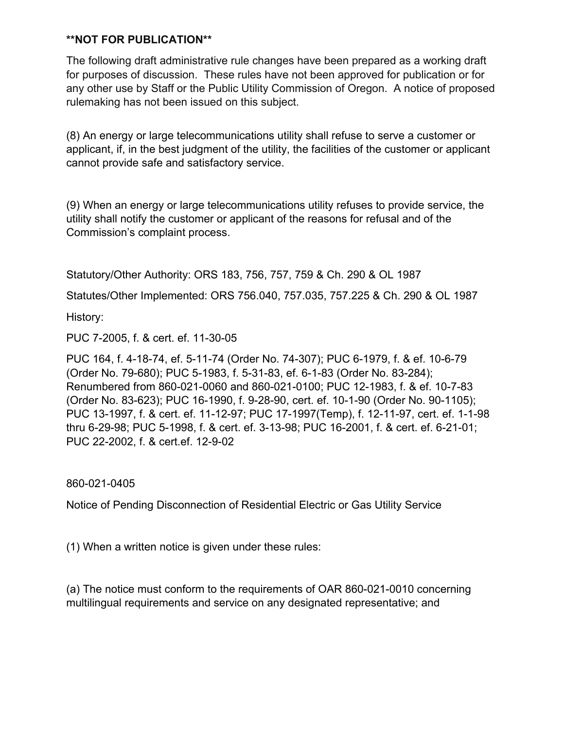**NOT FOR PUBLICATION**

The following draft administrative rule changes have been prepared as a working draft for purposes of discussion. These rules have not been approved for publication or for any other use by Staff or the Public Utility Commission of Oregon. A notice of proposed rulemaking has not been issued on this subject.

(8) An energy or large telecommunications utility shall refuse to serve a customer or applicant, if, in the best judgment of the utility, the facilities of the customer or applicant cannot provide safe and satisfactory service.

(9) When an energy or large telecommunications utility refuses to provide service, the utility shall notify the customer or applicant of the reasons for refusal and of the Commission's complaint process.

Statutory/Other Authority: ORS 183, 756, 757, 759 & Ch. 290 & OL 1987

Statutes/Other Implemented: ORS 756.040, 757.035, 757.225 & Ch. 290 & OL 1987

History:

PUC 7-2005, f. & cert. ef. 11-30-05

PUC 164, f. 4-18-74, ef. 5-11-74 (Order No. 74-307); PUC 6-1979, f. & ef. 10-6-79 (Order No. 79-680); PUC 5-1983, f. 5-31-83, ef. 6-1-83 (Order No. 83-284); Renumbered from 860-021-0060 and 860-021-0100; PUC 12-1983, f. & ef. 10-7-83 (Order No. 83-623); PUC 16-1990, f. 9-28-90, cert. ef. 10-1-90 (Order No. 90-1105); PUC 13-1997, f. & cert. ef. 11-12-97; PUC 17-1997(Temp), f. 12-11-97, cert. ef. 1-1-98 thru 6-29-98; PUC 5-1998, f. & cert. ef. 3-13-98; PUC 16-2001, f. & cert. ef. 6-21-01; PUC 22-2002, f. & cert.ef. 12-9-02

860-021-0405

Notice of Pending Disconnection of Residential Electric or Gas Utility Service

(1) When a written notice is given under these rules:

(a) The notice must conform to the requirements of OAR 860-021-0010 concerning multilingual requirements and service on any designated representative; and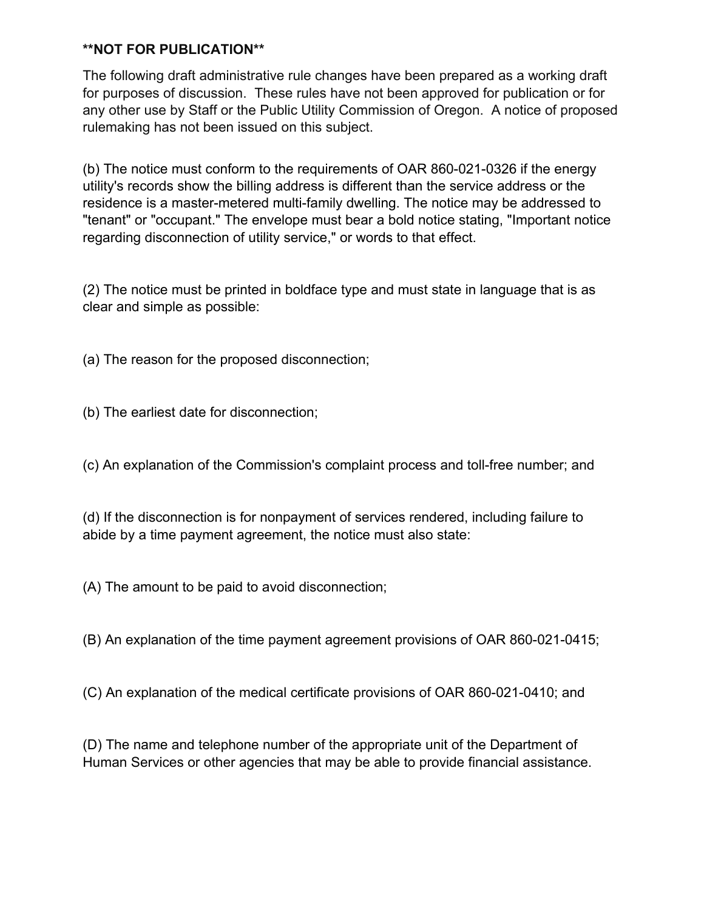****NOT FOR PUBLICATION****

The following draft administrative rule changes have been prepared as a working draft for purposes of discussion. These rules have not been approved for publication or for any other use by Staff or the Public Utility Commission of Oregon. A notice of proposed rulemaking has not been issued on this subject.

(b) The notice must conform to the requirements of OAR 860-021-0326 if the energy utility's records show the billing address is different than the service address or the residence is a master-metered multi-family dwelling. The notice may be addressed to "tenant" or "occupant." The envelope must bear a bold notice stating, "Important notice regarding disconnection of utility service," or words to that effect.

(2) The notice must be printed in boldface type and must state in language that is as clear and simple as possible:

(a) The reason for the proposed disconnection;

(b) The earliest date for disconnection;

(c) An explanation of the Commission's complaint process and toll-free number; and

(d) If the disconnection is for nonpayment of services rendered, including failure to abide by a time payment agreement, the notice must also state:

(A) The amount to be paid to avoid disconnection;

(B) An explanation of the time payment agreement provisions of OAR 860-021-0415;

(C) An explanation of the medical certificate provisions of OAR 860-021-0410; and

(D) The name and telephone number of the appropriate unit of the Department of Human Services or other agencies that may be able to provide financial assistance.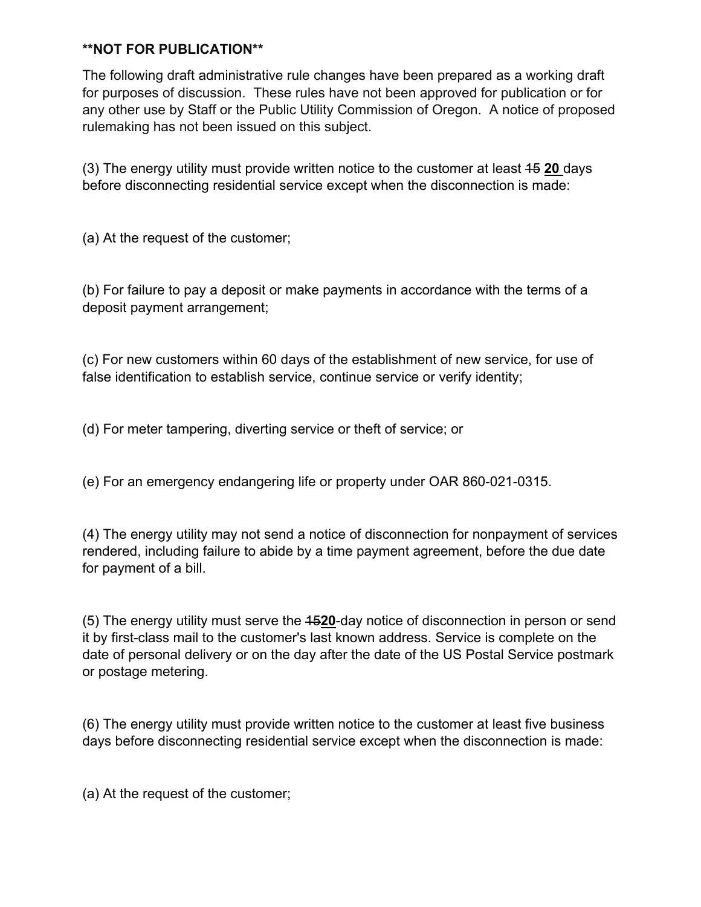**NOT FOR PUBLICATION**

The following draft administrative rule changes have been prepared as a working draft for purposes of discussion. These rules have not been approved for publication or for any other use by Staff or the Public Utility Commission of Oregon. A notice of proposed rulemaking has not been issued on this subject.

(3) The energy utility must provide written notice to the customer at least ~~15~~ **20** days before disconnecting residential service except when the disconnection is made:

(a) At the request of the customer;

(b) For failure to pay a deposit or make payments in accordance with the terms of a deposit payment arrangement;

(c) For new customers within 60 days of the establishment of new service, for use of false identification to establish service, continue service or verify identity;

(d) For meter tampering, diverting service or theft of service; or

(e) For an emergency endangering life or property under OAR 860-021-0315.

(4) The energy utility may not send a notice of disconnection for nonpayment of services rendered, including failure to abide by a time payment agreement, before the due date for payment of a bill.

(5) The energy utility must serve the ~~15~~**20**-day notice of disconnection in person or send it by first-class mail to the customer's last known address. Service is complete on the date of personal delivery or on the day after the date of the US Postal Service postmark or postage metering.

(6) The energy utility must provide written notice to the customer at least five business days before disconnecting residential service except when the disconnection is made:

(a) At the request of the customer;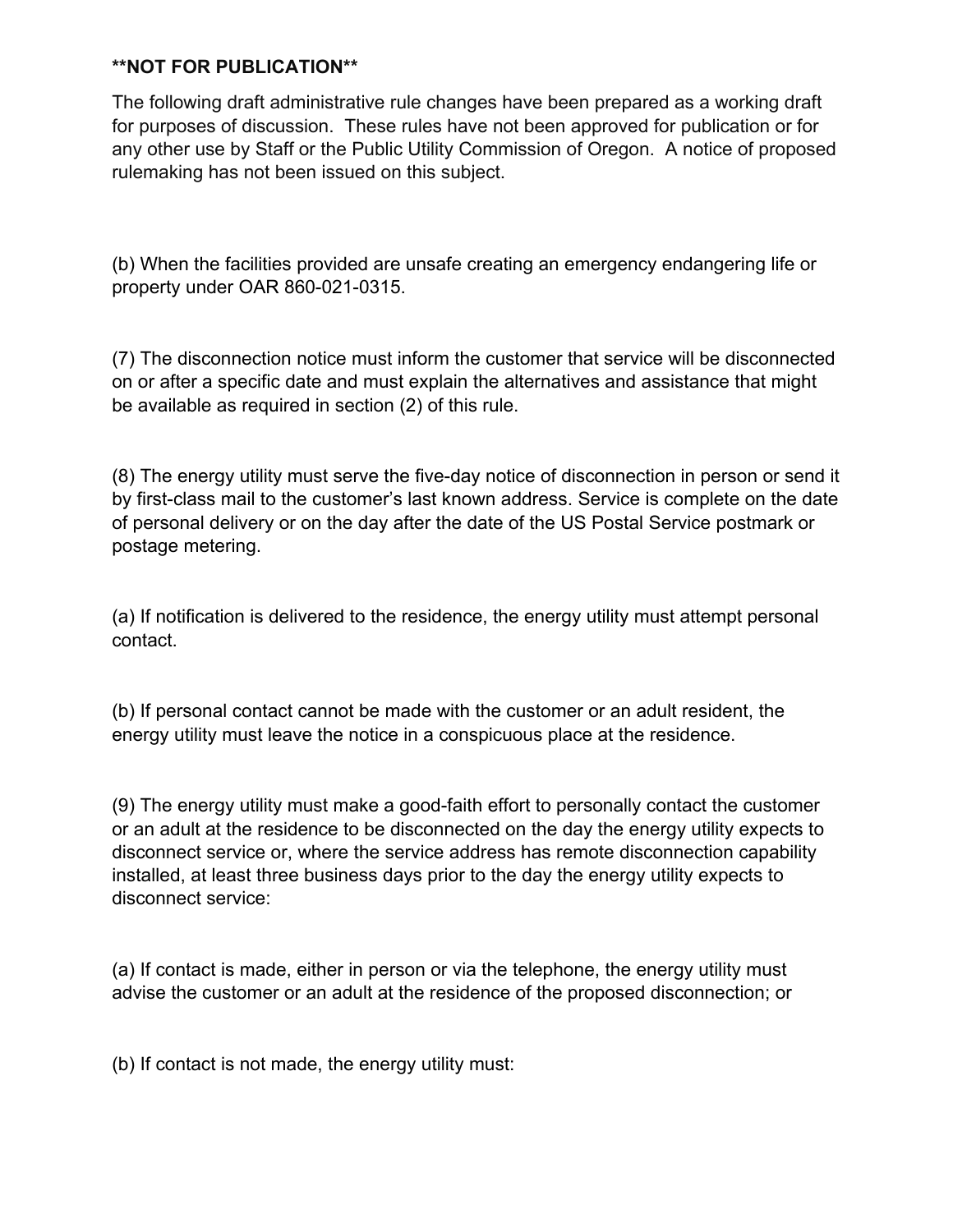**NOT FOR PUBLICATION**

The following draft administrative rule changes have been prepared as a working draft for purposes of discussion. These rules have not been approved for publication or for any other use by Staff or the Public Utility Commission of Oregon. A notice of proposed rulemaking has not been issued on this subject.

(b) When the facilities provided are unsafe creating an emergency endangering life or property under OAR 860-021-0315.

(7) The disconnection notice must inform the customer that service will be disconnected on or after a specific date and must explain the alternatives and assistance that might be available as required in section (2) of this rule.

(8) The energy utility must serve the five-day notice of disconnection in person or send it by first-class mail to the customer's last known address. Service is complete on the date of personal delivery or on the day after the date of the US Postal Service postmark or postage metering.

(a) If notification is delivered to the residence, the energy utility must attempt personal contact.

(b) If personal contact cannot be made with the customer or an adult resident, the energy utility must leave the notice in a conspicuous place at the residence.

(9) The energy utility must make a good-faith effort to personally contact the customer or an adult at the residence to be disconnected on the day the energy utility expects to disconnect service or, where the service address has remote disconnection capability installed, at least three business days prior to the day the energy utility expects to disconnect service:

(a) If contact is made, either in person or via the telephone, the energy utility must advise the customer or an adult at the residence of the proposed disconnection; or

(b) If contact is not made, the energy utility must: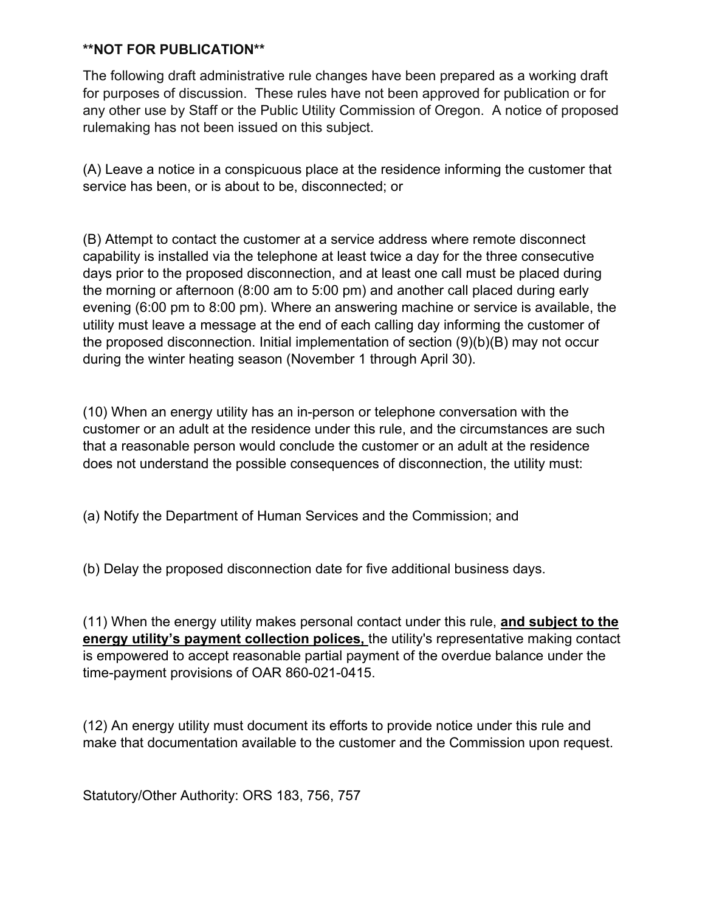**NOT FOR PUBLICATION**

The following draft administrative rule changes have been prepared as a working draft for purposes of discussion. These rules have not been approved for publication or for any other use by Staff or the Public Utility Commission of Oregon. A notice of proposed rulemaking has not been issued on this subject.

(A) Leave a notice in a conspicuous place at the residence informing the customer that service has been, or is about to be, disconnected; or

(B) Attempt to contact the customer at a service address where remote disconnect capability is installed via the telephone at least twice a day for the three consecutive days prior to the proposed disconnection, and at least one call must be placed during the morning or afternoon (8:00 am to 5:00 pm) and another call placed during early evening (6:00 pm to 8:00 pm). Where an answering machine or service is available, the utility must leave a message at the end of each calling day informing the customer of the proposed disconnection. Initial implementation of section (9)(b)(B) may not occur during the winter heating season (November 1 through April 30).

(10) When an energy utility has an in-person or telephone conversation with the customer or an adult at the residence under this rule, and the circumstances are such that a reasonable person would conclude the customer or an adult at the residence does not understand the possible consequences of disconnection, the utility must:

(a) Notify the Department of Human Services and the Commission; and

(b) Delay the proposed disconnection date for five additional business days.

(11) When the energy utility makes personal contact under this rule, <u>**and subject to the energy utility's payment collection polices,**</u> the utility's representative making contact is empowered to accept reasonable partial payment of the overdue balance under the time-payment provisions of OAR 860-021-0415.

(12) An energy utility must document its efforts to provide notice under this rule and make that documentation available to the customer and the Commission upon request.

Statutory/Other Authority: ORS 183, 756, 757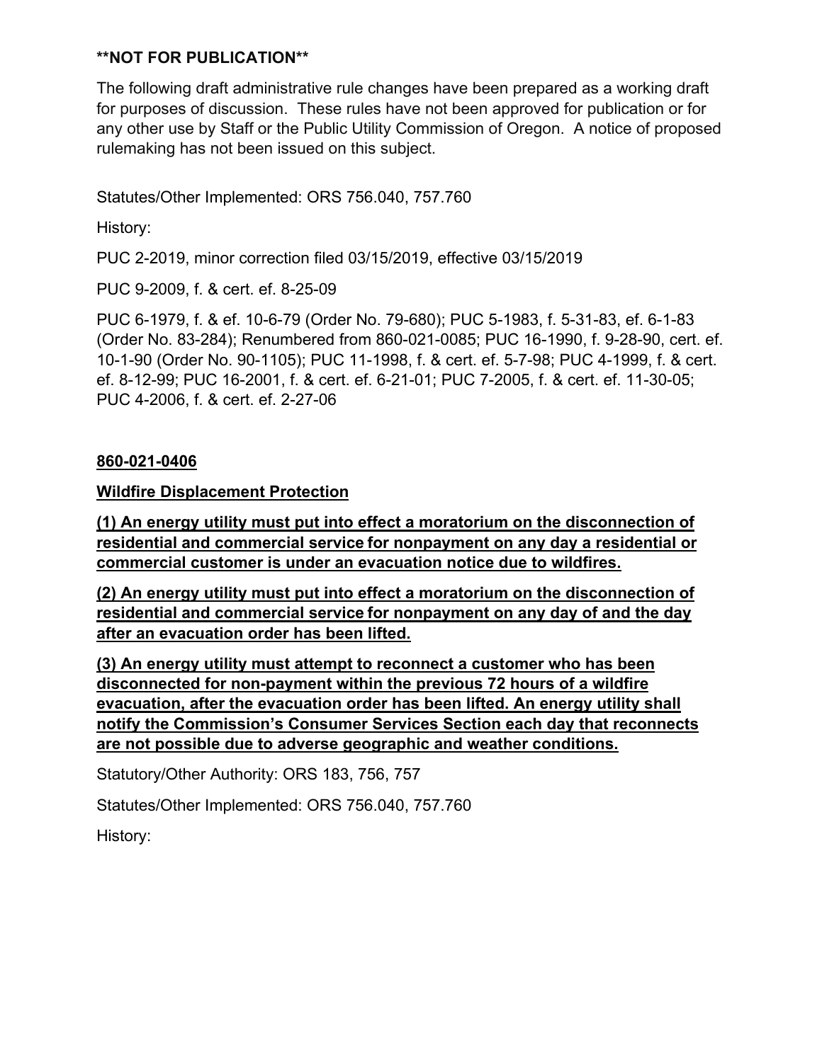**NOT FOR PUBLICATION**

The following draft administrative rule changes have been prepared as a working draft for purposes of discussion. These rules have not been approved for publication or for any other use by Staff or the Public Utility Commission of Oregon. A notice of proposed rulemaking has not been issued on this subject.

Statutes/Other Implemented: ORS 756.040, 757.760

History:

PUC 2-2019, minor correction filed 03/15/2019, effective 03/15/2019

PUC 9-2009, f. & cert. ef. 8-25-09

PUC 6-1979, f. & ef. 10-6-79 (Order No. 79-680); PUC 5-1983, f. 5-31-83, ef. 6-1-83 (Order No. 83-284); Renumbered from 860-021-0085; PUC 16-1990, f. 9-28-90, cert. ef. 10-1-90 (Order No. 90-1105); PUC 11-1998, f. & cert. ef. 5-7-98; PUC 4-1999, f. & cert. ef. 8-12-99; PUC 16-2001, f. & cert. ef. 6-21-01; PUC 7-2005, f. & cert. ef. 11-30-05; PUC 4-2006, f. & cert. ef. 2-27-06

**<u>860-021-0406</u>**

**<u>Wildfire Displacement Protection</u>**

**<u>(1) An energy utility must put into effect a moratorium on the disconnection of residential and commercial service for nonpayment on any day a residential or commercial customer is under an evacuation notice due to wildfires.</u>**

**<u>(2) An energy utility must put into effect a moratorium on the disconnection of residential and commercial service for nonpayment on any day of and the day after an evacuation order has been lifted.</u>**

**<u>(3) An energy utility must attempt to reconnect a customer who has been disconnected for non-payment within the previous 72 hours of a wildfire evacuation, after the evacuation order has been lifted. An energy utility shall notify the Commission's Consumer Services Section each day that reconnects are not possible due to adverse geographic and weather conditions.</u>**

Statutory/Other Authority: ORS 183, 756, 757

Statutes/Other Implemented: ORS 756.040, 757.760

History: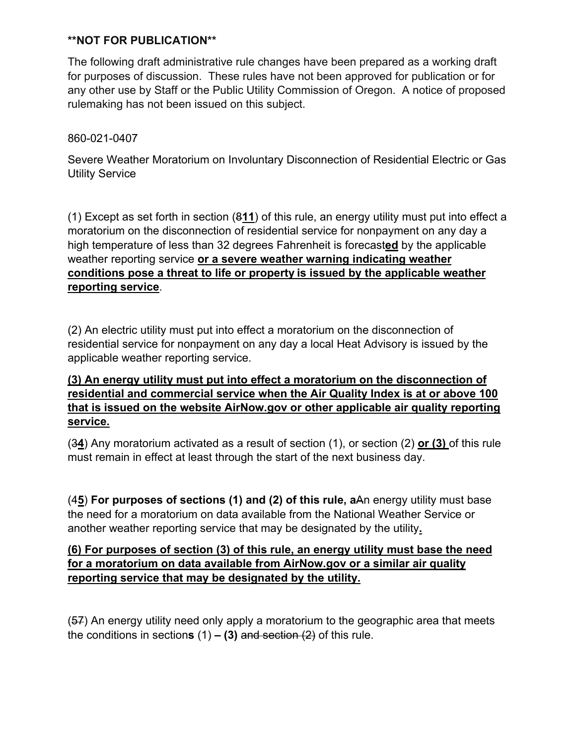**NOT FOR PUBLICATION**

The following draft administrative rule changes have been prepared as a working draft for purposes of discussion. These rules have not been approved for publication or for any other use by Staff or the Public Utility Commission of Oregon. A notice of proposed rulemaking has not been issued on this subject.

860-021-0407

Severe Weather Moratorium on Involuntary Disconnection of Residential Electric or Gas Utility Service

(1) Except as set forth in section (~~8~~**11**) of this rule, an energy utility must put into effect a moratorium on the disconnection of residential service for nonpayment on any day a high temperature of less than 32 degrees Fahrenheit is forecast**ed** by the applicable weather reporting service **or a severe weather warning indicating weather conditions pose a threat to life or property is issued by the applicable weather reporting service**.

(2) An electric utility must put into effect a moratorium on the disconnection of residential service for nonpayment on any day a local Heat Advisory is issued by the applicable weather reporting service.

**(3) An energy utility must put into effect a moratorium on the disconnection of residential and commercial service when the Air Quality Index is at or above 100 that is issued on the website AirNow.gov or other applicable air quality reporting service.**

(~~3~~**4**) Any moratorium activated as a result of section (1), or section (2) **or (3)** of this rule must remain in effect at least through the start of the next business day.

(~~4~~**5**) **For purposes of sections (1) and (2) of this rule, a**~~A~~n energy utility must base the need for a moratorium on data available from the National Weather Service or another weather reporting service that may be designated by the utility**.**

**(6) For purposes of section (3) of this rule, an energy utility must base the need for a moratorium on data available from AirNow.gov or a similar air quality reporting service that may be designated by the utility.**

(~~5~~**7**) An energy utility need only apply a moratorium to the geographic area that meets the conditions in section**s** (1) **– (3)** ~~and section (2)~~ of this rule.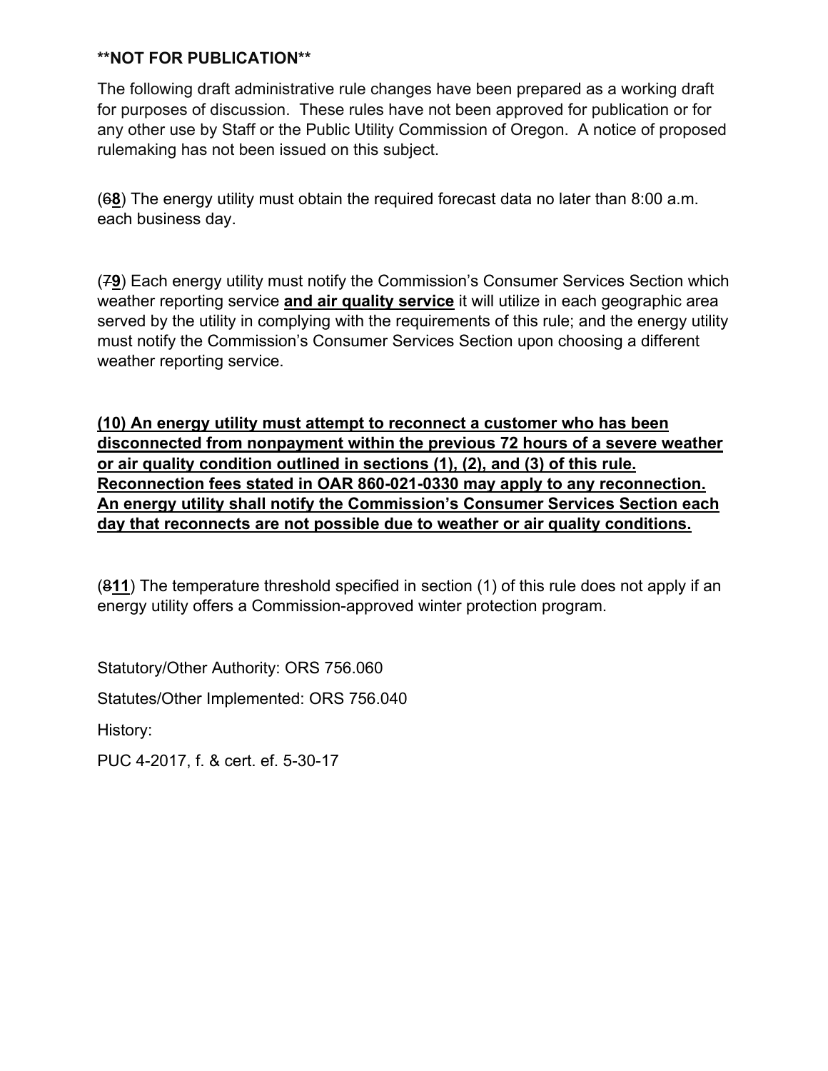**NOT FOR PUBLICATION**

The following draft administrative rule changes have been prepared as a working draft for purposes of discussion. These rules have not been approved for publication or for any other use by Staff or the Public Utility Commission of Oregon. A notice of proposed rulemaking has not been issued on this subject.

(~~6~~**8**) The energy utility must obtain the required forecast data no later than 8:00 a.m. each business day.

(~~7~~**9**) Each energy utility must notify the Commission's Consumer Services Section which weather reporting service **and air quality service** it will utilize in each geographic area served by the utility in complying with the requirements of this rule; and the energy utility must notify the Commission's Consumer Services Section upon choosing a different weather reporting service.

**(10) An energy utility must attempt to reconnect a customer who has been disconnected from nonpayment within the previous 72 hours of a severe weather or air quality condition outlined in sections (1), (2), and (3) of this rule. Reconnection fees stated in OAR 860-021-0330 may apply to any reconnection. An energy utility shall notify the Commission's Consumer Services Section each day that reconnects are not possible due to weather or air quality conditions.**

(~~8~~**11**) The temperature threshold specified in section (1) of this rule does not apply if an energy utility offers a Commission-approved winter protection program.

Statutory/Other Authority: ORS 756.060

Statutes/Other Implemented: ORS 756.040

History:

PUC 4-2017, f. & cert. ef. 5-30-17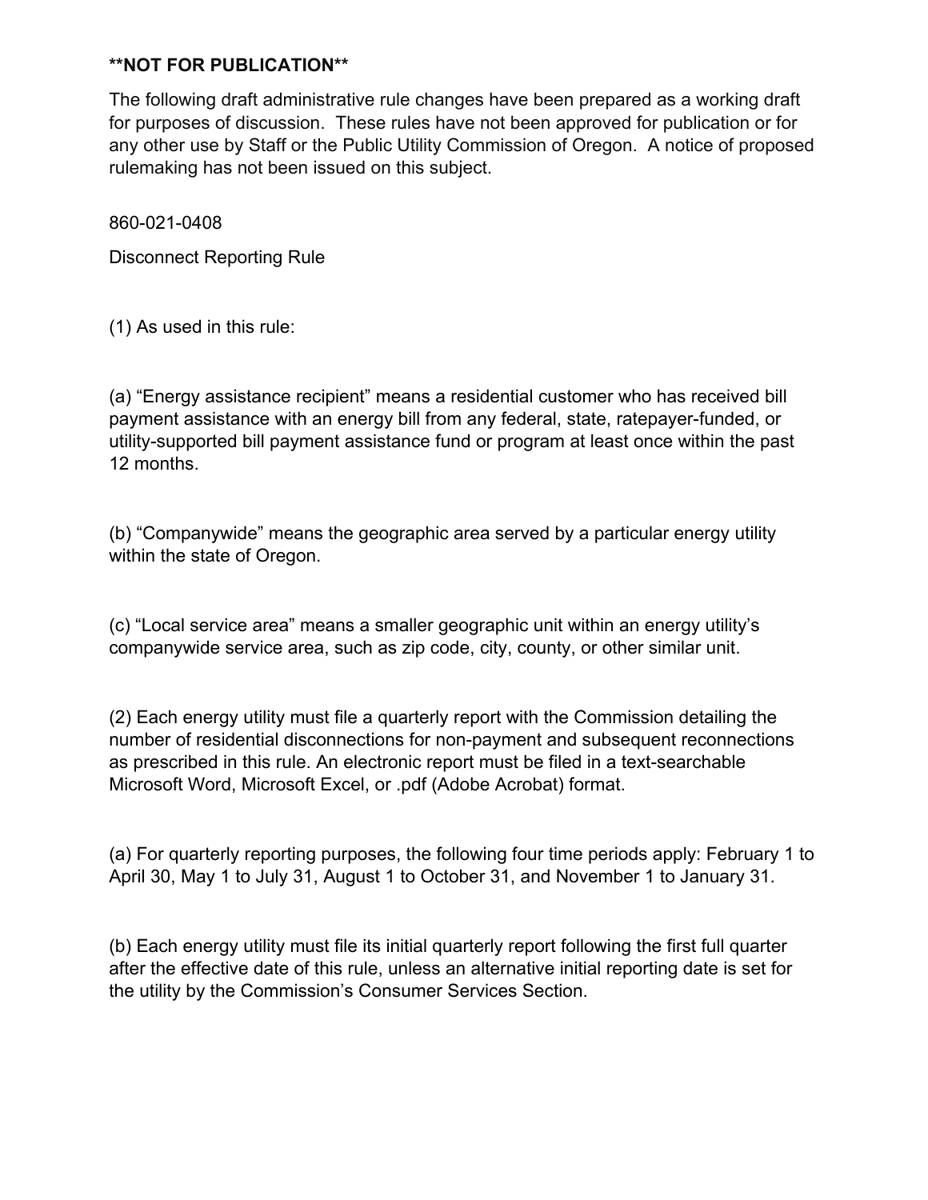**NOT FOR PUBLICATION**

The following draft administrative rule changes have been prepared as a working draft for purposes of discussion. These rules have not been approved for publication or for any other use by Staff or the Public Utility Commission of Oregon. A notice of proposed rulemaking has not been issued on this subject.

860-021-0408

Disconnect Reporting Rule

(1) As used in this rule:

(a) “Energy assistance recipient” means a residential customer who has received bill payment assistance with an energy bill from any federal, state, ratepayer-funded, or utility-supported bill payment assistance fund or program at least once within the past 12 months.

(b) “Companywide” means the geographic area served by a particular energy utility within the state of Oregon.

(c) “Local service area” means a smaller geographic unit within an energy utility’s companywide service area, such as zip code, city, county, or other similar unit.

(2) Each energy utility must file a quarterly report with the Commission detailing the number of residential disconnections for non-payment and subsequent reconnections as prescribed in this rule. An electronic report must be filed in a text-searchable Microsoft Word, Microsoft Excel, or .pdf (Adobe Acrobat) format.

(a) For quarterly reporting purposes, the following four time periods apply: February 1 to April 30, May 1 to July 31, August 1 to October 31, and November 1 to January 31.

(b) Each energy utility must file its initial quarterly report following the first full quarter after the effective date of this rule, unless an alternative initial reporting date is set for the utility by the Commission’s Consumer Services Section.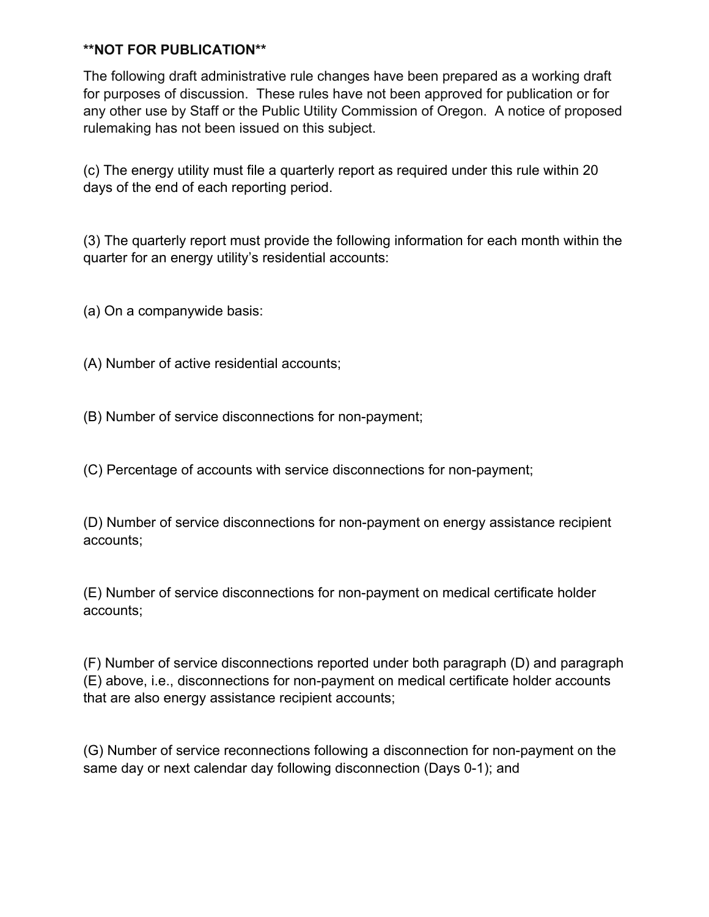**NOT FOR PUBLICATION**

The following draft administrative rule changes have been prepared as a working draft for purposes of discussion. These rules have not been approved for publication or for any other use by Staff or the Public Utility Commission of Oregon. A notice of proposed rulemaking has not been issued on this subject.

(c) The energy utility must file a quarterly report as required under this rule within 20 days of the end of each reporting period.

(3) The quarterly report must provide the following information for each month within the quarter for an energy utility's residential accounts:

(a) On a companywide basis:

(A) Number of active residential accounts;

(B) Number of service disconnections for non-payment;

(C) Percentage of accounts with service disconnections for non-payment;

(D) Number of service disconnections for non-payment on energy assistance recipient accounts;

(E) Number of service disconnections for non-payment on medical certificate holder accounts;

(F) Number of service disconnections reported under both paragraph (D) and paragraph (E) above, i.e., disconnections for non-payment on medical certificate holder accounts that are also energy assistance recipient accounts;

(G) Number of service reconnections following a disconnection for non-payment on the same day or next calendar day following disconnection (Days 0-1); and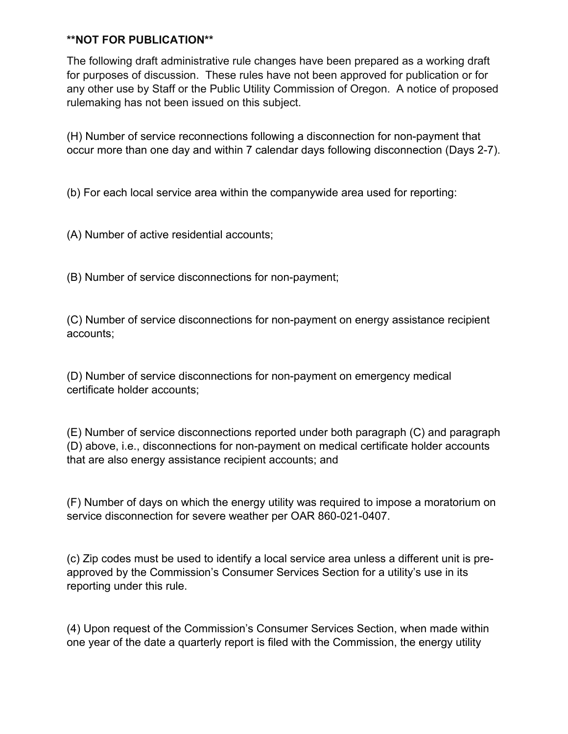**NOT FOR PUBLICATION**

The following draft administrative rule changes have been prepared as a working draft for purposes of discussion. These rules have not been approved for publication or for any other use by Staff or the Public Utility Commission of Oregon. A notice of proposed rulemaking has not been issued on this subject.

(H) Number of service reconnections following a disconnection for non-payment that occur more than one day and within 7 calendar days following disconnection (Days 2-7).

(b) For each local service area within the companywide area used for reporting:

(A) Number of active residential accounts;

(B) Number of service disconnections for non-payment;

(C) Number of service disconnections for non-payment on energy assistance recipient accounts;

(D) Number of service disconnections for non-payment on emergency medical certificate holder accounts;

(E) Number of service disconnections reported under both paragraph (C) and paragraph (D) above, i.e., disconnections for non-payment on medical certificate holder accounts that are also energy assistance recipient accounts; and

(F) Number of days on which the energy utility was required to impose a moratorium on service disconnection for severe weather per OAR 860-021-0407.

(c) Zip codes must be used to identify a local service area unless a different unit is pre-approved by the Commission's Consumer Services Section for a utility's use in its reporting under this rule.

(4) Upon request of the Commission's Consumer Services Section, when made within one year of the date a quarterly report is filed with the Commission, the energy utility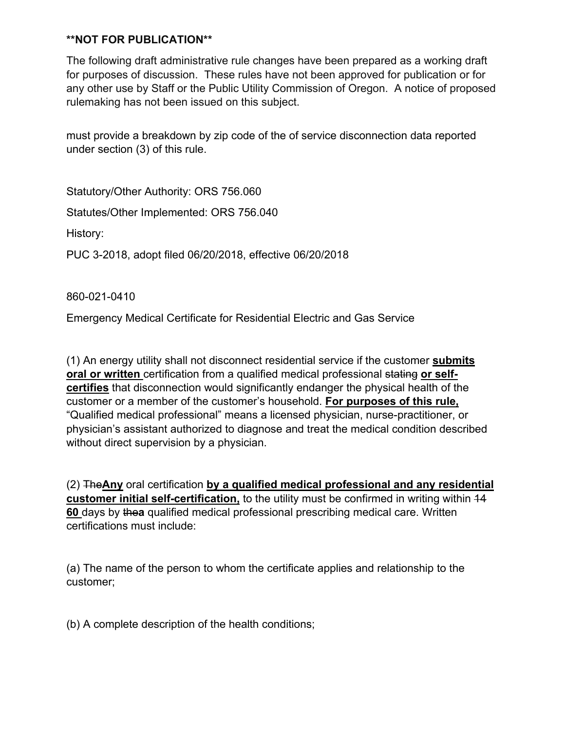**\*\*NOT FOR PUBLICATION\*\***

The following draft administrative rule changes have been prepared as a working draft for purposes of discussion. These rules have not been approved for publication or for any other use by Staff or the Public Utility Commission of Oregon. A notice of proposed rulemaking has not been issued on this subject.

must provide a breakdown by zip code of the of service disconnection data reported under section (3) of this rule.

Statutory/Other Authority: ORS 756.060

Statutes/Other Implemented: ORS 756.040

History:

PUC 3-2018, adopt filed 06/20/2018, effective 06/20/2018

860-021-0410

Emergency Medical Certificate for Residential Electric and Gas Service

(1) An energy utility shall not disconnect residential service if the customer **<u>submits oral or written</u>** certification from a qualified medical professional ~~stating~~ **<u>or self-certifies</u>** that disconnection would significantly endanger the physical health of the customer or a member of the customer's household. **<u>For purposes of this rule,</u>** "Qualified medical professional" means a licensed physician, nurse-practitioner, or physician's assistant authorized to diagnose and treat the medical condition described without direct supervision by a physician.

(2) ~~The~~**<u>Any</u>** oral certification **<u>by a qualified medical professional and any residential customer initial self-certification,</u>** to the utility must be confirmed in writing within ~~14~~ **<u>60</u>** days by ~~the~~**<u>a</u>** qualified medical professional prescribing medical care. Written certifications must include:

(a) The name of the person to whom the certificate applies and relationship to the customer;

(b) A complete description of the health conditions;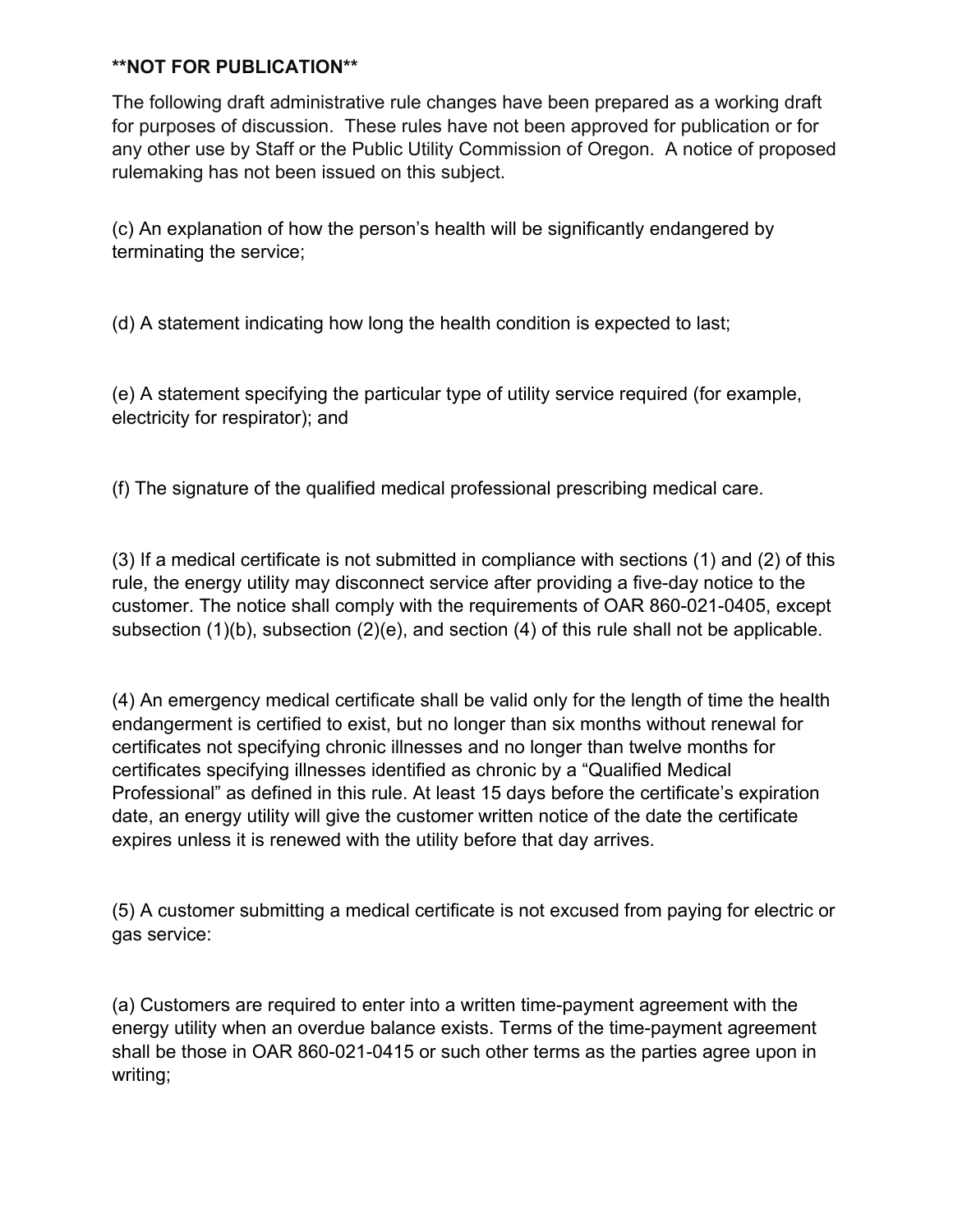**NOT FOR PUBLICATION**

The following draft administrative rule changes have been prepared as a working draft for purposes of discussion. These rules have not been approved for publication or for any other use by Staff or the Public Utility Commission of Oregon. A notice of proposed rulemaking has not been issued on this subject.

(c) An explanation of how the person's health will be significantly endangered by terminating the service;

(d) A statement indicating how long the health condition is expected to last;

(e) A statement specifying the particular type of utility service required (for example, electricity for respirator); and

(f) The signature of the qualified medical professional prescribing medical care.

(3) If a medical certificate is not submitted in compliance with sections (1) and (2) of this rule, the energy utility may disconnect service after providing a five-day notice to the customer. The notice shall comply with the requirements of OAR 860-021-0405, except subsection (1)(b), subsection (2)(e), and section (4) of this rule shall not be applicable.

(4) An emergency medical certificate shall be valid only for the length of time the health endangerment is certified to exist, but no longer than six months without renewal for certificates not specifying chronic illnesses and no longer than twelve months for certificates specifying illnesses identified as chronic by a "Qualified Medical Professional" as defined in this rule. At least 15 days before the certificate's expiration date, an energy utility will give the customer written notice of the date the certificate expires unless it is renewed with the utility before that day arrives.

(5) A customer submitting a medical certificate is not excused from paying for electric or gas service:

(a) Customers are required to enter into a written time-payment agreement with the energy utility when an overdue balance exists. Terms of the time-payment agreement shall be those in OAR 860-021-0415 or such other terms as the parties agree upon in writing;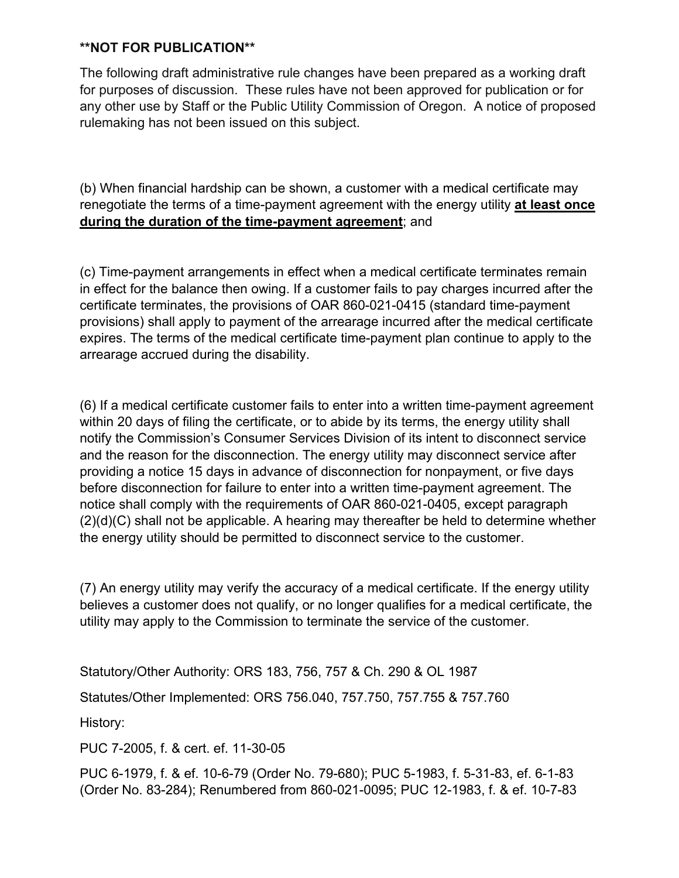**NOT FOR PUBLICATION**

The following draft administrative rule changes have been prepared as a working draft for purposes of discussion. These rules have not been approved for publication or for any other use by Staff or the Public Utility Commission of Oregon. A notice of proposed rulemaking has not been issued on this subject.

(b) When financial hardship can be shown, a customer with a medical certificate may renegotiate the terms of a time-payment agreement with the energy utility <u>**at least once during the duration of the time-payment agreement**</u>; and

(c) Time-payment arrangements in effect when a medical certificate terminates remain in effect for the balance then owing. If a customer fails to pay charges incurred after the certificate terminates, the provisions of OAR 860-021-0415 (standard time-payment provisions) shall apply to payment of the arrearage incurred after the medical certificate expires. The terms of the medical certificate time-payment plan continue to apply to the arrearage accrued during the disability.

(6) If a medical certificate customer fails to enter into a written time-payment agreement within 20 days of filing the certificate, or to abide by its terms, the energy utility shall notify the Commission's Consumer Services Division of its intent to disconnect service and the reason for the disconnection. The energy utility may disconnect service after providing a notice 15 days in advance of disconnection for nonpayment, or five days before disconnection for failure to enter into a written time-payment agreement. The notice shall comply with the requirements of OAR 860-021-0405, except paragraph (2)(d)(C) shall not be applicable. A hearing may thereafter be held to determine whether the energy utility should be permitted to disconnect service to the customer.

(7) An energy utility may verify the accuracy of a medical certificate. If the energy utility believes a customer does not qualify, or no longer qualifies for a medical certificate, the utility may apply to the Commission to terminate the service of the customer.

Statutory/Other Authority: ORS 183, 756, 757 & Ch. 290 & OL 1987

Statutes/Other Implemented: ORS 756.040, 757.750, 757.755 & 757.760

History:

PUC 7-2005, f. & cert. ef. 11-30-05

PUC 6-1979, f. & ef. 10-6-79 (Order No. 79-680); PUC 5-1983, f. 5-31-83, ef. 6-1-83 (Order No. 83-284); Renumbered from 860-021-0095; PUC 12-1983, f. & ef. 10-7-83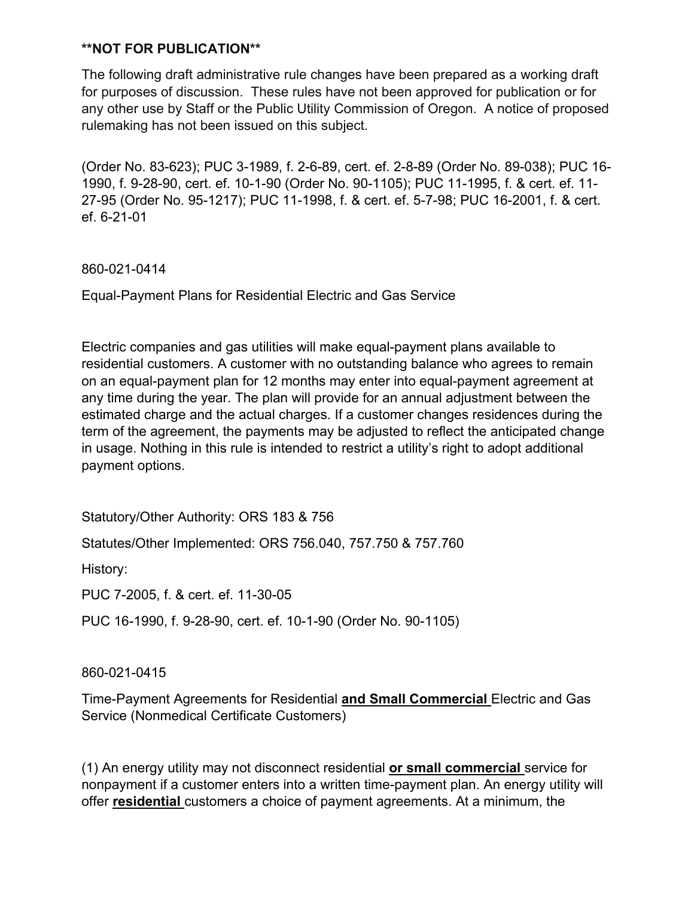****NOT FOR PUBLICATION****

The following draft administrative rule changes have been prepared as a working draft for purposes of discussion. These rules have not been approved for publication or for any other use by Staff or the Public Utility Commission of Oregon. A notice of proposed rulemaking has not been issued on this subject.

(Order No. 83-623); PUC 3-1989, f. 2-6-89, cert. ef. 2-8-89 (Order No. 89-038); PUC 16-1990, f. 9-28-90, cert. ef. 10-1-90 (Order No. 90-1105); PUC 11-1995, f. & cert. ef. 11-27-95 (Order No. 95-1217); PUC 11-1998, f. & cert. ef. 5-7-98; PUC 16-2001, f. & cert. ef. 6-21-01

860-021-0414

Equal-Payment Plans for Residential Electric and Gas Service

Electric companies and gas utilities will make equal-payment plans available to residential customers. A customer with no outstanding balance who agrees to remain on an equal-payment plan for 12 months may enter into equal-payment agreement at any time during the year. The plan will provide for an annual adjustment between the estimated charge and the actual charges. If a customer changes residences during the term of the agreement, the payments may be adjusted to reflect the anticipated change in usage. Nothing in this rule is intended to restrict a utility's right to adopt additional payment options.

Statutory/Other Authority: ORS 183 & 756

Statutes/Other Implemented: ORS 756.040, 757.750 & 757.760

History:

PUC 7-2005, f. & cert. ef. 11-30-05

PUC 16-1990, f. 9-28-90, cert. ef. 10-1-90 (Order No. 90-1105)

860-021-0415

Time-Payment Agreements for Residential <u>**and Small Commercial**</u> Electric and Gas Service (Nonmedical Certificate Customers)

(1) An energy utility may not disconnect residential <u>**or small commercial**</u> service for nonpayment if a customer enters into a written time-payment plan. An energy utility will offer <u>**residential**</u> customers a choice of payment agreements. At a minimum, the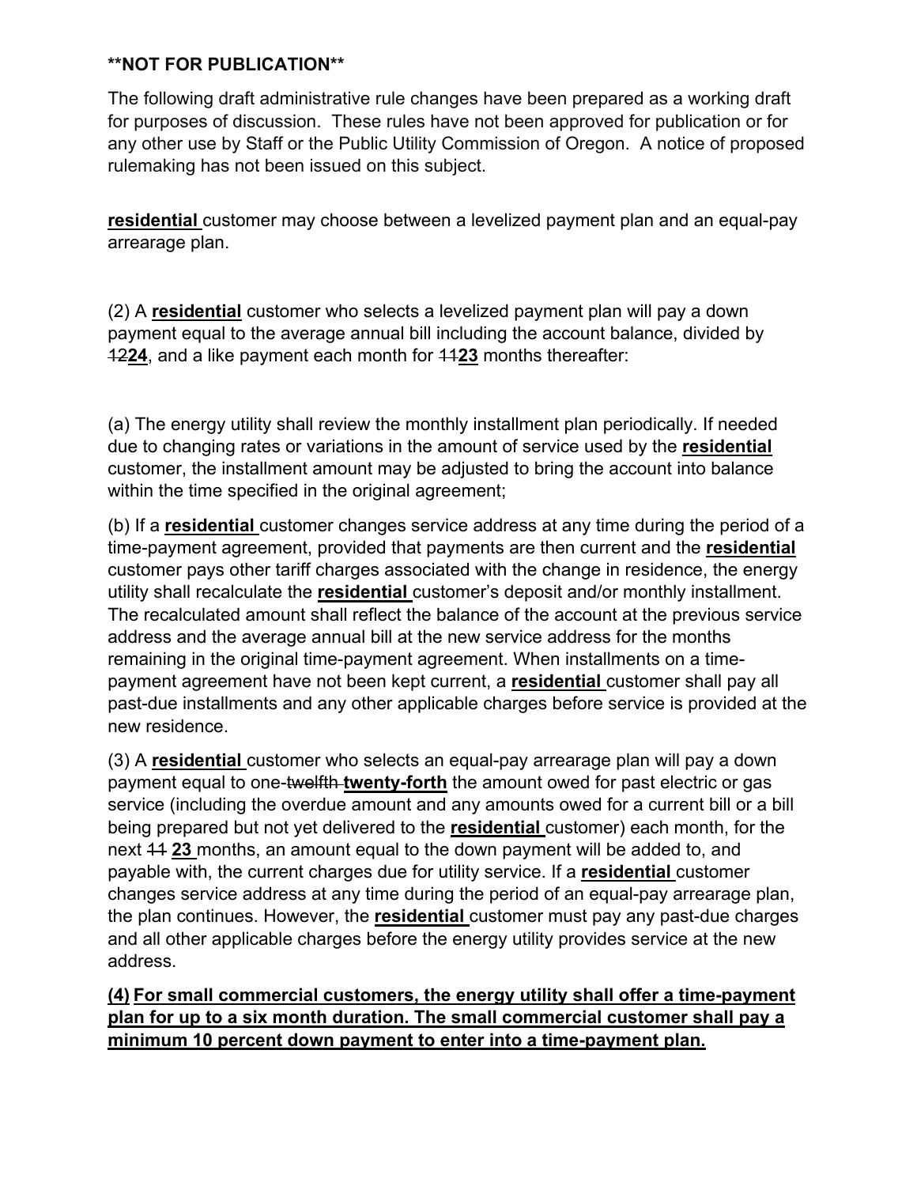**\*\*NOT FOR PUBLICATION\*\***

The following draft administrative rule changes have been prepared as a working draft for purposes of discussion. These rules have not been approved for publication or for any other use by Staff or the Public Utility Commission of Oregon. A notice of proposed rulemaking has not been issued on this subject.

<u>**residential**</u> customer may choose between a levelized payment plan and an equal-pay arrearage plan.

(2) A <u>**residential**</u> customer who selects a levelized payment plan will pay a down payment equal to the average annual bill including the account balance, divided by ~~12~~<u>**24**</u>, and a like payment each month for ~~11~~<u>**23**</u> months thereafter:

(a) The energy utility shall review the monthly installment plan periodically. If needed due to changing rates or variations in the amount of service used by the <u>**residential**</u> customer, the installment amount may be adjusted to bring the account into balance within the time specified in the original agreement;

(b) If a <u>**residential**</u> customer changes service address at any time during the period of a time-payment agreement, provided that payments are then current and the <u>**residential**</u> customer pays other tariff charges associated with the change in residence, the energy utility shall recalculate the <u>**residential**</u> customer's deposit and/or monthly installment. The recalculated amount shall reflect the balance of the account at the previous service address and the average annual bill at the new service address for the months remaining in the original time-payment agreement. When installments on a time-payment agreement have not been kept current, a <u>**residential**</u> customer shall pay all past-due installments and any other applicable charges before service is provided at the new residence.

(3) A <u>**residential**</u> customer who selects an equal-pay arrearage plan will pay a down payment equal to one-~~twelfth~~ <u>**twenty-forth**</u> the amount owed for past electric or gas service (including the overdue amount and any amounts owed for a current bill or a bill being prepared but not yet delivered to the <u>**residential**</u> customer) each month, for the next ~~11~~ <u>**23**</u> months, an amount equal to the down payment will be added to, and payable with, the current charges due for utility service. If a <u>**residential**</u> customer changes service address at any time during the period of an equal-pay arrearage plan, the plan continues. However, the <u>**residential**</u> customer must pay any past-due charges and all other applicable charges before the energy utility provides service at the new address.

<u>**(4) For small commercial customers, the energy utility shall offer a time-payment plan for up to a six month duration. The small commercial customer shall pay a minimum 10 percent down payment to enter into a time-payment plan.**</u>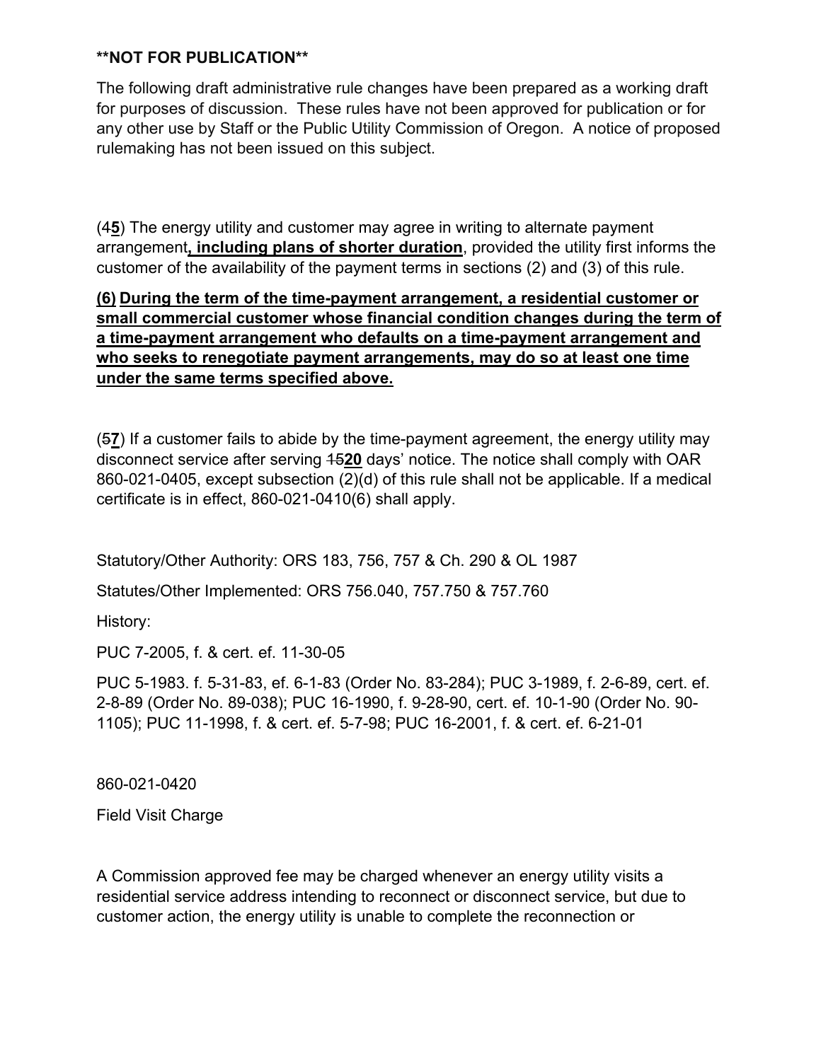**\*\*NOT FOR PUBLICATION\*\***

The following draft administrative rule changes have been prepared as a working draft for purposes of discussion. These rules have not been approved for publication or for any other use by Staff or the Public Utility Commission of Oregon. A notice of proposed rulemaking has not been issued on this subject.

(4**5**) The energy utility and customer may agree in writing to alternate payment arrangement**, including plans of shorter duration**, provided the utility first informs the customer of the availability of the payment terms in sections (2) and (3) of this rule.

**(6) During the term of the time-payment arrangement, a residential customer or small commercial customer whose financial condition changes during the term of a time-payment arrangement who defaults on a time-payment arrangement and who seeks to renegotiate payment arrangements, may do so at least one time under the same terms specified above.**

(~~5~~**7**) If a customer fails to abide by the time-payment agreement, the energy utility may disconnect service after serving ~~15~~**20** days' notice. The notice shall comply with OAR 860-021-0405, except subsection (2)(d) of this rule shall not be applicable. If a medical certificate is in effect, 860-021-0410(6) shall apply.

Statutory/Other Authority: ORS 183, 756, 757 & Ch. 290 & OL 1987

Statutes/Other Implemented: ORS 756.040, 757.750 & 757.760

History:

PUC 7-2005, f. & cert. ef. 11-30-05

PUC 5-1983. f. 5-31-83, ef. 6-1-83 (Order No. 83-284); PUC 3-1989, f. 2-6-89, cert. ef. 2-8-89 (Order No. 89-038); PUC 16-1990, f. 9-28-90, cert. ef. 10-1-90 (Order No. 90-1105); PUC 11-1998, f. & cert. ef. 5-7-98; PUC 16-2001, f. & cert. ef. 6-21-01

860-021-0420

Field Visit Charge

A Commission approved fee may be charged whenever an energy utility visits a residential service address intending to reconnect or disconnect service, but due to customer action, the energy utility is unable to complete the reconnection or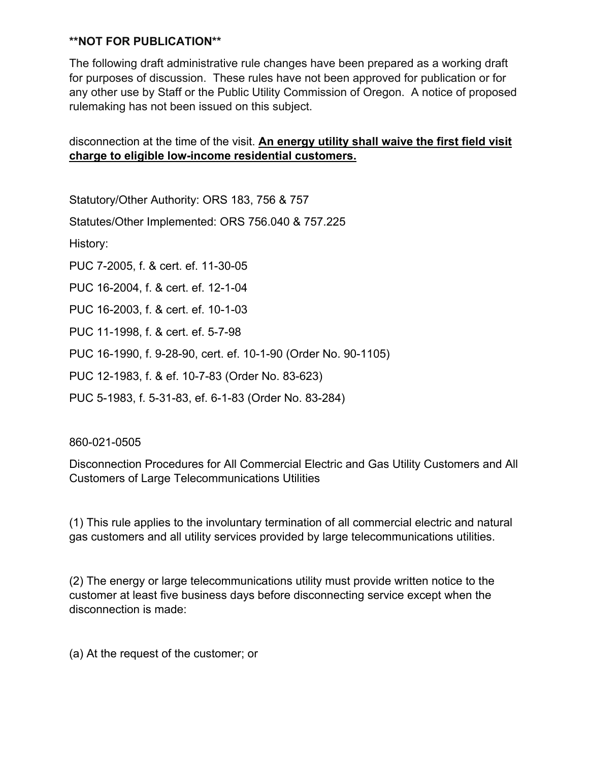**NOT FOR PUBLICATION**

The following draft administrative rule changes have been prepared as a working draft for purposes of discussion. These rules have not been approved for publication or for any other use by Staff or the Public Utility Commission of Oregon. A notice of proposed rulemaking has not been issued on this subject.

disconnection at the time of the visit. <u>**An energy utility shall waive the first field visit charge to eligible low-income residential customers.**</u>

Statutory/Other Authority: ORS 183, 756 & 757

Statutes/Other Implemented: ORS 756.040 & 757.225

History:

PUC 7-2005, f. & cert. ef. 11-30-05

PUC 16-2004, f. & cert. ef. 12-1-04

PUC 16-2003, f. & cert. ef. 10-1-03

PUC 11-1998, f. & cert. ef. 5-7-98

PUC 16-1990, f. 9-28-90, cert. ef. 10-1-90 (Order No. 90-1105)

PUC 12-1983, f. & ef. 10-7-83 (Order No. 83-623)

PUC 5-1983, f. 5-31-83, ef. 6-1-83 (Order No. 83-284)

860-021-0505

Disconnection Procedures for All Commercial Electric and Gas Utility Customers and All Customers of Large Telecommunications Utilities

(1) This rule applies to the involuntary termination of all commercial electric and natural gas customers and all utility services provided by large telecommunications utilities.

(2) The energy or large telecommunications utility must provide written notice to the customer at least five business days before disconnecting service except when the disconnection is made:

(a) At the request of the customer; or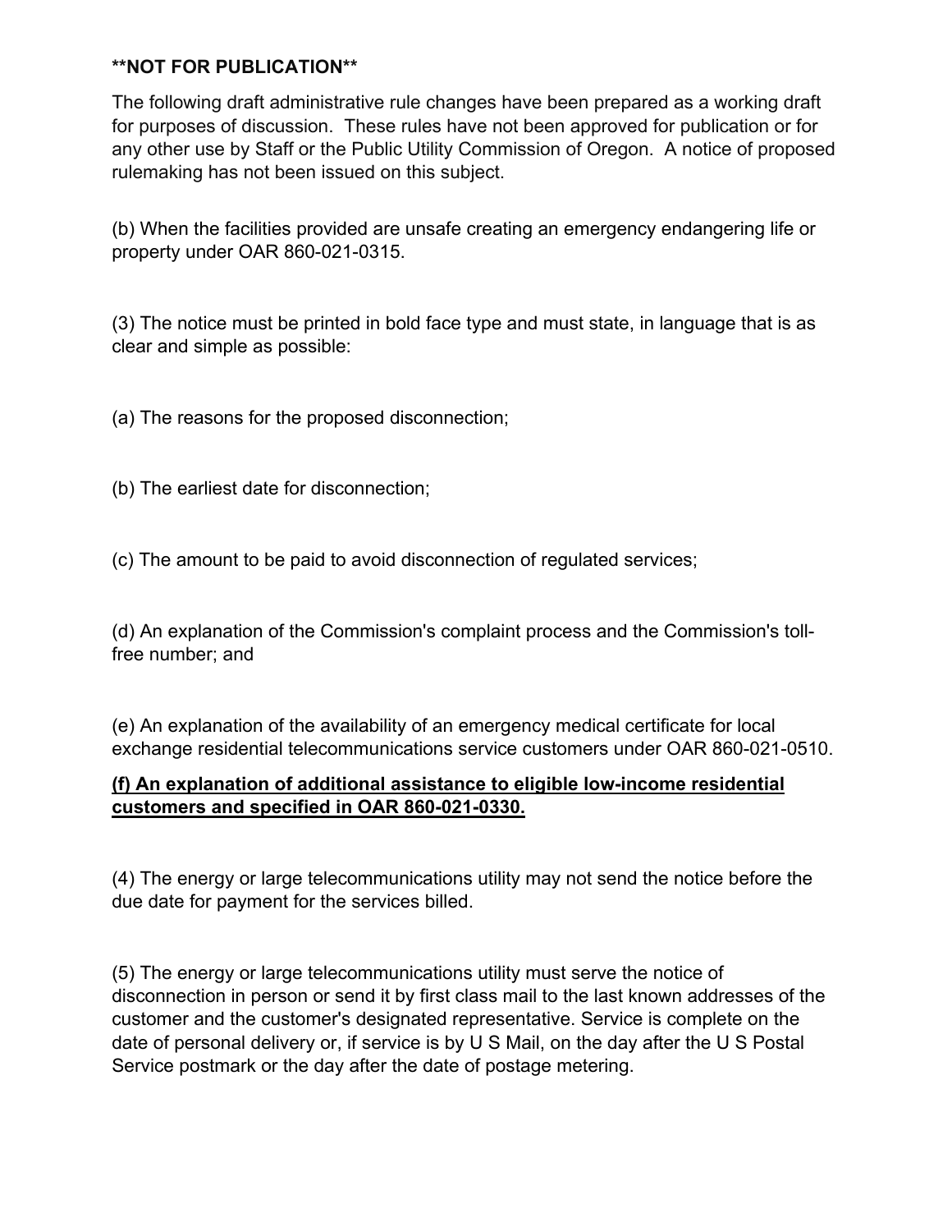**NOT FOR PUBLICATION**

The following draft administrative rule changes have been prepared as a working draft for purposes of discussion. These rules have not been approved for publication or for any other use by Staff or the Public Utility Commission of Oregon. A notice of proposed rulemaking has not been issued on this subject.

(b) When the facilities provided are unsafe creating an emergency endangering life or property under OAR 860-021-0315.

(3) The notice must be printed in bold face type and must state, in language that is as clear and simple as possible:

(a) The reasons for the proposed disconnection;

(b) The earliest date for disconnection;

(c) The amount to be paid to avoid disconnection of regulated services;

(d) An explanation of the Commission's complaint process and the Commission's toll-free number; and

(e) An explanation of the availability of an emergency medical certificate for local exchange residential telecommunications service customers under OAR 860-021-0510.

<u>**(f) An explanation of additional assistance to eligible low-income residential customers and specified in OAR 860-021-0330.**</u>

(4) The energy or large telecommunications utility may not send the notice before the due date for payment for the services billed.

(5) The energy or large telecommunications utility must serve the notice of disconnection in person or send it by first class mail to the last known addresses of the customer and the customer's designated representative. Service is complete on the date of personal delivery or, if service is by U S Mail, on the day after the U S Postal Service postmark or the day after the date of postage metering.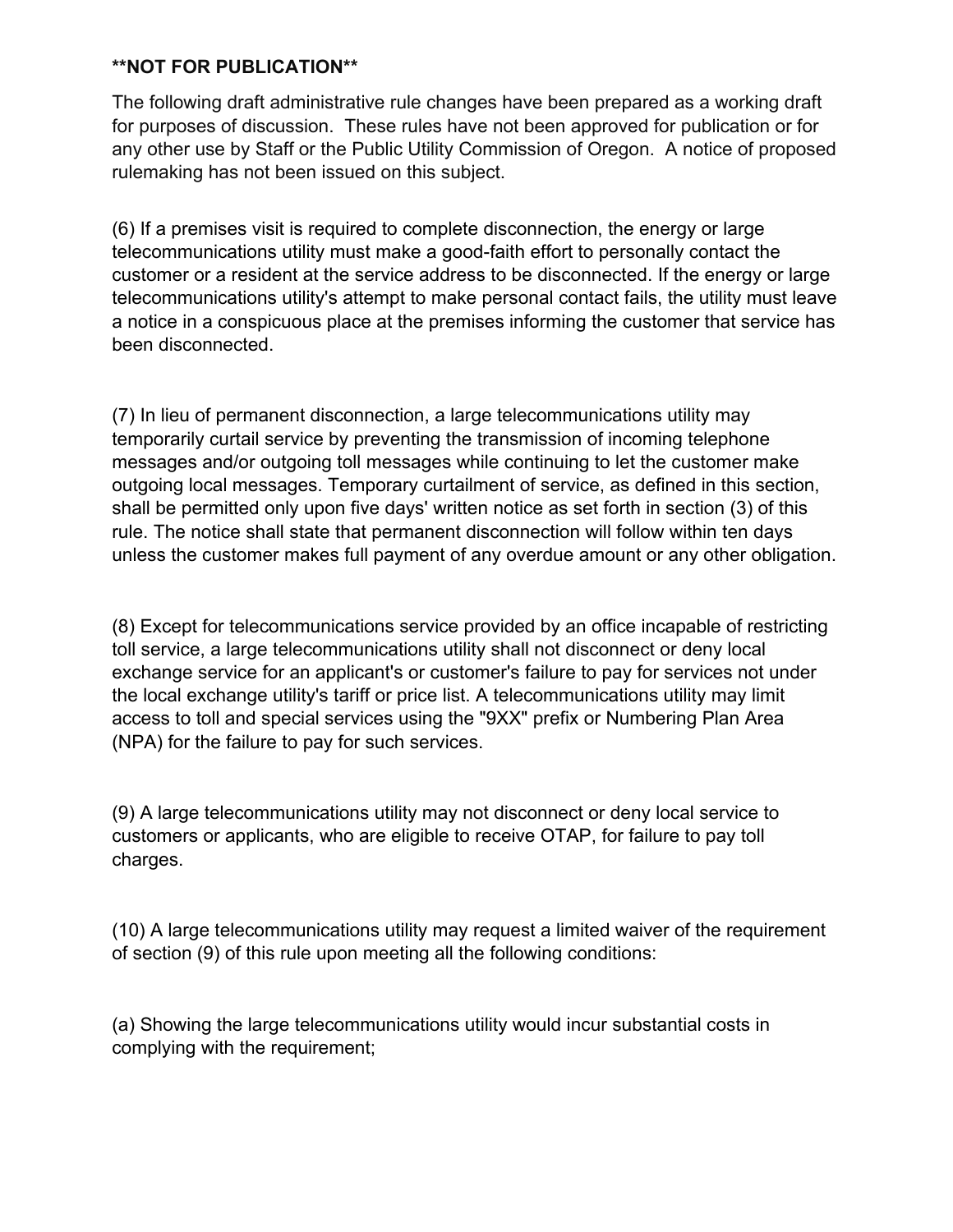**NOT FOR PUBLICATION**

The following draft administrative rule changes have been prepared as a working draft for purposes of discussion. These rules have not been approved for publication or for any other use by Staff or the Public Utility Commission of Oregon. A notice of proposed rulemaking has not been issued on this subject.

(6) If a premises visit is required to complete disconnection, the energy or large telecommunications utility must make a good-faith effort to personally contact the customer or a resident at the service address to be disconnected. If the energy or large telecommunications utility's attempt to make personal contact fails, the utility must leave a notice in a conspicuous place at the premises informing the customer that service has been disconnected.

(7) In lieu of permanent disconnection, a large telecommunications utility may temporarily curtail service by preventing the transmission of incoming telephone messages and/or outgoing toll messages while continuing to let the customer make outgoing local messages. Temporary curtailment of service, as defined in this section, shall be permitted only upon five days' written notice as set forth in section (3) of this rule. The notice shall state that permanent disconnection will follow within ten days unless the customer makes full payment of any overdue amount or any other obligation.

(8) Except for telecommunications service provided by an office incapable of restricting toll service, a large telecommunications utility shall not disconnect or deny local exchange service for an applicant's or customer's failure to pay for services not under the local exchange utility's tariff or price list. A telecommunications utility may limit access to toll and special services using the "9XX" prefix or Numbering Plan Area (NPA) for the failure to pay for such services.

(9) A large telecommunications utility may not disconnect or deny local service to customers or applicants, who are eligible to receive OTAP, for failure to pay toll charges.

(10) A large telecommunications utility may request a limited waiver of the requirement of section (9) of this rule upon meeting all the following conditions:

(a) Showing the large telecommunications utility would incur substantial costs in complying with the requirement;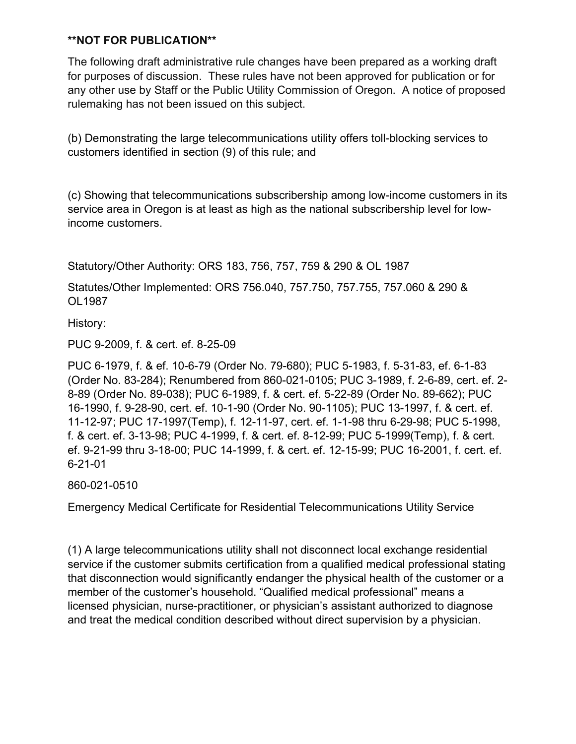**NOT FOR PUBLICATION**

The following draft administrative rule changes have been prepared as a working draft for purposes of discussion. These rules have not been approved for publication or for any other use by Staff or the Public Utility Commission of Oregon. A notice of proposed rulemaking has not been issued on this subject.

(b) Demonstrating the large telecommunications utility offers toll-blocking services to customers identified in section (9) of this rule; and

(c) Showing that telecommunications subscribership among low-income customers in its service area in Oregon is at least as high as the national subscribership level for low-income customers.

Statutory/Other Authority: ORS 183, 756, 757, 759 & 290 & OL 1987

Statutes/Other Implemented: ORS 756.040, 757.750, 757.755, 757.060 & 290 & OL1987

History:

PUC 9-2009, f. & cert. ef. 8-25-09

PUC 6-1979, f. & ef. 10-6-79 (Order No. 79-680); PUC 5-1983, f. 5-31-83, ef. 6-1-83 (Order No. 83-284); Renumbered from 860-021-0105; PUC 3-1989, f. 2-6-89, cert. ef. 2-8-89 (Order No. 89-038); PUC 6-1989, f. & cert. ef. 5-22-89 (Order No. 89-662); PUC 16-1990, f. 9-28-90, cert. ef. 10-1-90 (Order No. 90-1105); PUC 13-1997, f. & cert. ef. 11-12-97; PUC 17-1997(Temp), f. 12-11-97, cert. ef. 1-1-98 thru 6-29-98; PUC 5-1998, f. & cert. ef. 3-13-98; PUC 4-1999, f. & cert. ef. 8-12-99; PUC 5-1999(Temp), f. & cert. ef. 9-21-99 thru 3-18-00; PUC 14-1999, f. & cert. ef. 12-15-99; PUC 16-2001, f. cert. ef. 6-21-01

860-021-0510

Emergency Medical Certificate for Residential Telecommunications Utility Service

(1) A large telecommunications utility shall not disconnect local exchange residential service if the customer submits certification from a qualified medical professional stating that disconnection would significantly endanger the physical health of the customer or a member of the customer's household. "Qualified medical professional" means a licensed physician, nurse-practitioner, or physician's assistant authorized to diagnose and treat the medical condition described without direct supervision by a physician.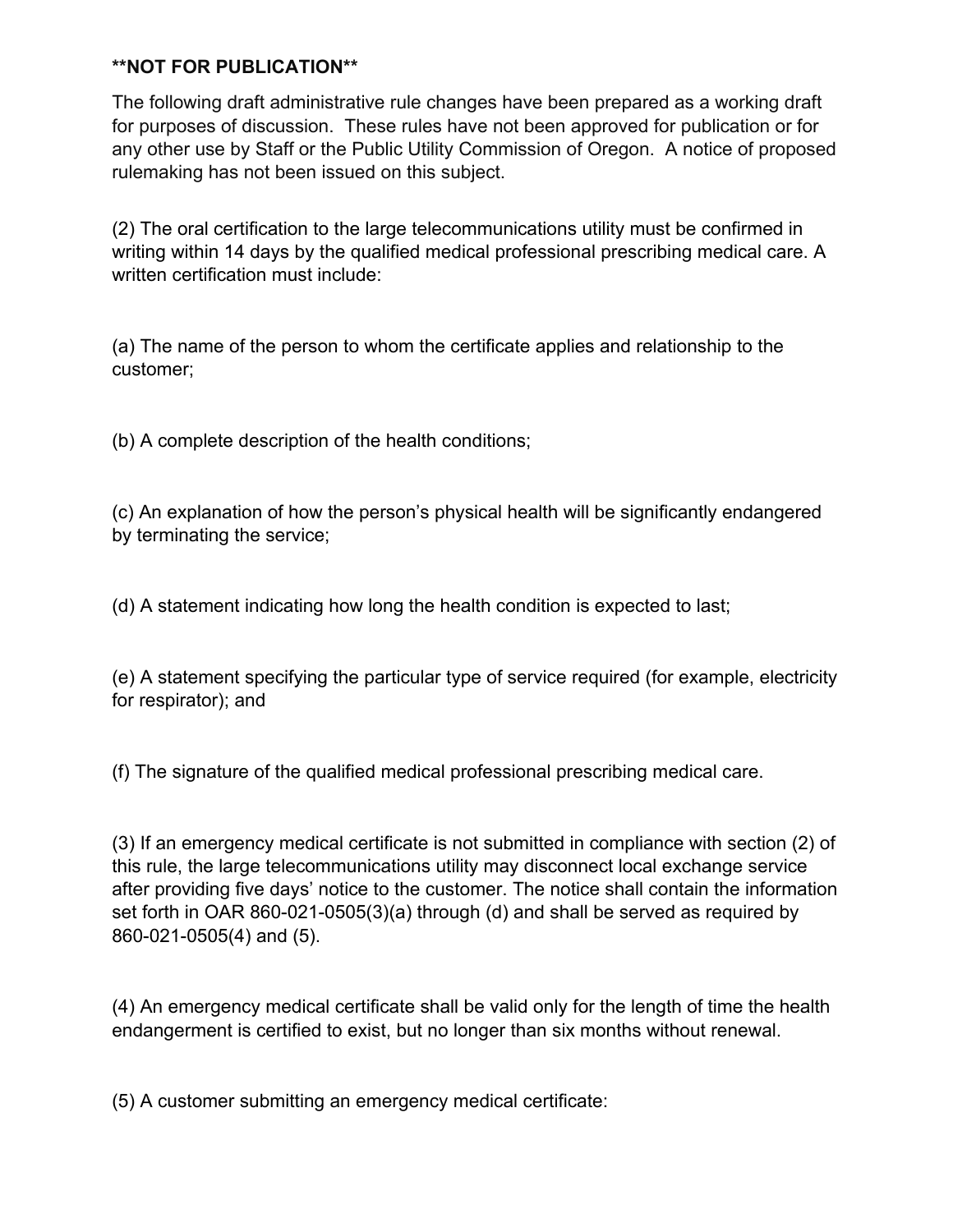**NOT FOR PUBLICATION**

The following draft administrative rule changes have been prepared as a working draft for purposes of discussion. These rules have not been approved for publication or for any other use by Staff or the Public Utility Commission of Oregon. A notice of proposed rulemaking has not been issued on this subject.

(2) The oral certification to the large telecommunications utility must be confirmed in writing within 14 days by the qualified medical professional prescribing medical care. A written certification must include:

(a) The name of the person to whom the certificate applies and relationship to the customer;

(b) A complete description of the health conditions;

(c) An explanation of how the person's physical health will be significantly endangered by terminating the service;

(d) A statement indicating how long the health condition is expected to last;

(e) A statement specifying the particular type of service required (for example, electricity for respirator); and

(f) The signature of the qualified medical professional prescribing medical care.

(3) If an emergency medical certificate is not submitted in compliance with section (2) of this rule, the large telecommunications utility may disconnect local exchange service after providing five days' notice to the customer. The notice shall contain the information set forth in OAR 860-021-0505(3)(a) through (d) and shall be served as required by 860-021-0505(4) and (5).

(4) An emergency medical certificate shall be valid only for the length of time the health endangerment is certified to exist, but no longer than six months without renewal.

(5) A customer submitting an emergency medical certificate: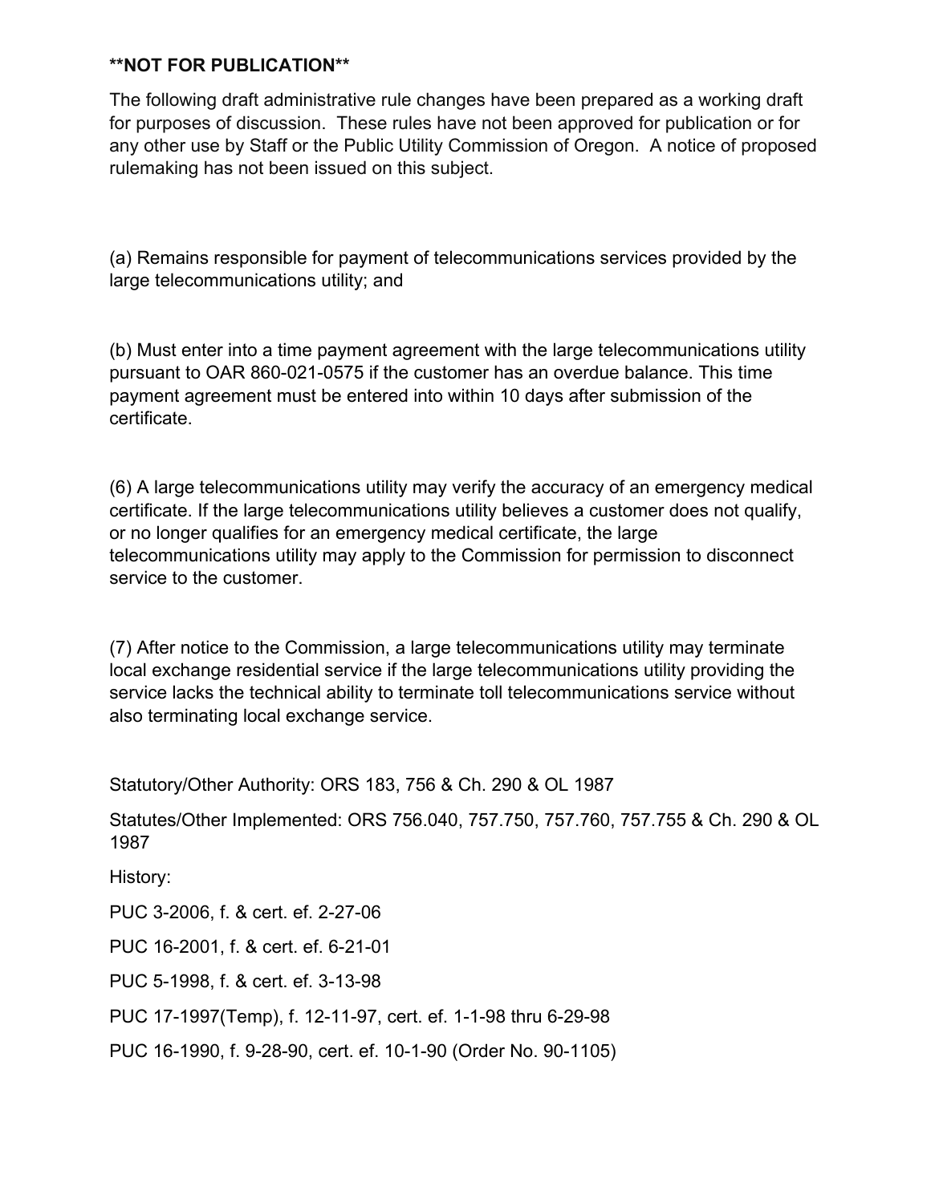**NOT FOR PUBLICATION**

The following draft administrative rule changes have been prepared as a working draft for purposes of discussion. These rules have not been approved for publication or for any other use by Staff or the Public Utility Commission of Oregon. A notice of proposed rulemaking has not been issued on this subject.

(a) Remains responsible for payment of telecommunications services provided by the large telecommunications utility; and

(b) Must enter into a time payment agreement with the large telecommunications utility pursuant to OAR 860-021-0575 if the customer has an overdue balance. This time payment agreement must be entered into within 10 days after submission of the certificate.

(6) A large telecommunications utility may verify the accuracy of an emergency medical certificate. If the large telecommunications utility believes a customer does not qualify, or no longer qualifies for an emergency medical certificate, the large telecommunications utility may apply to the Commission for permission to disconnect service to the customer.

(7) After notice to the Commission, a large telecommunications utility may terminate local exchange residential service if the large telecommunications utility providing the service lacks the technical ability to terminate toll telecommunications service without also terminating local exchange service.

Statutory/Other Authority: ORS 183, 756 & Ch. 290 & OL 1987

Statutes/Other Implemented: ORS 756.040, 757.750, 757.760, 757.755 & Ch. 290 & OL 1987

History:

PUC 3-2006, f. & cert. ef. 2-27-06

PUC 16-2001, f. & cert. ef. 6-21-01

PUC 5-1998, f. & cert. ef. 3-13-98

PUC 17-1997(Temp), f. 12-11-97, cert. ef. 1-1-98 thru 6-29-98

PUC 16-1990, f. 9-28-90, cert. ef. 10-1-90 (Order No. 90-1105)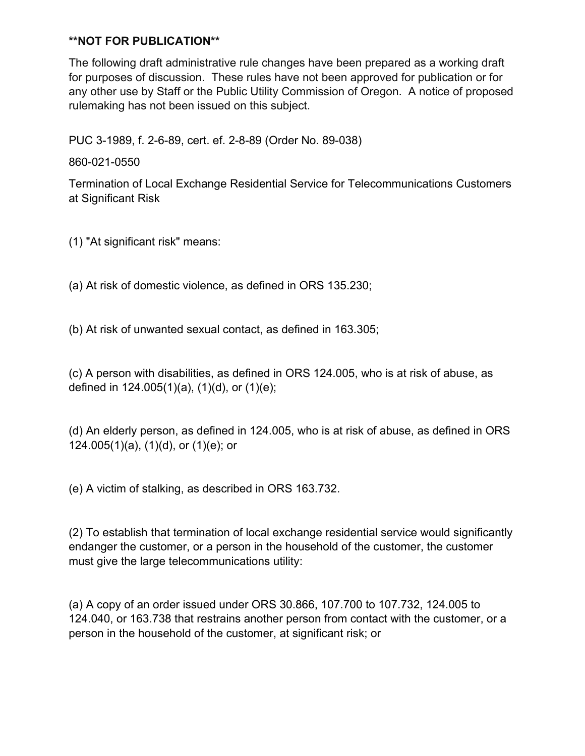**NOT FOR PUBLICATION**

The following draft administrative rule changes have been prepared as a working draft for purposes of discussion. These rules have not been approved for publication or for any other use by Staff or the Public Utility Commission of Oregon. A notice of proposed rulemaking has not been issued on this subject.

PUC 3-1989, f. 2-6-89, cert. ef. 2-8-89 (Order No. 89-038)

860-021-0550

Termination of Local Exchange Residential Service for Telecommunications Customers at Significant Risk

(1) "At significant risk" means:

(a) At risk of domestic violence, as defined in ORS 135.230;

(b) At risk of unwanted sexual contact, as defined in 163.305;

(c) A person with disabilities, as defined in ORS 124.005, who is at risk of abuse, as defined in 124.005(1)(a), (1)(d), or (1)(e);

(d) An elderly person, as defined in 124.005, who is at risk of abuse, as defined in ORS 124.005(1)(a), (1)(d), or (1)(e); or

(e) A victim of stalking, as described in ORS 163.732.

(2) To establish that termination of local exchange residential service would significantly endanger the customer, or a person in the household of the customer, the customer must give the large telecommunications utility:

(a) A copy of an order issued under ORS 30.866, 107.700 to 107.732, 124.005 to 124.040, or 163.738 that restrains another person from contact with the customer, or a person in the household of the customer, at significant risk; or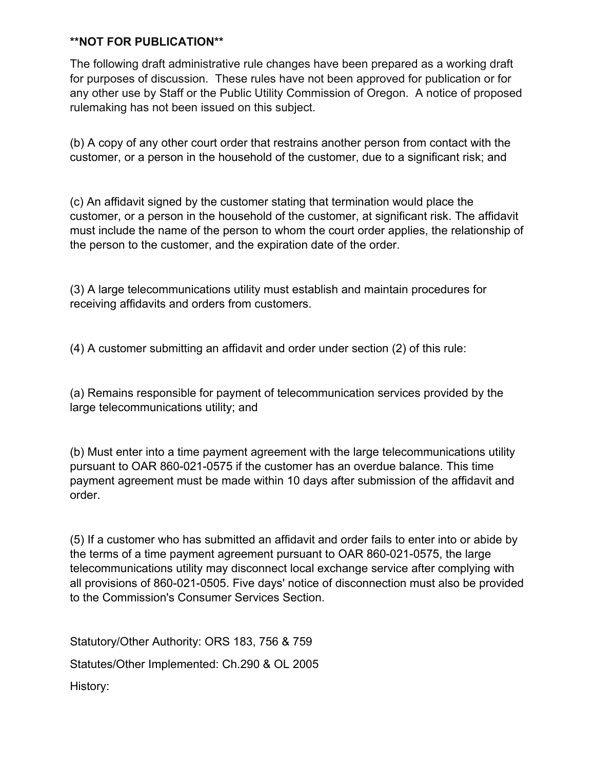**NOT FOR PUBLICATION**

The following draft administrative rule changes have been prepared as a working draft for purposes of discussion. These rules have not been approved for publication or for any other use by Staff or the Public Utility Commission of Oregon. A notice of proposed rulemaking has not been issued on this subject.

(b) A copy of any other court order that restrains another person from contact with the customer, or a person in the household of the customer, due to a significant risk; and

(c) An affidavit signed by the customer stating that termination would place the customer, or a person in the household of the customer, at significant risk. The affidavit must include the name of the person to whom the court order applies, the relationship of the person to the customer, and the expiration date of the order.

(3) A large telecommunications utility must establish and maintain procedures for receiving affidavits and orders from customers.

(4) A customer submitting an affidavit and order under section (2) of this rule:

(a) Remains responsible for payment of telecommunication services provided by the large telecommunications utility; and

(b) Must enter into a time payment agreement with the large telecommunications utility pursuant to OAR 860-021-0575 if the customer has an overdue balance. This time payment agreement must be made within 10 days after submission of the affidavit and order.

(5) If a customer who has submitted an affidavit and order fails to enter into or abide by the terms of a time payment agreement pursuant to OAR 860-021-0575, the large telecommunications utility may disconnect local exchange service after complying with all provisions of 860-021-0505. Five days' notice of disconnection must also be provided to the Commission's Consumer Services Section.

Statutory/Other Authority: ORS 183, 756 & 759

Statutes/Other Implemented: Ch.290 & OL 2005

History: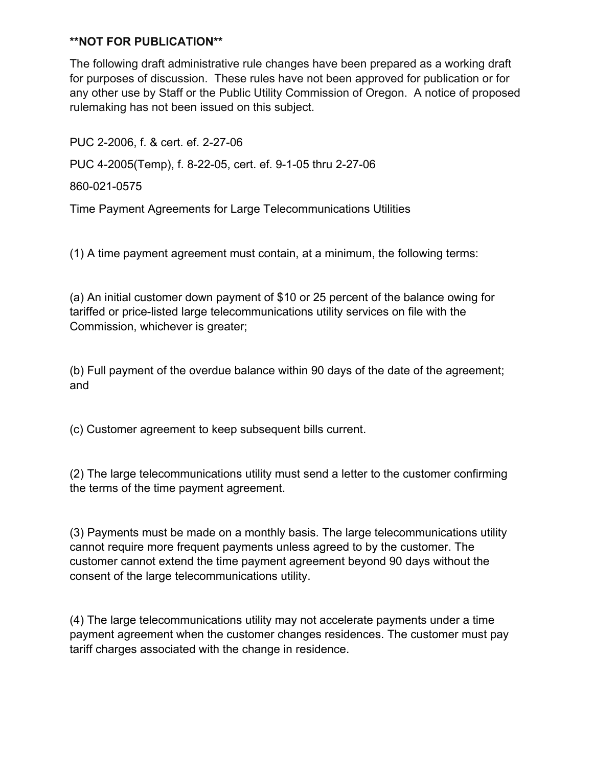**NOT FOR PUBLICATION**

The following draft administrative rule changes have been prepared as a working draft for purposes of discussion. These rules have not been approved for publication or for any other use by Staff or the Public Utility Commission of Oregon. A notice of proposed rulemaking has not been issued on this subject.

PUC 2-2006, f. & cert. ef. 2-27-06

PUC 4-2005(Temp), f. 8-22-05, cert. ef. 9-1-05 thru 2-27-06

860-021-0575

Time Payment Agreements for Large Telecommunications Utilities

(1) A time payment agreement must contain, at a minimum, the following terms:

(a) An initial customer down payment of $10 or 25 percent of the balance owing for tariffed or price-listed large telecommunications utility services on file with the Commission, whichever is greater;

(b) Full payment of the overdue balance within 90 days of the date of the agreement; and

(c) Customer agreement to keep subsequent bills current.

(2) The large telecommunications utility must send a letter to the customer confirming the terms of the time payment agreement.

(3) Payments must be made on a monthly basis. The large telecommunications utility cannot require more frequent payments unless agreed to by the customer. The customer cannot extend the time payment agreement beyond 90 days without the consent of the large telecommunications utility.

(4) The large telecommunications utility may not accelerate payments under a time payment agreement when the customer changes residences. The customer must pay tariff charges associated with the change in residence.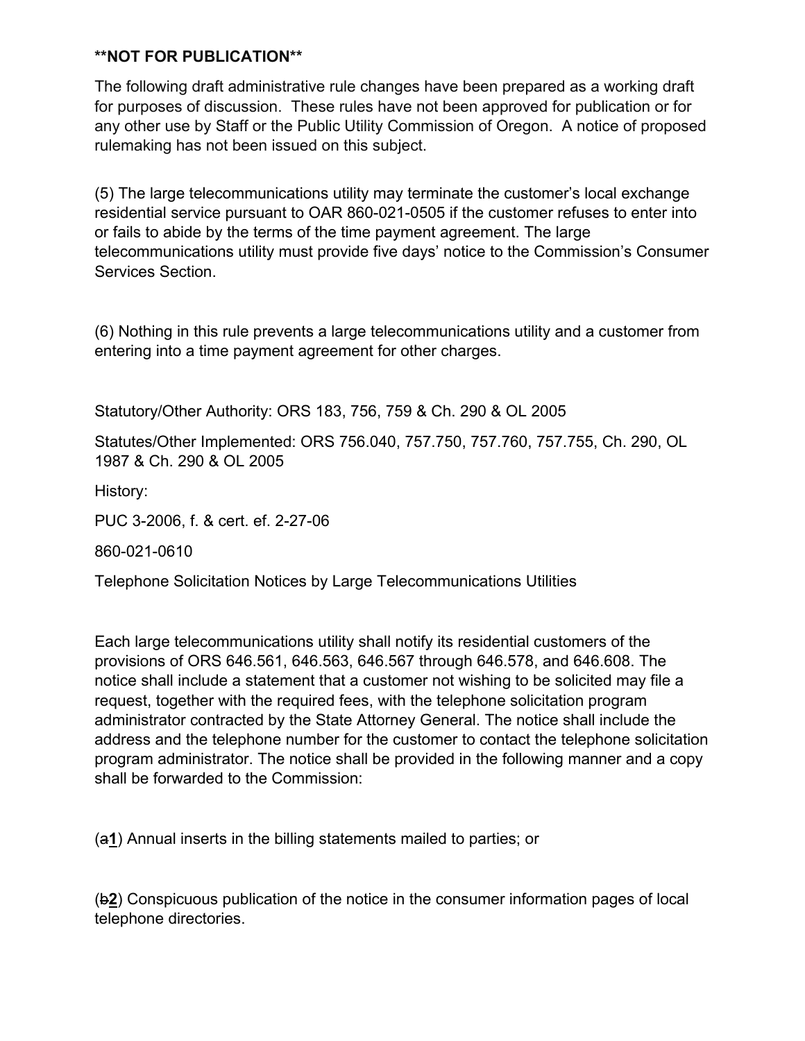**NOT FOR PUBLICATION**

The following draft administrative rule changes have been prepared as a working draft for purposes of discussion. These rules have not been approved for publication or for any other use by Staff or the Public Utility Commission of Oregon. A notice of proposed rulemaking has not been issued on this subject.

(5) The large telecommunications utility may terminate the customer's local exchange residential service pursuant to OAR 860-021-0505 if the customer refuses to enter into or fails to abide by the terms of the time payment agreement. The large telecommunications utility must provide five days' notice to the Commission's Consumer Services Section.

(6) Nothing in this rule prevents a large telecommunications utility and a customer from entering into a time payment agreement for other charges.

Statutory/Other Authority: ORS 183, 756, 759 & Ch. 290 & OL 2005

Statutes/Other Implemented: ORS 756.040, 757.750, 757.760, 757.755, Ch. 290, OL 1987 & Ch. 290 & OL 2005

History:

PUC 3-2006, f. & cert. ef. 2-27-06

860-021-0610

Telephone Solicitation Notices by Large Telecommunications Utilities

Each large telecommunications utility shall notify its residential customers of the provisions of ORS 646.561, 646.563, 646.567 through 646.578, and 646.608. The notice shall include a statement that a customer not wishing to be solicited may file a request, together with the required fees, with the telephone solicitation program administrator contracted by the State Attorney General. The notice shall include the address and the telephone number for the customer to contact the telephone solicitation program administrator. The notice shall be provided in the following manner and a copy shall be forwarded to the Commission:

(~~a~~**1**) Annual inserts in the billing statements mailed to parties; or

(~~b~~**2**) Conspicuous publication of the notice in the consumer information pages of local telephone directories.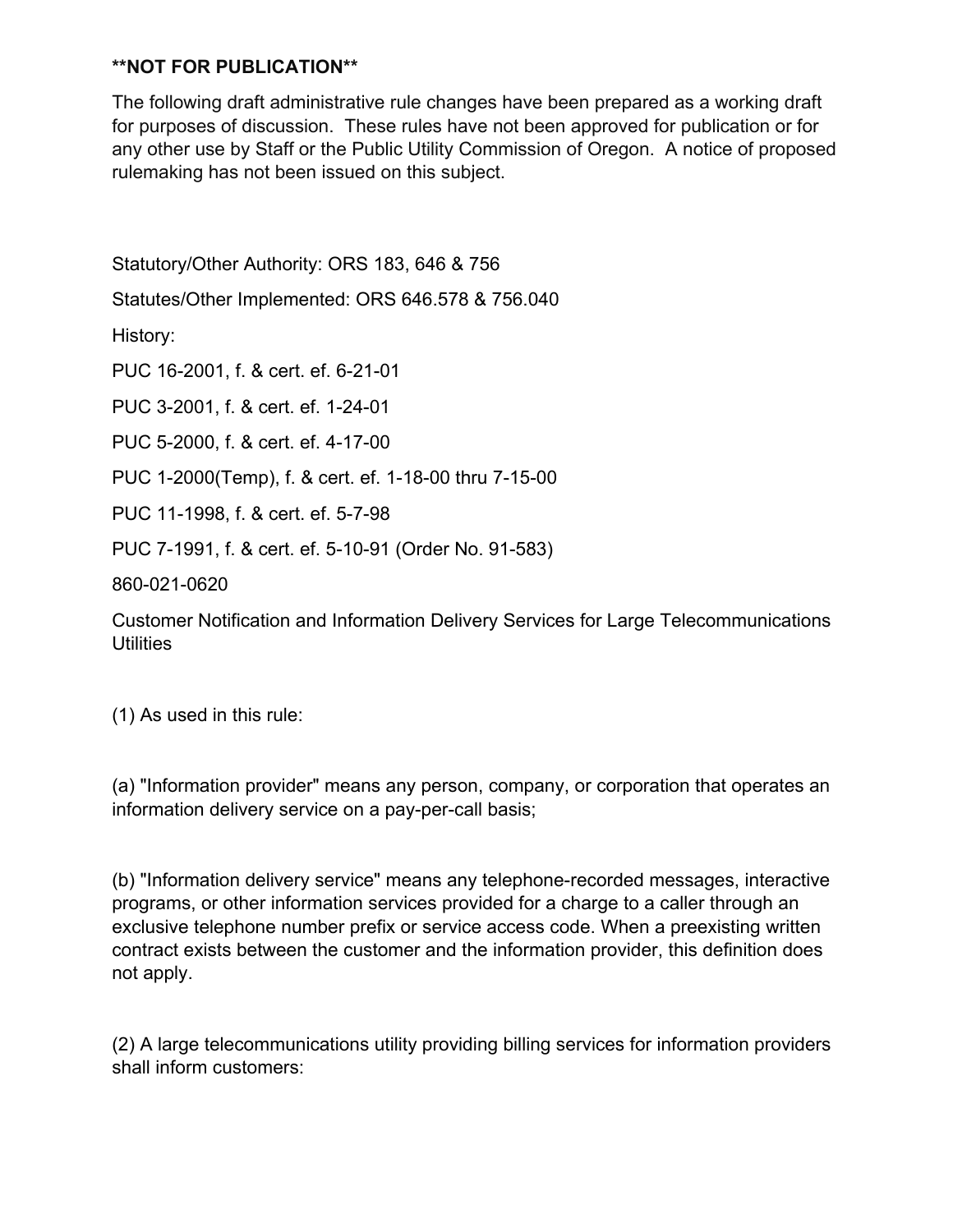**NOT FOR PUBLICATION**

The following draft administrative rule changes have been prepared as a working draft for purposes of discussion. These rules have not been approved for publication or for any other use by Staff or the Public Utility Commission of Oregon. A notice of proposed rulemaking has not been issued on this subject.

Statutory/Other Authority: ORS 183, 646 & 756

Statutes/Other Implemented: ORS 646.578 & 756.040

History:

PUC 16-2001, f. & cert. ef. 6-21-01

PUC 3-2001, f. & cert. ef. 1-24-01

PUC 5-2000, f. & cert. ef. 4-17-00

PUC 1-2000(Temp), f. & cert. ef. 1-18-00 thru 7-15-00

PUC 11-1998, f. & cert. ef. 5-7-98

PUC 7-1991, f. & cert. ef. 5-10-91 (Order No. 91-583)

860-021-0620

Customer Notification and Information Delivery Services for Large Telecommunications Utilities

(1) As used in this rule:

(a) "Information provider" means any person, company, or corporation that operates an information delivery service on a pay-per-call basis;

(b) "Information delivery service" means any telephone-recorded messages, interactive programs, or other information services provided for a charge to a caller through an exclusive telephone number prefix or service access code. When a preexisting written contract exists between the customer and the information provider, this definition does not apply.

(2) A large telecommunications utility providing billing services for information providers shall inform customers: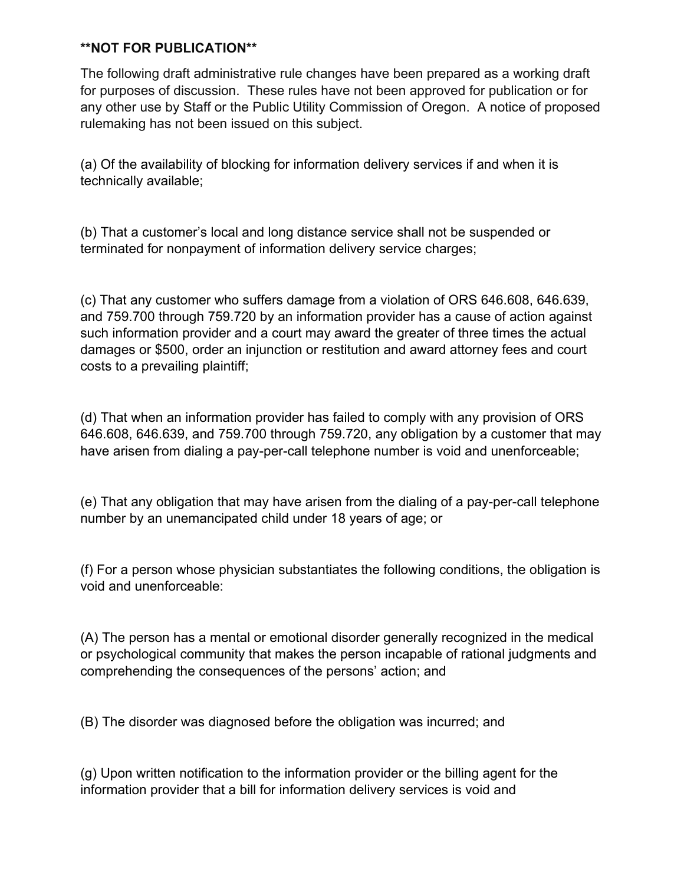**NOT FOR PUBLICATION**

The following draft administrative rule changes have been prepared as a working draft for purposes of discussion. These rules have not been approved for publication or for any other use by Staff or the Public Utility Commission of Oregon. A notice of proposed rulemaking has not been issued on this subject.

(a) Of the availability of blocking for information delivery services if and when it is technically available;

(b) That a customer's local and long distance service shall not be suspended or terminated for nonpayment of information delivery service charges;

(c) That any customer who suffers damage from a violation of ORS 646.608, 646.639, and 759.700 through 759.720 by an information provider has a cause of action against such information provider and a court may award the greater of three times the actual damages or $500, order an injunction or restitution and award attorney fees and court costs to a prevailing plaintiff;

(d) That when an information provider has failed to comply with any provision of ORS 646.608, 646.639, and 759.700 through 759.720, any obligation by a customer that may have arisen from dialing a pay-per-call telephone number is void and unenforceable;

(e) That any obligation that may have arisen from the dialing of a pay-per-call telephone number by an unemancipated child under 18 years of age; or

(f) For a person whose physician substantiates the following conditions, the obligation is void and unenforceable:

(A) The person has a mental or emotional disorder generally recognized in the medical or psychological community that makes the person incapable of rational judgments and comprehending the consequences of the persons' action; and

(B) The disorder was diagnosed before the obligation was incurred; and

(g) Upon written notification to the information provider or the billing agent for the information provider that a bill for information delivery services is void and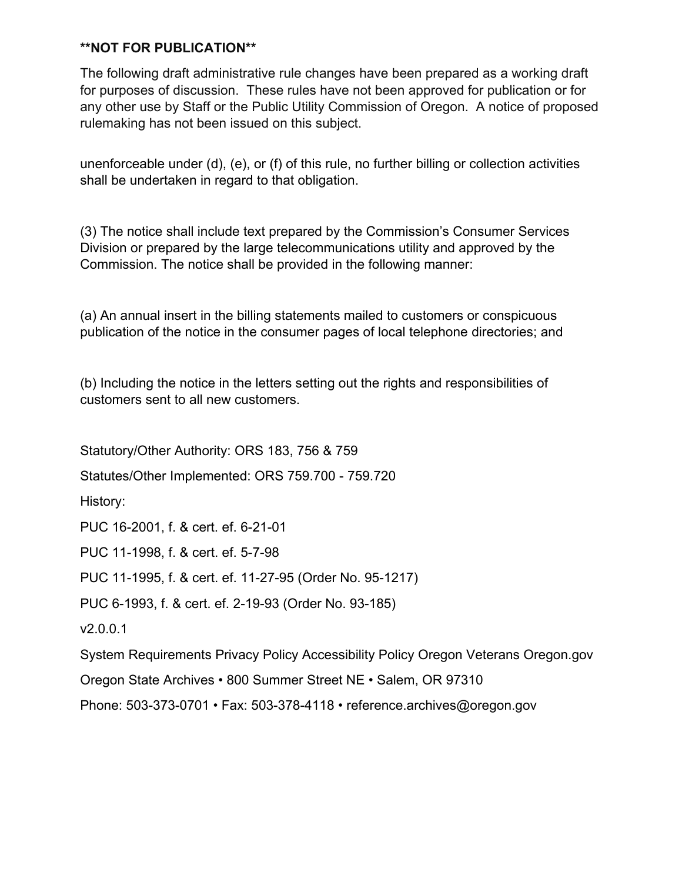**NOT FOR PUBLICATION**

The following draft administrative rule changes have been prepared as a working draft for purposes of discussion. These rules have not been approved for publication or for any other use by Staff or the Public Utility Commission of Oregon. A notice of proposed rulemaking has not been issued on this subject.

unenforceable under (d), (e), or (f) of this rule, no further billing or collection activities shall be undertaken in regard to that obligation.

(3) The notice shall include text prepared by the Commission's Consumer Services Division or prepared by the large telecommunications utility and approved by the Commission. The notice shall be provided in the following manner:

(a) An annual insert in the billing statements mailed to customers or conspicuous publication of the notice in the consumer pages of local telephone directories; and

(b) Including the notice in the letters setting out the rights and responsibilities of customers sent to all new customers.

Statutory/Other Authority: ORS 183, 756 & 759

Statutes/Other Implemented: ORS 759.700 - 759.720

History:

PUC 16-2001, f. & cert. ef. 6-21-01

PUC 11-1998, f. & cert. ef. 5-7-98

PUC 11-1995, f. & cert. ef. 11-27-95 (Order No. 95-1217)

PUC 6-1993, f. & cert. ef. 2-19-93 (Order No. 93-185)

v2.0.0.1

System Requirements Privacy Policy Accessibility Policy Oregon Veterans Oregon.gov

Oregon State Archives • 800 Summer Street NE • Salem, OR 97310

Phone: 503-373-0701 • Fax: 503-378-4118 • reference.archives@oregon.gov